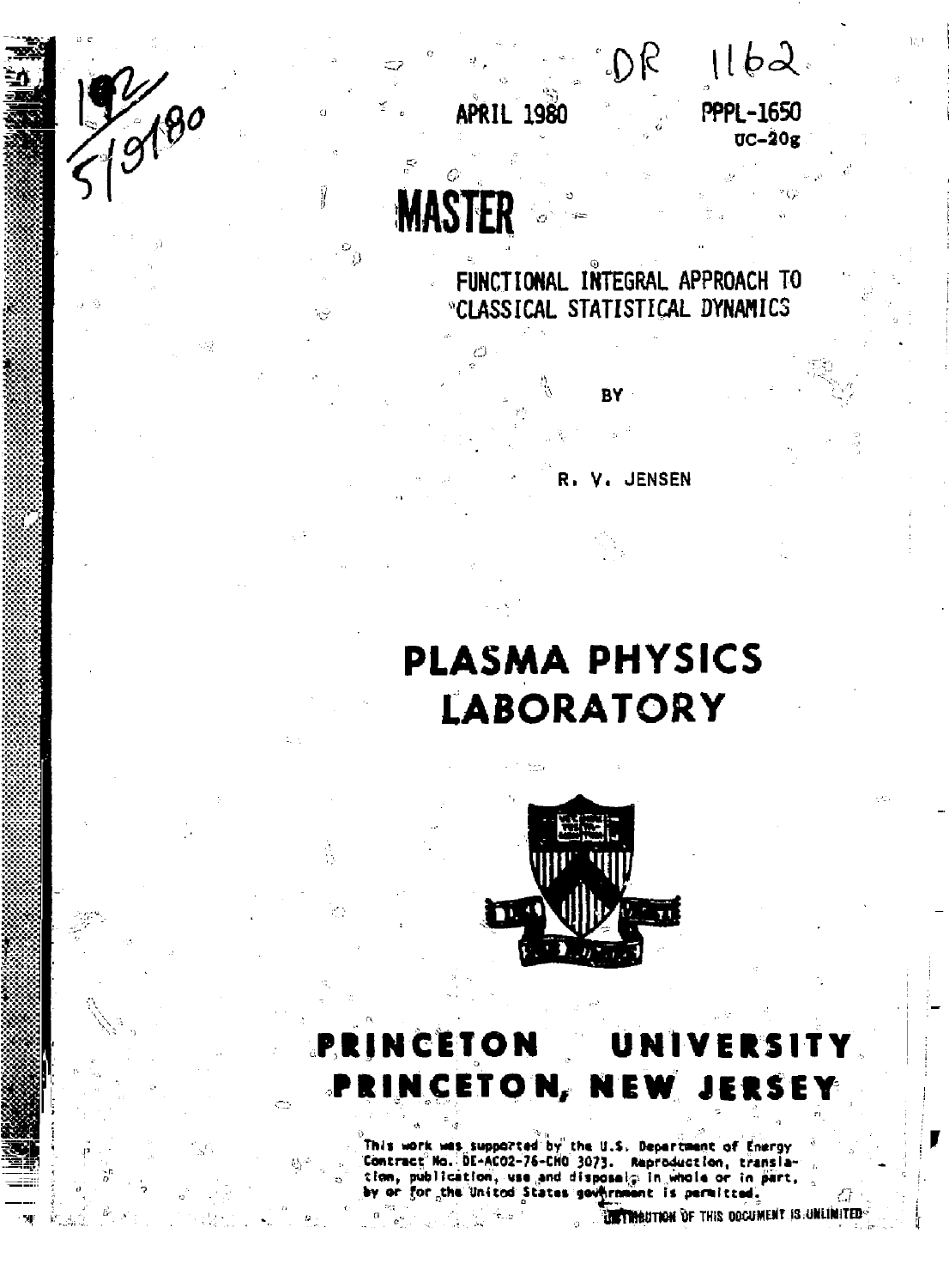DR 1162

APRIL 1980

PPPL-1650
UC-20g

**MASTER**

# FUNCTIONAL INTEGRAL APPROACH TO CLASSICAL STATISTICAL DYNAMICS

BY

R. V. JENSEN

# PLASMA PHYSICS LABORATORY

# PRINCETON UNIVERSITY
# PRINCETON, NEW JERSEY

This work was supported by the U.S. Department of Energy Contract No. DE-AC02-76-CHO 3073. Reproduction, translation, publication, use and disposal, in whole or in part, by or for the United States government is permitted.

DISTRIBUTION OF THIS DOCUMENT IS UNLIMITED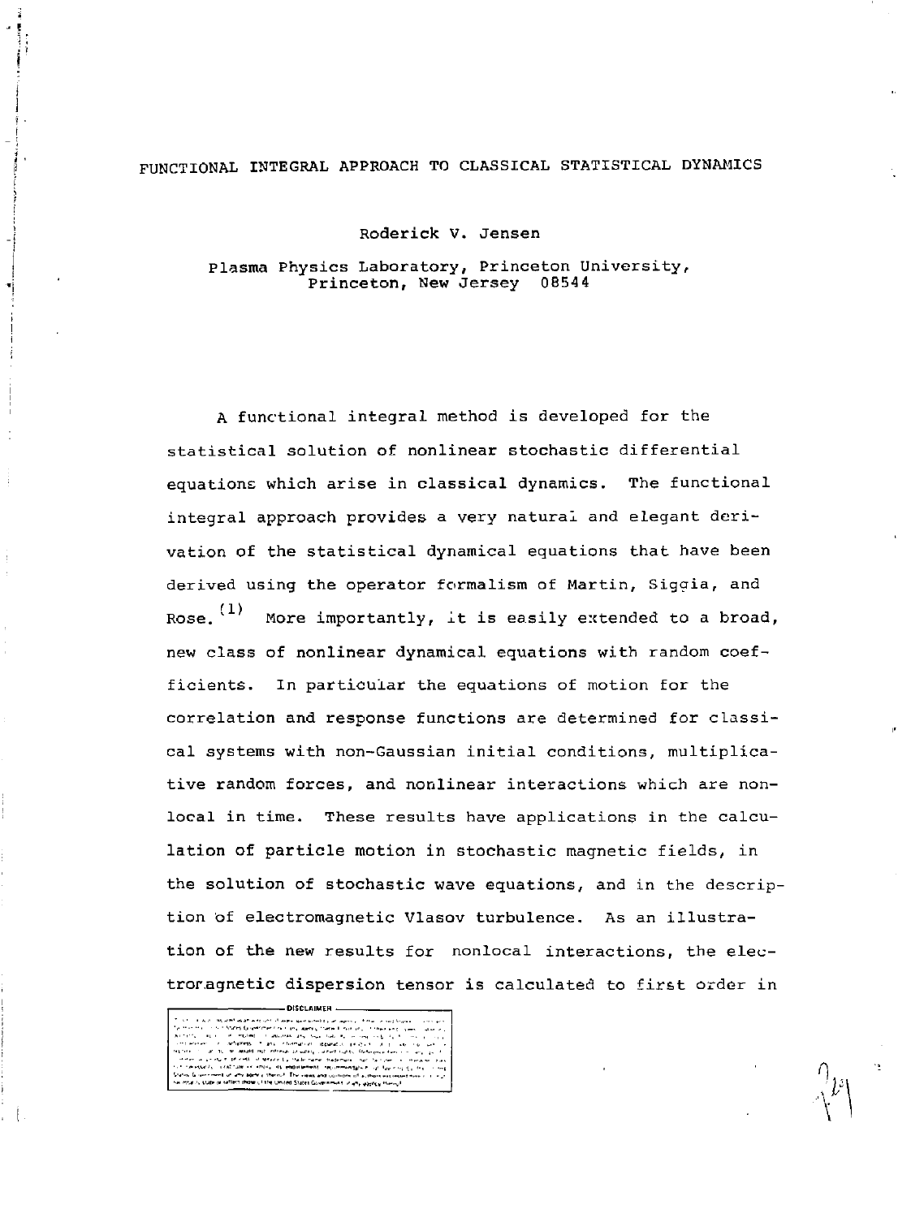# FUNCTIONAL INTEGRAL APPROACH TO CLASSICAL STATISTICAL DYNAMICS

Roderick V. Jensen

Plasma Physics Laboratory, Princeton University,
Princeton, New Jersey 08544

A functional integral method is developed for the statistical solution of nonlinear stochastic differential equations which arise in classical dynamics. The functional integral approach provides a very natural and elegant derivation of the statistical dynamical equations that have been derived using the operator formalism of Martin, Siggia, and Rose.[(1)] More importantly, it is easily extended to a broad, new class of nonlinear dynamical equations with random coefficients. In particular the equations of motion for the correlation and response functions are determined for classical systems with non-Gaussian initial conditions, multiplicative random forces, and nonlinear interactions which are nonlocal in time. These results have applications in the calculation of particle motion in stochastic magnetic fields, in the solution of stochastic wave equations, and in the description of electromagnetic Vlasov turbulence. As an illustration of the new results for nonlocal interactions, the electromagnetic dispersion tensor is calculated to first order in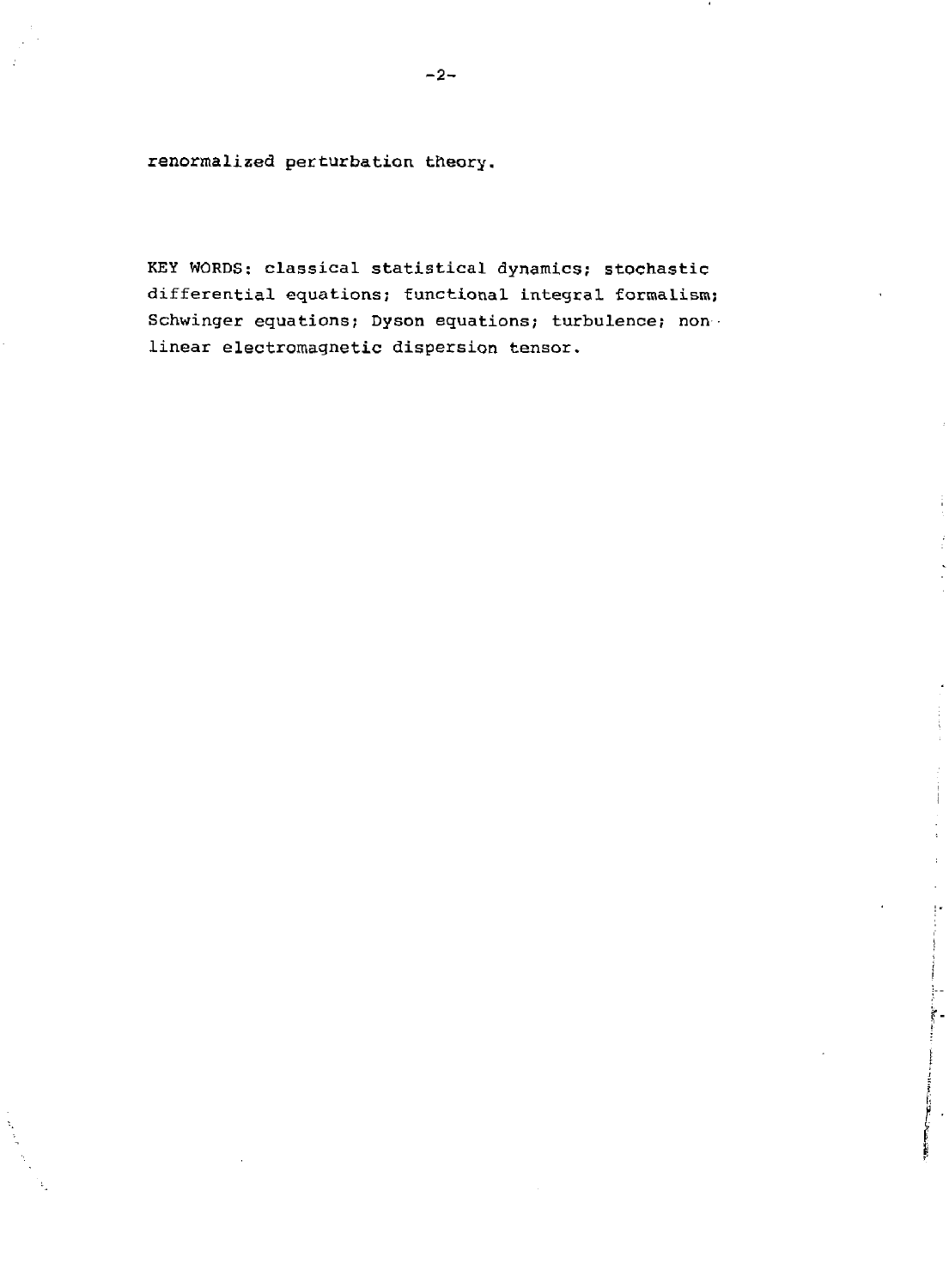renormalized perturbation theory.

KEY WORDS: classical statistical dynamics; stochastic differential equations; functional integral formalism; Schwinger equations; Dyson equations; turbulence; non-linear electromagnetic dispersion tensor.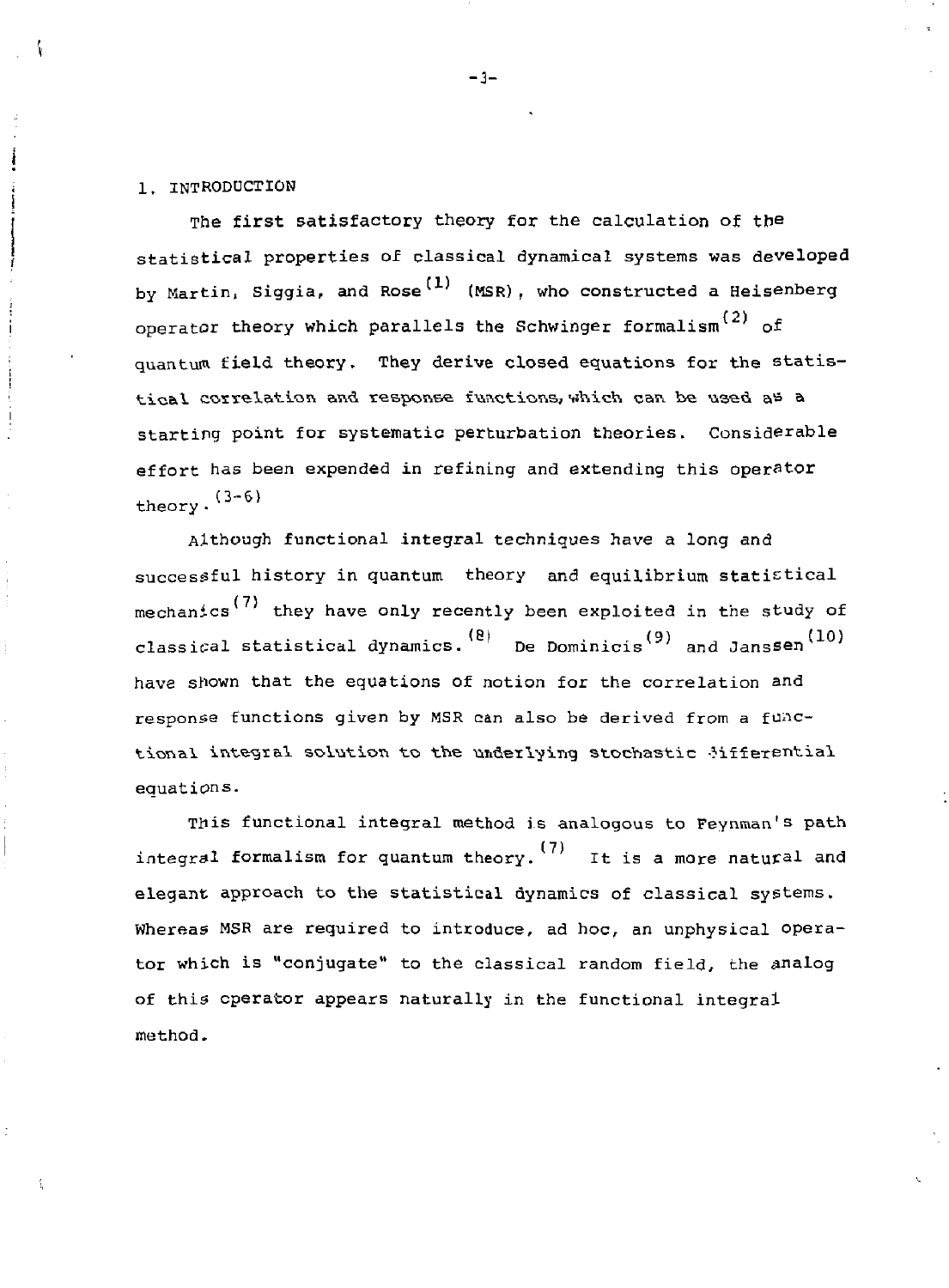## 1. INTRODUCTION

The first satisfactory theory for the calculation of the statistical properties of classical dynamical systems was developed by Martin, Siggia, and Rose[1] (MSR), who constructed a Heisenberg operator theory which parallels the Schwinger formalism[2] of quantum field theory. They derive closed equations for the statistical correlation and response functions, which can be used as a starting point for systematic perturbation theories. Considerable effort has been expended in refining and extending this operator theory.[3-6]

Although functional integral techniques have a long and successful history in quantum theory and equilibrium statistical mechanics[7] they have only recently been exploited in the study of classical statistical dynamics.[8] De Dominicis[9] and Janssen[10] have shown that the equations of notion for the correlation and response functions given by MSR can also be derived from a functional integral solution to the underlying stochastic differential equations.

This functional integral method is analogous to Feynman's path integral formalism for quantum theory.[7] It is a more natural and elegant approach to the statistical dynamics of classical systems. Whereas MSR are required to introduce, ad hoc, an unphysical operator which is "conjugate" to the classical random field, the analog of this cperator appears naturally in the functional integral method.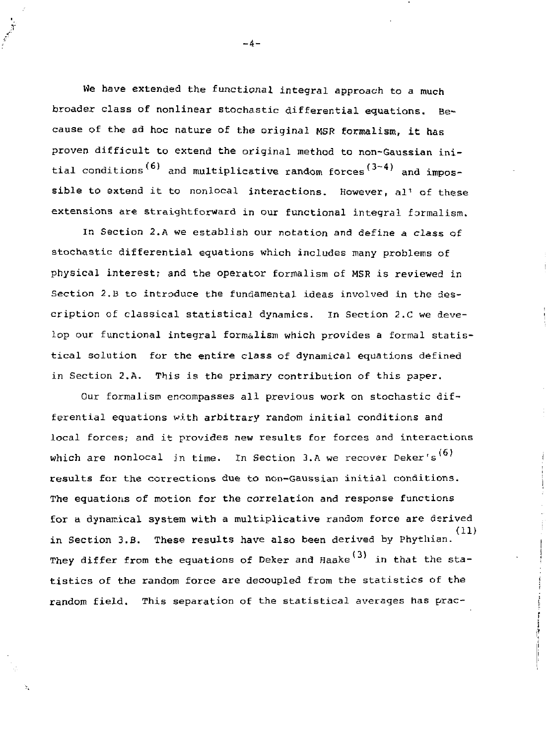We have extended the functional integral approach to a much broader class of nonlinear stochastic differential equations. Because of the ad hoc nature of the original MSR formalism, it has proven difficult to extend the original method to non-Gaussian initial conditions[6] and multiplicative random forces[3-4] and impossible to extend it to nonlocal interactions. However, all of these extensions are straightforward in our functional integral formalism.

In Section 2.A we establish our notation and define a class of stochastic differential equations which includes many problems of physical interest; and the operator formalism of MSR is reviewed in Section 2.B to introduce the fundamental ideas involved in the description of classical statistical dynamics. In Section 2.C we develop our functional integral formalism which provides a formal statistical solution for the entire class of dynamical equations defined in Section 2.A. This is the primary contribution of this paper.

Our formalism encompasses all previous work on stochastic differential equations with arbitrary random initial conditions and local forces; and it provides new results for forces and interactions which are nonlocal in time. In Section 3.A we recover Deker's[6] results for the corrections due to non-Gaussian initial conditions. The equations of motion for the correlation and response functions for a dynamical system with a multiplicative random force are derived in Section 3.B. These results have also been derived by Phythian.[11] They differ from the equations of Deker and Haake[3] in that the statistics of the random force are decoupled from the statistics of the random field. This separation of the statistical averages has prac-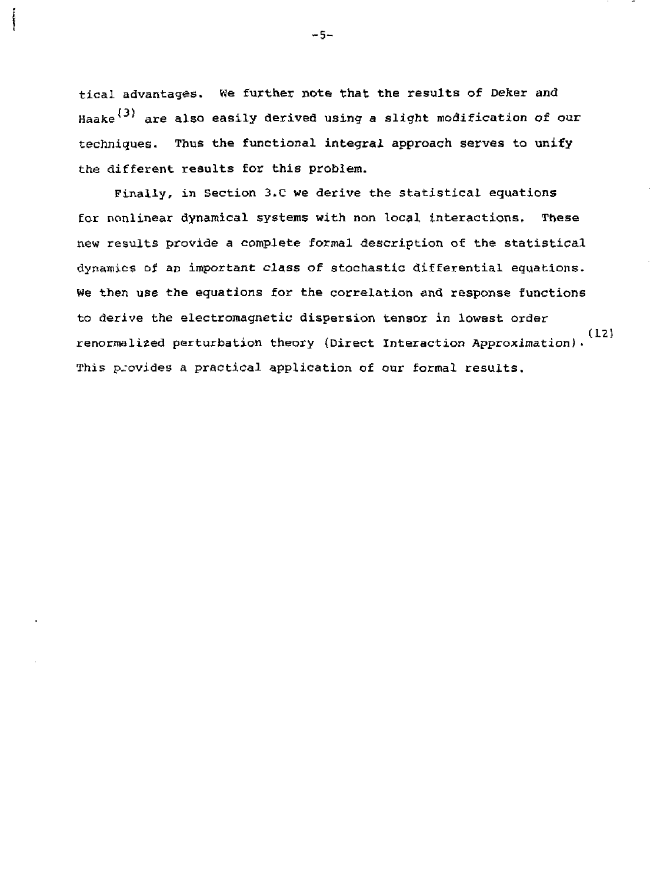tical advantages. We further note that the results of Deker and Haake[3] are also easily derived using a slight modification of our techniques. Thus the functional integral approach serves to unify the different results for this problem.

Finally, in Section 3.C we derive the statistical equations for nonlinear dynamical systems with non local interactions. These new results provide a complete formal description of the statistical dynamics of an important class of stochastic differential equations. We then use the equations for the correlation and response functions to derive the electromagnetic dispersion tensor in lowest order renormalized perturbation theory (Direct Interaction Approximation).[12] This provides a practical application of our formal results.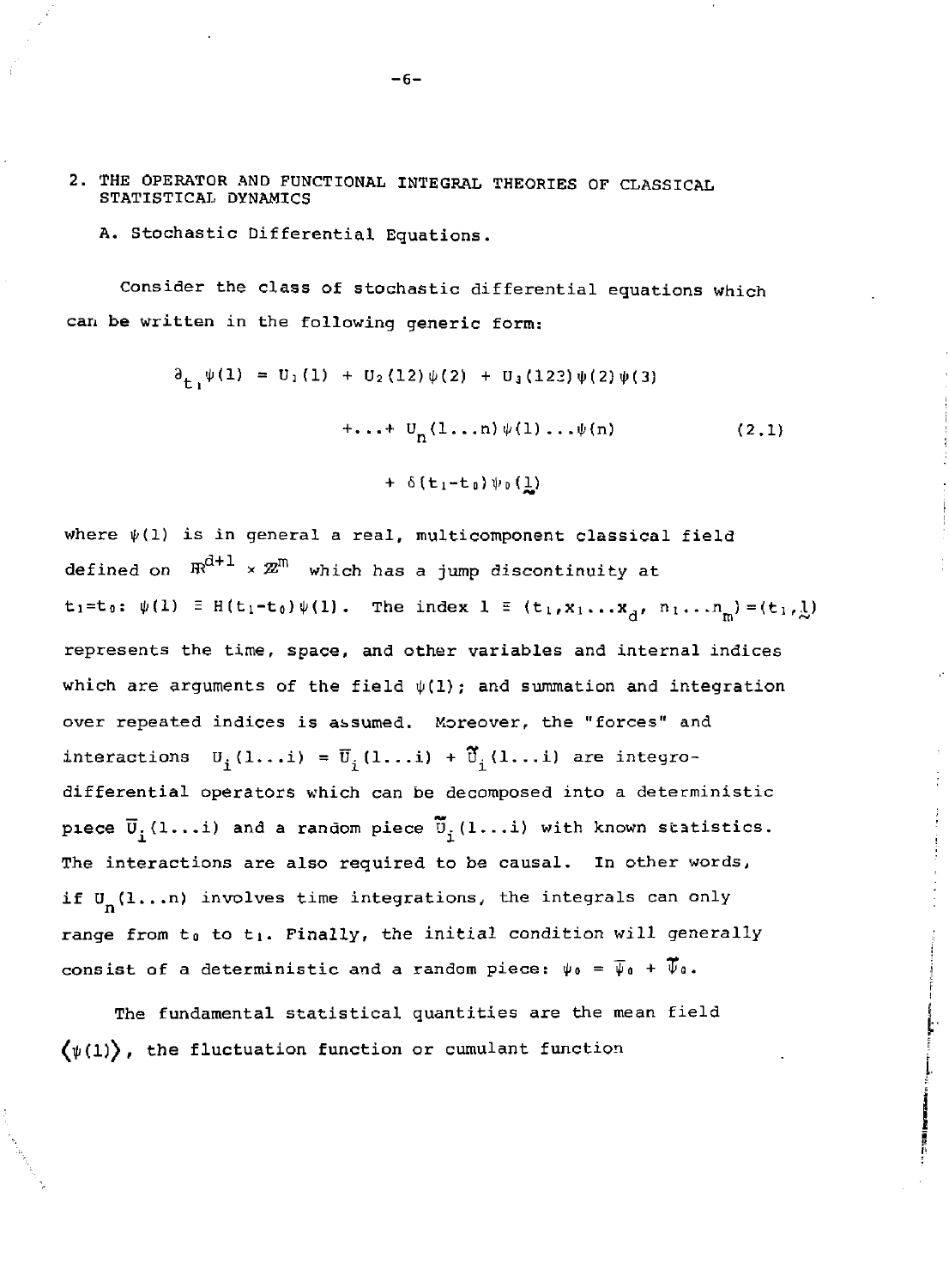## 2. THE OPERATOR AND FUNCTIONAL INTEGRAL THEORIES OF CLASSICAL STATISTICAL DYNAMICS

### A. Stochastic Differential Equations.

Consider the class of stochastic differential equations which can be written in the following generic form:

$$
\begin{aligned}
\partial_{t_1}\psi(1) = U_1(1) &+ U_2(12)\psi(2) + U_3(123)\psi(2)\psi(3) \\
&+ \ldots + U_n(1\ldots n)\psi(1)\ldots\psi(n) \qquad (2.1) \\
&+ \delta(t_1 - t_0)\psi_0(\underset{\sim}{1})
\end{aligned}
$$

where $\psi(1)$ is in general a real, multicomponent classical field defined on $\mathbb{R}^{d+1} \times \mathbb{Z}^m$ which has a jump discontinuity at $t_1 = t_0$: $\psi(1) \equiv H(t_1 - t_0)\psi(1)$. The index $1 \equiv (t_1, x_1 \ldots x_d, n_1 \ldots n_m) = (t_1, \underset{\sim}{1})$ represents the time, space, and other variables and internal indices which are arguments of the field $\psi(1)$; and summation and integration over repeated indices is assumed. Moreover, the "forces" and interactions $U_i(1\ldots i) = \overline{U}_i(1\ldots i) + \tilde{U}_i(1\ldots i)$ are integro-differential operators which can be decomposed into a deterministic piece $\overline{U}_i(1\ldots i)$ and a random piece $\tilde{U}_i(1\ldots i)$ with known statistics. The interactions are also required to be causal. In other words, if $U_n(1\ldots n)$ involves time integrations, the integrals can only range from $t_0$ to $t_1$. Finally, the initial condition will generally consist of a deterministic and a random piece: $\psi_0 = \overline{\psi}_0 + \tilde{\psi}_0$.

The fundamental statistical quantities are the mean field $\langle\psi(1)\rangle$, the fluctuation function or cumulant function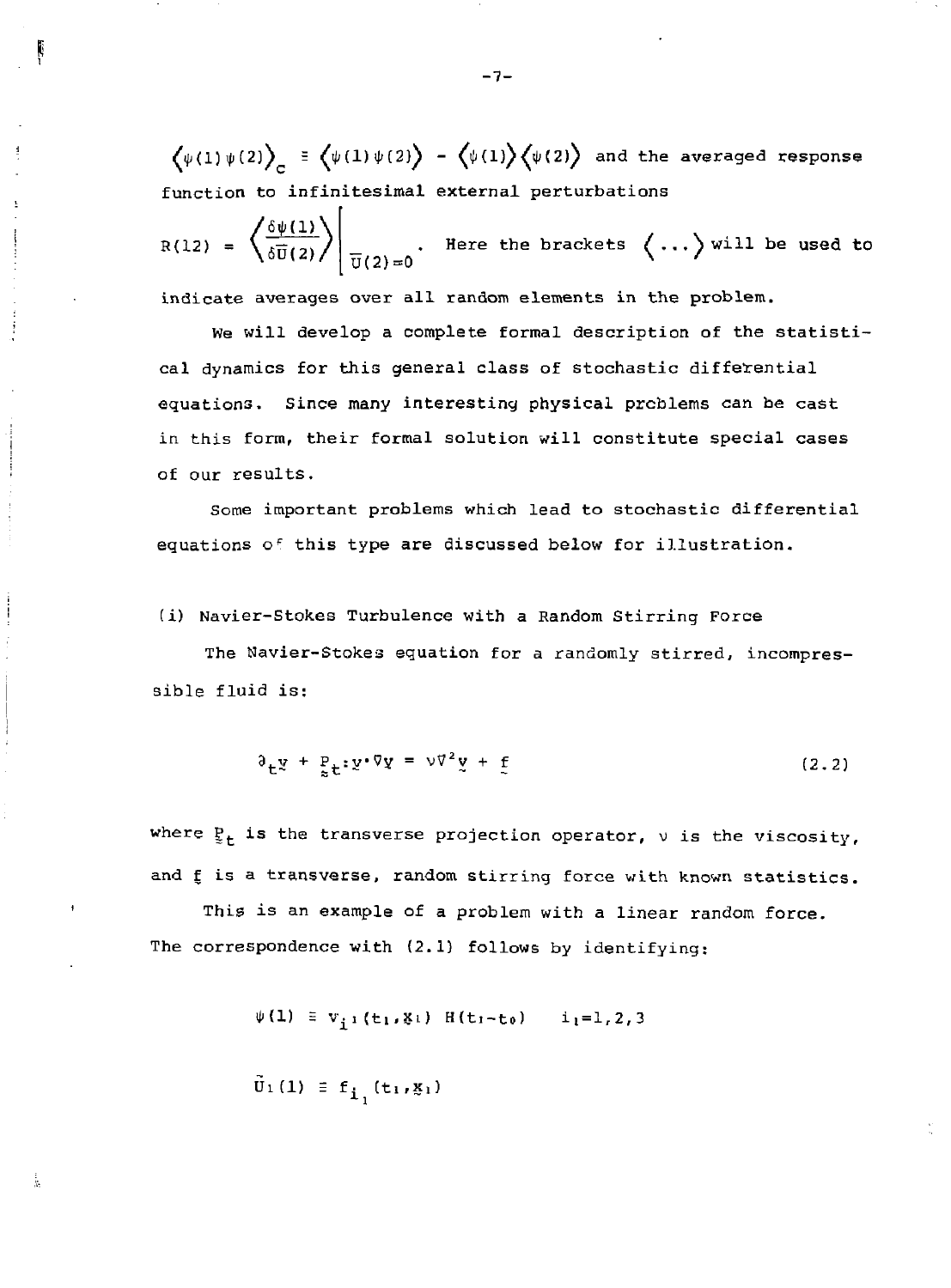$\left\langle\psi(1)\psi(2)\right\rangle_c \equiv \left\langle\psi(1)\psi(2)\right\rangle - \left\langle\psi(1)\right\rangle\left\langle\psi(2)\right\rangle$ and the averaged response function to infinitesimal external perturbations

$R(12) = \left.\left\langle\frac{\delta\psi(1)}{\delta\overline{U}(2)}\right\rangle\right|_{\overline{U}(2)=0}$. Here the brackets $\langle\ldots\rangle$ will be used to indicate averages over all random elements in the problem.

We will develop a complete formal description of the statistical dynamics for this general class of stochastic differential equations. Since many interesting physical problems can be cast in this form, their formal solution will constitute special cases of our results.

Some important problems which lead to stochastic differential equations of this type are discussed below for illustration.

(i) Navier-Stokes Turbulence with a Random Stirring Force

The Navier-Stokes equation for a randomly stirred, incompressible fluid is:

$$\partial_t \underset{\sim}{v} + \underset{\approx}{P}_t : \underset{\sim}{v} \cdot \nabla \underset{\sim}{v} = \nu \nabla^2 \underset{\sim}{v} + \underset{\sim}{f} \tag{2.2}$$

where $\underset{\approx}{P}_t$ is the transverse projection operator, $\nu$ is the viscosity, and $\underset{\sim}{f}$ is a transverse, random stirring force with known statistics.

This is an example of a problem with a linear random force. The correspondence with (2.1) follows by identifying:

$$\psi(1) \equiv v_{i_1}(t_1, \underset{\sim}{x}_1)\; H(t_1 - t_0) \qquad i_1 = 1,2,3$$

$$\tilde{U}_1(1) \equiv f_{i_1}(t_1, \underset{\sim}{x}_1)$$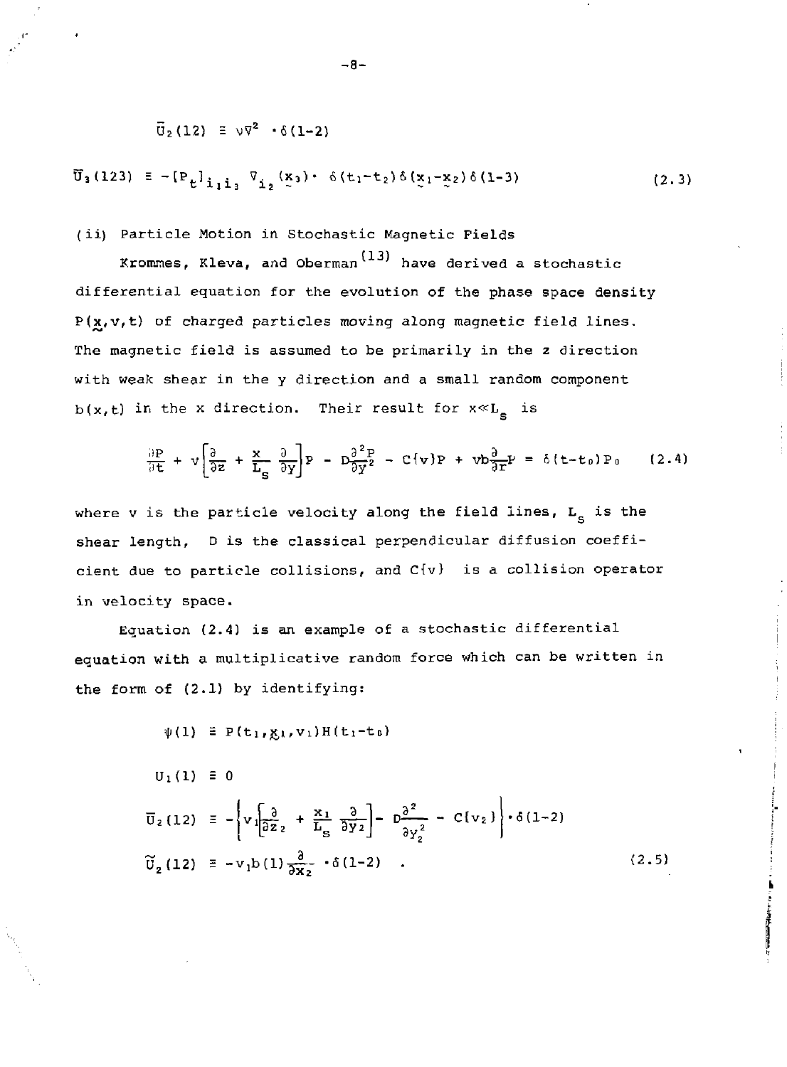$$\bar{U}_2(12) \equiv \nu\nabla^2 \cdot \delta(1-2)$$

$$\bar{U}_3(123) \equiv -[P_t]_{i_1 i_3} \nabla_{i_2}(\underset{\sim}{x}_3) \cdot \delta(t_1-t_2)\delta(\underset{\sim}{x}_1-\underset{\sim}{x}_2)\delta(1-3) \tag{2.3}$$

(ii) Particle Motion in Stochastic Magnetic Fields

Krommes, Kleva, and Oberman[13] have derived a stochastic differential equation for the evolution of the phase space density $P(\underset{\sim}{x},v,t)$ of charged particles moving along magnetic field lines. The magnetic field is assumed to be primarily in the z direction with weak shear in the y direction and a small random component $b(x,t)$ in the x direction. Their result for $x \ll L_s$ is

$$\frac{\partial P}{\partial t} + v\left[\frac{\partial}{\partial z} + \frac{x}{L_s}\frac{\partial}{\partial y}\right]P - D\frac{\partial^2 P}{\partial y^2} - C\{v\}P + vb\frac{\partial}{\partial r}P = \delta(t-t_0)P_0 \tag{2.4}$$

where v is the particle velocity along the field lines, $L_s$ is the shear length, D is the classical perpendicular diffusion coefficient due to particle collisions, and $C\{v\}$ is a collision operator in velocity space.

Equation (2.4) is an example of a stochastic differential equation with a multiplicative random force which can be written in the form of (2.1) by identifying:

$$\psi(1) \equiv P(t_1,\underset{\sim}{x}_1,v_1)H(t_1-t_0)$$

$$U_1(1) \equiv 0$$

$$\bar{U}_2(12) \equiv -\left\{v_1\left[\frac{\partial}{\partial z_2} + \frac{x_1}{L_s}\frac{\partial}{\partial y_2}\right] - D\frac{\partial^2}{\partial y_2^2} - C\{v_2\}\right\} \cdot \delta(1-2)$$

$$\tilde{U}_2(12) \equiv -v_1 b(1)\frac{\partial}{\partial x_2} \cdot \delta(1-2) \quad . \tag{2.5}$$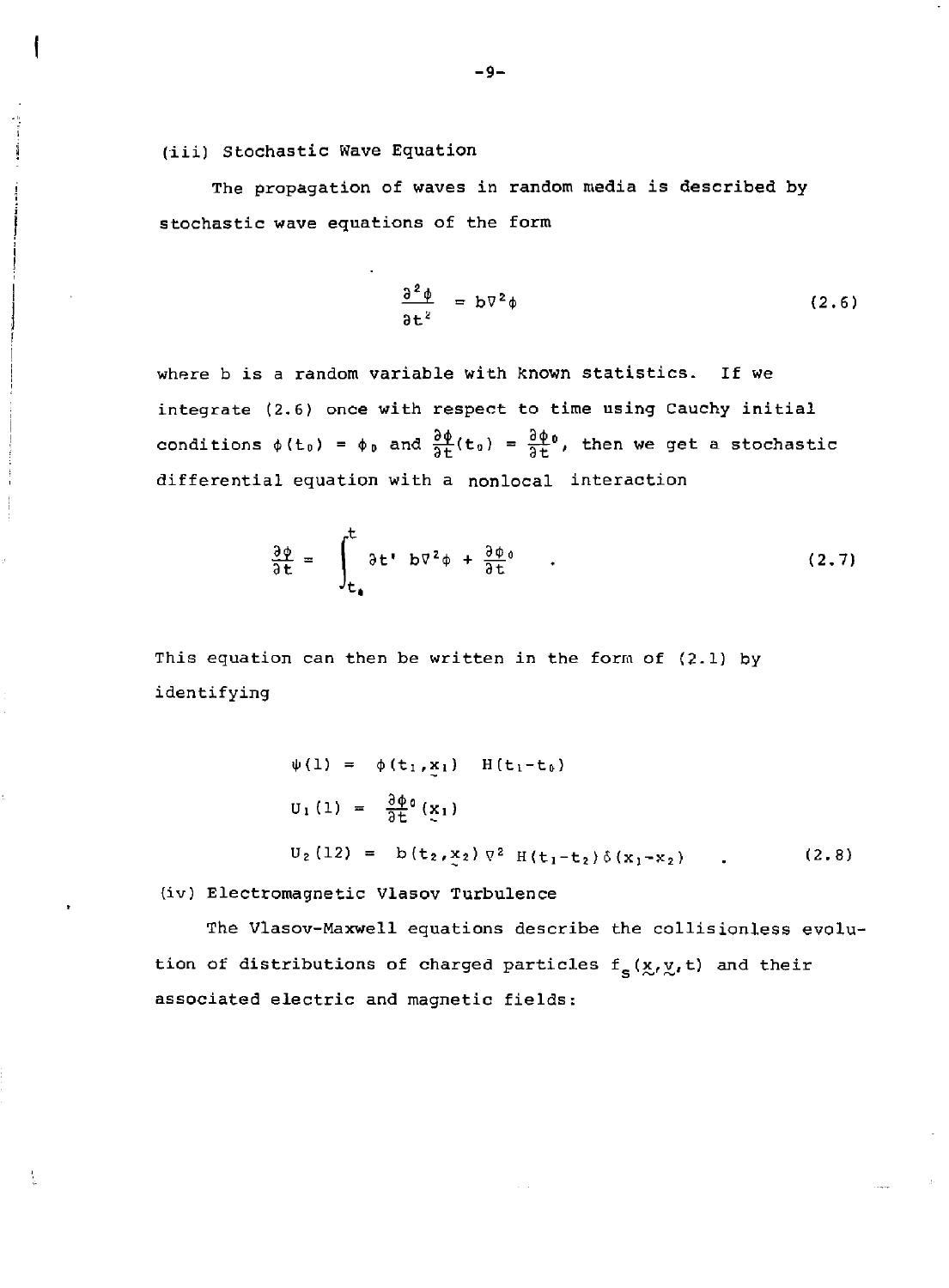(iii) Stochastic Wave Equation

The propagation of waves in random media is described by stochastic wave equations of the form

$$\frac{\partial^2 \phi}{\partial t^2} = b \nabla^2 \phi \tag{2.6}$$

where b is a random variable with known statistics. If we integrate (2.6) once with respect to time using Cauchy initial conditions $\phi(t_0) = \phi_0$ and $\frac{\partial \phi}{\partial t}(t_0) = \frac{\partial \phi_0}{\partial t}$, then we get a stochastic differential equation with a nonlocal interaction

$$\frac{\partial \phi}{\partial t} = \int_{t_0}^{t} \partial t' \; b \nabla^2 \phi + \frac{\partial \phi_0}{\partial t} \quad . \tag{2.7}$$

This equation can then be written in the form of (2.1) by identifying

$$\begin{aligned}
\psi(1) &= \phi(t_1, \underset{\sim}{x}_1) \quad H(t_1 - t_0) \\
U_1(1) &= \frac{\partial \phi_0}{\partial t}(\underset{\sim}{x}_1) \\
U_2(12) &= b(t_2, \underset{\sim}{x}_2) \, \nabla^2 \; H(t_1 - t_2) \, \delta(x_1 - x_2) \quad .
\end{aligned} \tag{2.8}$$

(iv) Electromagnetic Vlasov Turbulence

The Vlasov-Maxwell equations describe the collisionless evolution of distributions of charged particles $f_s(\underset{\sim}{x}, \underset{\sim}{v}, t)$ and their associated electric and magnetic fields: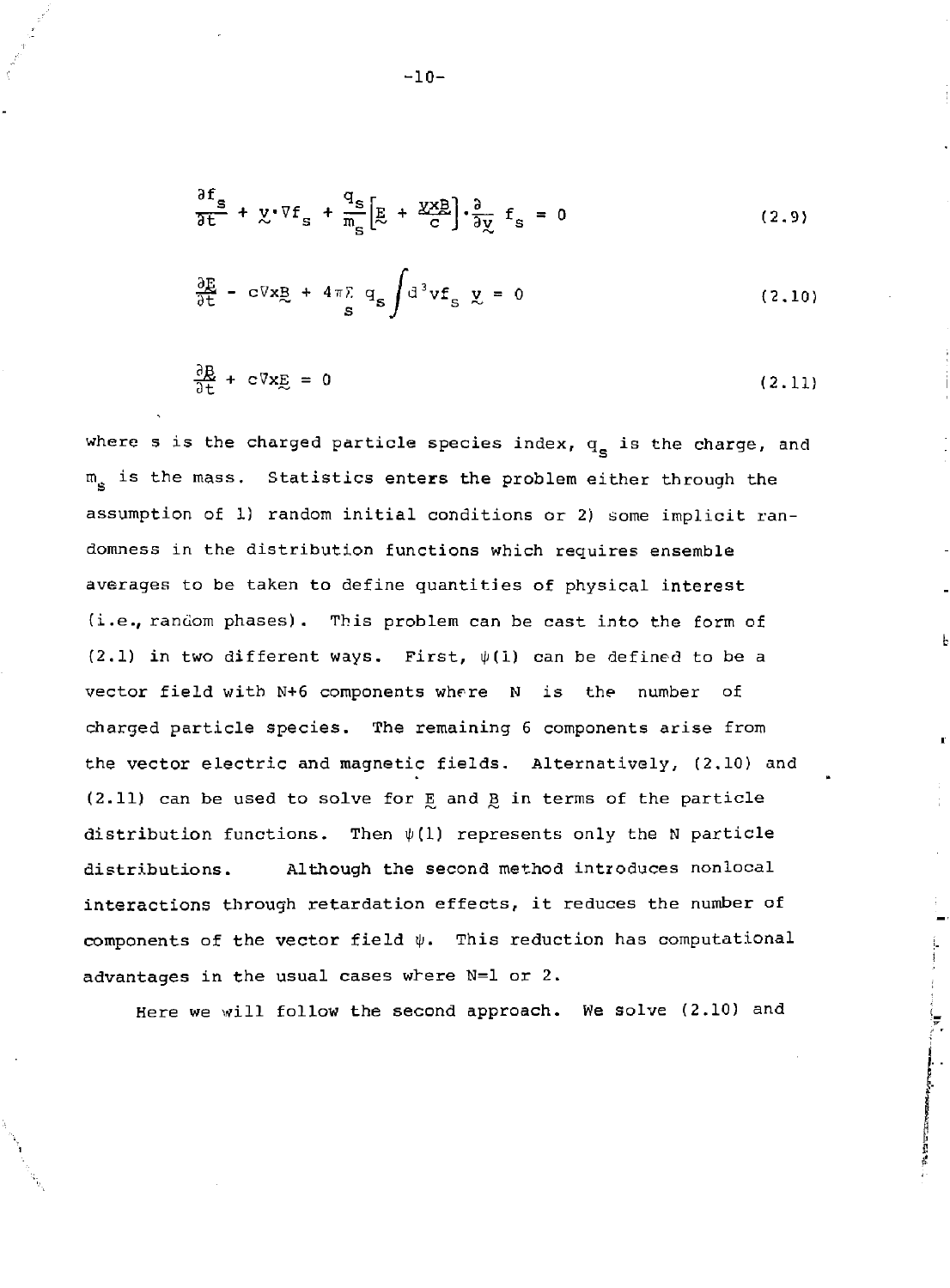$$\frac{\partial f_s}{\partial t} + \underset{\sim}{v} \cdot \nabla f_s + \frac{q_s}{m_s}\left[\underset{\sim}{E} + \frac{\underset{\sim}{v} \times \underset{\sim}{B}}{c}\right] \cdot \frac{\partial}{\partial \underset{\sim}{v}} f_s = 0 \tag{2.9}$$

$$\frac{\partial \underset{\sim}{E}}{\partial t} - c\nabla \times \underset{\sim}{B} + 4\pi \sum_s q_s \int d^3 v f_s \underset{\sim}{v} = 0 \tag{2.10}$$

$$\frac{\partial \underset{\sim}{B}}{\partial t} + c\nabla \times \underset{\sim}{E} = 0 \tag{2.11}$$

where s is the charged particle species index, $q_s$ is the charge, and $m_s$ is the mass. Statistics enters the problem either through the assumption of 1) random initial conditions or 2) some implicit randomness in the distribution functions which requires ensemble averages to be taken to define quantities of physical interest (i.e., random phases). This problem can be cast into the form of (2.1) in two different ways. First, $\psi(1)$ can be defined to be a vector field with N+6 components where N is the number of charged particle species. The remaining 6 components arise from the vector electric and magnetic fields. Alternatively, (2.10) and (2.11) can be used to solve for $\underset{\sim}{E}$ and $\underset{\sim}{B}$ in terms of the particle distribution functions. Then $\psi(1)$ represents only the N particle distributions. Although the second method introduces nonlocal interactions through retardation effects, it reduces the number of components of the vector field $\psi$. This reduction has computational advantages in the usual cases where N=1 or 2.

Here we will follow the second approach. We solve (2.10) and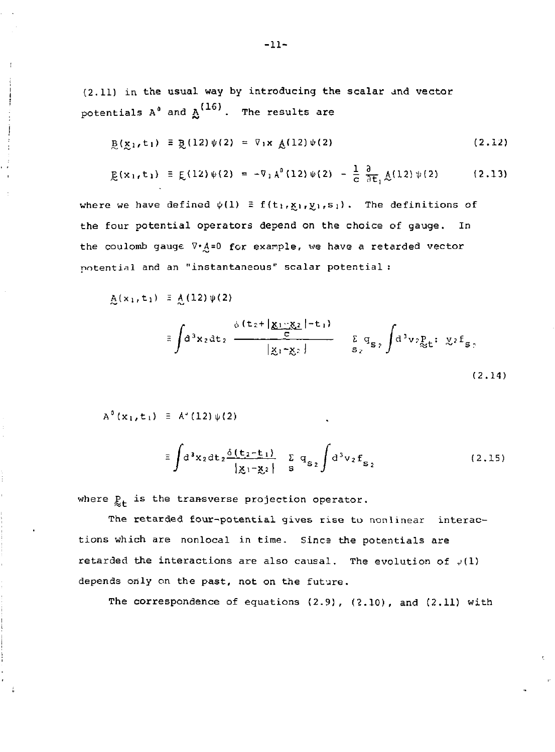(2.11) in the usual way by introducing the scalar and vector potentials $A^0$ and $\underset{\sim}{A}$[16]. The results are

$$\underset{\sim}{B}(\underset{\sim}{x}_1,t_1) \equiv \underset{\sim}{B}(12)\psi(2) = \nabla_1 \times \underset{\sim}{A}(12)\psi(2) \tag{2.12}$$

$$\underset{\sim}{E}(x_1,t_1) \equiv \underset{\sim}{E}(12)\psi(2) = -\nabla_1 A^0(12)\psi(2) - \frac{1}{c}\frac{\partial}{\partial t_1}\underset{\sim}{A}(12)\psi(2) \tag{2.13}$$

where we have defined $\psi(1) \equiv f(t_1,\underset{\sim}{x}_1,\underset{\sim}{v}_1,s_1)$. The definitions of the four potential operators depend on the choice of gauge. In the coulomb gauge $\nabla\cdot\underset{\sim}{A}=0$ for example, we have a retarded vector potential and an "instantaneous" scalar potential :

$$\underset{\sim}{A}(x_1,t_1) \equiv \underset{\sim}{A}(12)\psi(2)$$

$$\equiv \int d^3x_2 dt_2 \, \frac{\delta(t_2 + \frac{|\underset{\sim}{x}_1-\underset{\sim}{x}_2|}{c} - t_1)}{|\underset{\sim}{x}_1-\underset{\sim}{x}_2|} \quad \sum_{s_2} q_{s_2} \int d^3v_2 \underset{\approx}{P}_t : \underset{\sim}{v}_2 f_{s_2} \tag{2.14}$$

$$A^0(x_1,t_1) \equiv A^0(12)\psi(2)$$

$$\equiv \int d^3x_2 dt_2 \frac{\delta(t_2-t_1)}{|\underset{\sim}{x}_1-\underset{\sim}{x}_2|} \sum_s q_{s_2} \int d^3v_2 f_{s_2} \tag{2.15}$$

where $\underset{\approx}{P}_t$ is the transverse projection operator.

The retarded four-potential gives rise to nonlinear interactions which are nonlocal in time. Since the potentials are retarded the interactions are also causal. The evolution of $\psi(1)$ depends only on the past, not on the future.

The correspondence of equations (2.9), (2.10), and (2.11) with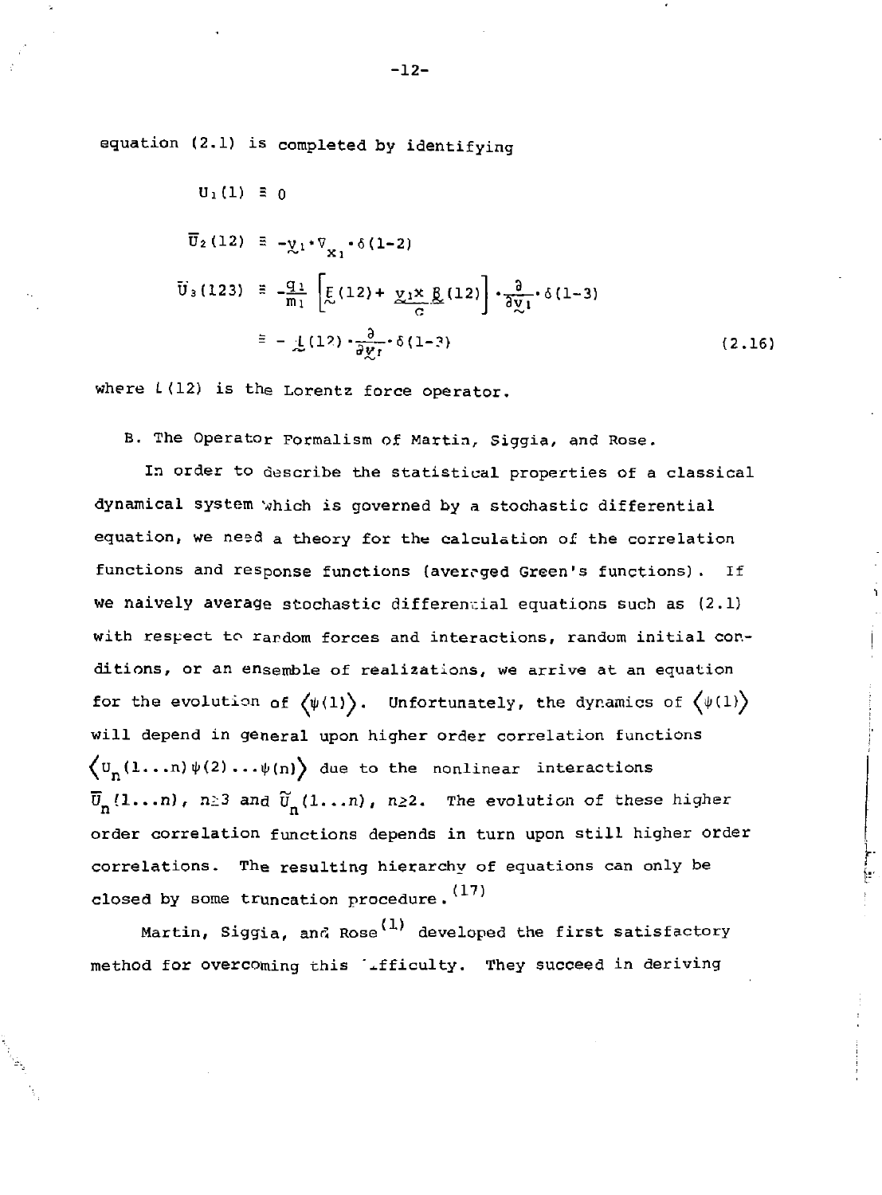equation (2.1) is completed by identifying

$$
\begin{aligned}
U_1(1) &\equiv 0 \\
\bar{U}_2(12) &\equiv -\underset{\sim}{v}_1 \cdot \nabla_{x_1} \cdot \delta(1-2) \\
\tilde{U}_3(123) &\equiv -\frac{q_1}{m_1}\left[\underset{\sim}{E}(12) + \frac{\underset{\sim}{v}_1 \times \underset{\sim}{B}(12)}{c}\right] \cdot \frac{\partial}{\partial \underset{\sim}{v}_1} \cdot \delta(1-3) \\
&\equiv -\underset{\sim}{L}(12) \cdot \frac{\partial}{\partial \underset{\sim}{v}_1} \cdot \delta(1-3)
\end{aligned}
\tag{2.16}
$$

where $L(12)$ is the Lorentz force operator.

B. The Operator Formalism of Martin, Siggia, and Rose.

In order to describe the statistical properties of a classical dynamical system which is governed by a stochastic differential equation, we need a theory for the calculation of the correlation functions and response functions (averaged Green's functions). If we naively average stochastic differential equations such as (2.1) with respect to random forces and interactions, random initial conditions, or an ensemble of realizations, we arrive at an equation for the evolution of $\langle\psi(1)\rangle$. Unfortunately, the dynamics of $\langle\psi(1)\rangle$ will depend in general upon higher order correlation functions $\langle U_n(1\ldots n)\psi(2)\ldots\psi(n)\rangle$ due to the nonlinear interactions $\bar{U}_n(1\ldots n)$, $n\geq 3$ and $\tilde{U}_n(1\ldots n)$, $n\geq 2$. The evolution of these higher order correlation functions depends in turn upon still higher order correlations. The resulting hierarchy of equations can only be closed by some truncation procedure.[17]

Martin, Siggia, and Rose[1] developed the first satisfactory method for overcoming this difficulty. They succeed in deriving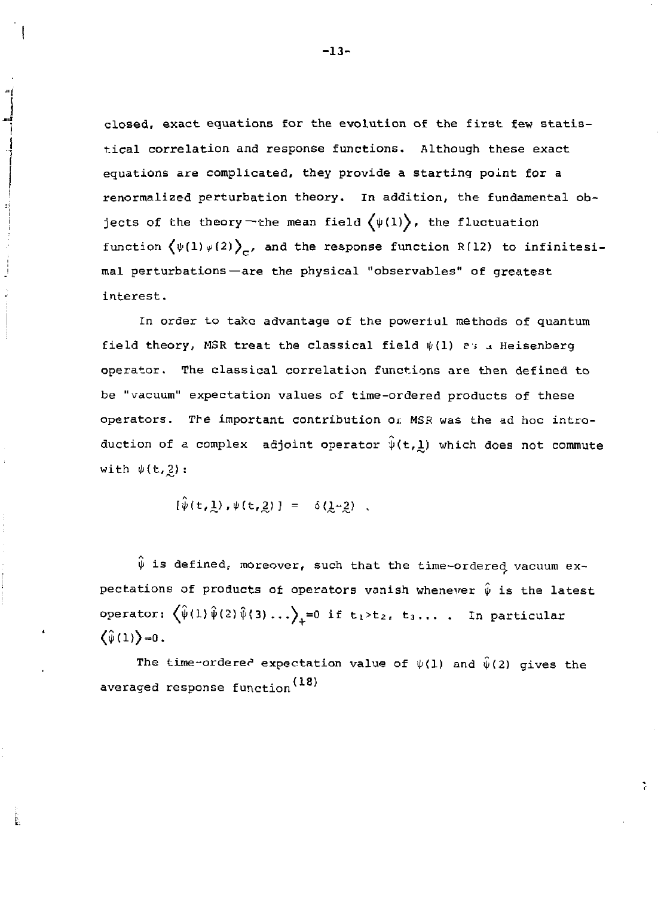closed, exact equations for the evolution of the first few statistical correlation and response functions. Although these exact equations are complicated, they provide a starting point for a renormalized perturbation theory. In addition, the fundamental objects of the theory—the mean field $\langle\psi(1)\rangle$, the fluctuation function $\langle\psi(1)\psi(2)\rangle_c$, and the response function R(12) to infinitesimal perturbations—are the physical "observables" of greatest interest.

In order to take advantage of the powerful methods of quantum field theory, MSR treat the classical field $\psi(1)$ as a Heisenberg operator. The classical correlation functions are then defined to be "vacuum" expectation values of time-ordered products of these operators. The important contribution of MSR was the ad hoc introduction of a complex adjoint operator $\hat{\psi}(t,\underset{\sim}{1})$ which does not commute with $\psi(t,\underset{\sim}{2})$:

$$[\hat{\psi}(t,\underset{\sim}{1}),\psi(t,\underset{\sim}{2})] = \delta(\underset{\sim}{1}-\underset{\sim}{2}) \ .$$

$\hat{\psi}$ is defined, moreover, such that the time-ordered vacuum expectations of products of operators vanish whenever $\hat{\psi}$ is the latest operator: $\langle\hat{\psi}(1)\hat{\psi}(2)\hat{\psi}(3)\ldots\rangle_+=0$ if $t_1>t_2$, $t_3\ldots$ . In particular $\langle\hat{\psi}(1)\rangle=0$.

The time-ordered expectation value of $\psi(1)$ and $\hat{\psi}(2)$ gives the averaged response function[18]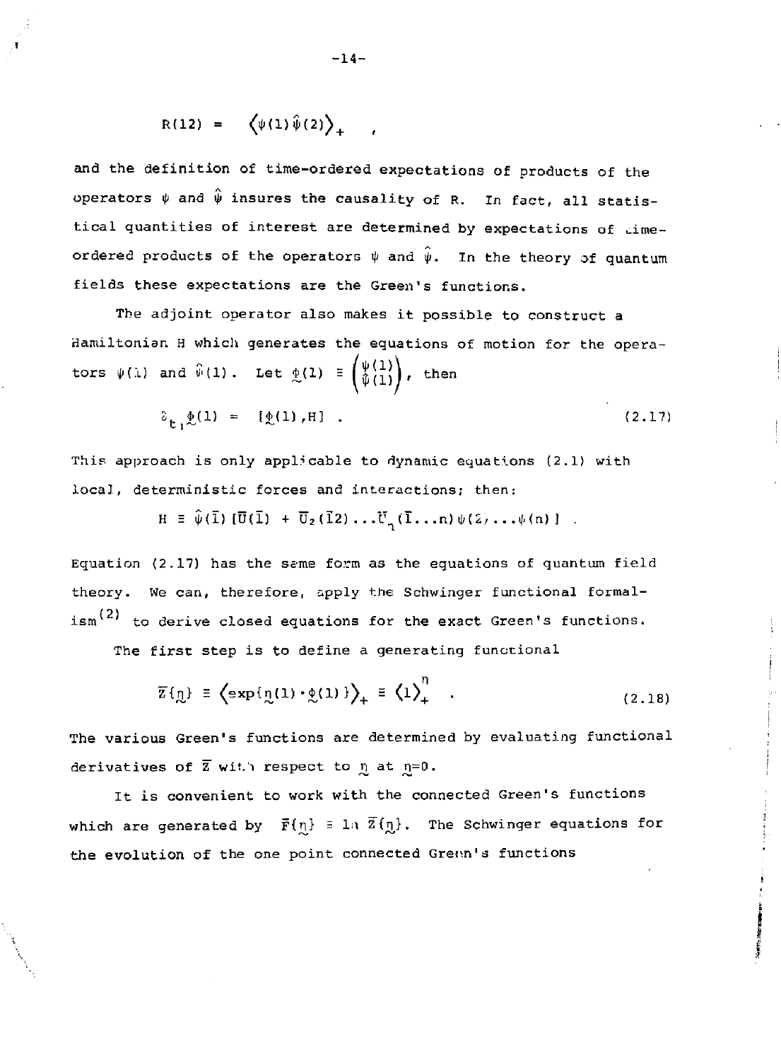$$R(12) = \left\langle \psi(1)\hat{\psi}(2) \right\rangle_+ ,$$

and the definition of time-ordered expectations of products of the operators $\psi$ and $\hat{\psi}$ insures the causality of R. In fact, all statistical quantities of interest are determined by expectations of time-ordered products of the operators $\psi$ and $\hat{\psi}$. In the theory of quantum fields these expectations are the Green's functions.

The adjoint operator also makes it possible to construct a Hamiltonian H which generates the equations of motion for the operators $\psi(1)$ and $\hat{\psi}(1)$. Let $\underset{\sim}{\phi}(1) \equiv \begin{pmatrix} \psi(1) \\ \hat{\psi}(1) \end{pmatrix}$, then

$$\partial_{t_1} \underset{\sim}{\phi}(1) = [\underset{\sim}{\phi}(1), H] \ . \tag{2.17}$$

This approach is only applicable to dynamic equations (2.1) with local, deterministic forces and interactions; then:

$$H \equiv \hat{\psi}(\bar{1})\,[\bar{U}(\bar{1}) + \bar{U}_2(\bar{1}2)\ldots\bar{U}_n(\bar{1}\ldots n)\,\psi(2,\ldots\psi(n)] \ .$$

Equation (2.17) has the same form as the equations of quantum field theory. We can, therefore, apply the Schwinger functional formalism[2] to derive closed equations for the exact Green's functions.

The first step is to define a generating functional

$$\bar{Z}\{\underset{\sim}{\eta}\} \equiv \left\langle \exp\{\underset{\sim}{\eta}(1)\cdot\underset{\sim}{\phi}(1)\}\right\rangle_+ \equiv \left\langle 1 \right\rangle_+^{\eta} \ . \tag{2.18}$$

The various Green's functions are determined by evaluating functional derivatives of $\bar{Z}$ with respect to $\underset{\sim}{\eta}$ at $\underset{\sim}{\eta}=0$.

It is convenient to work with the connected Green's functions which are generated by $\bar{F}\{\underset{\sim}{\eta}\} \equiv \ln \bar{Z}\{\underset{\sim}{\eta}\}$. The Schwinger equations for the evolution of the one point connected Green's functions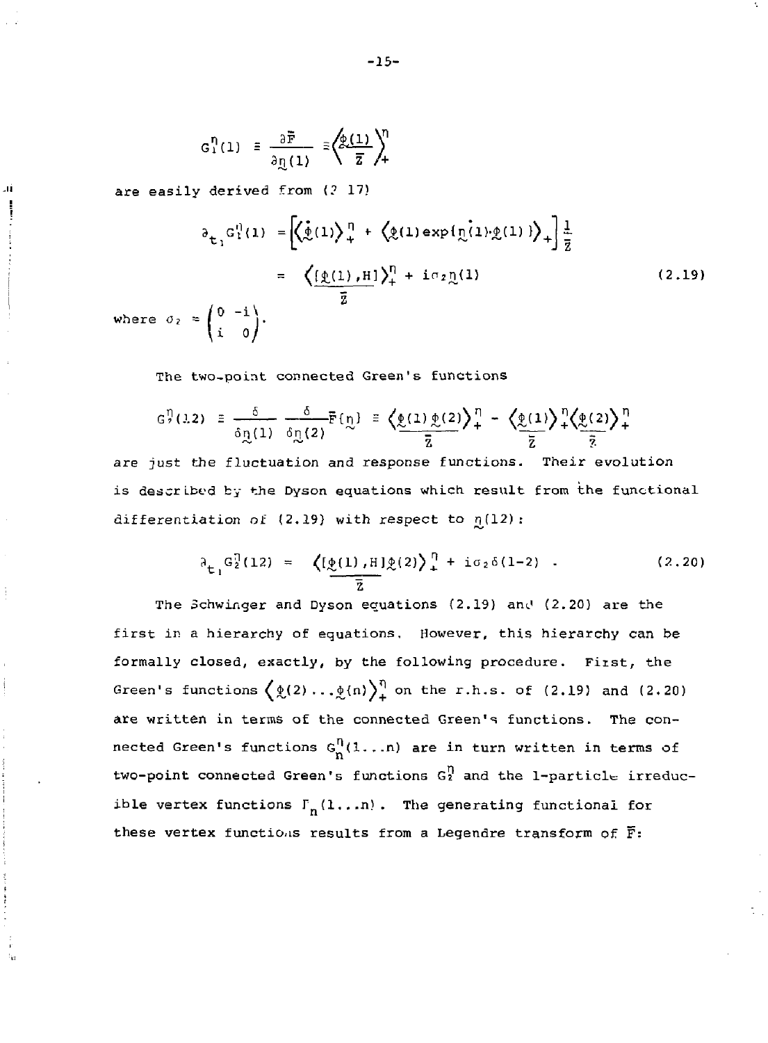$$G_1^{\eta}(1) \equiv \frac{\partial \bar{F}}{\partial \underset{\sim}{\eta}(1)} \equiv \left\langle \frac{\underset{\sim}{\phi}(1)}{\bar{Z}} \right\rangle_+^{\eta}$$

are easily derived from (2.17)

$$\partial_{t_1} G_1^{\eta}(1) = \left[ \left\langle \dot{\underset{\sim}{\phi}}(1) \right\rangle_+^{\eta} + \left\langle \underset{\sim}{\phi}(1) \exp\{\dot{\underset{\sim}{\eta}}(1) \cdot \underset{\sim}{\phi}(1)\} \right\rangle_+ \right] \frac{1}{\bar{Z}}$$

$$= \left\langle \frac{[\underset{\sim}{\phi}(1), H]}{\bar{Z}} \right\rangle_+^{\eta} + i\sigma_2 \underset{\sim}{\eta}(1) \tag{2.19}$$

where $\sigma_2 = \begin{pmatrix} 0 & -i \\ i & 0 \end{pmatrix}$.

The two-point connected Green's functions

$$G_2^{\eta}(12) \equiv \frac{\delta}{\delta \underset{\sim}{\eta}(1)} \frac{\delta}{\delta \underset{\sim}{\eta}(2)} \bar{F}\{\underset{\sim}{\eta}\} \equiv \left\langle \frac{\underset{\sim}{\phi}(1) \underset{\sim}{\phi}(2)}{\bar{Z}} \right\rangle_+^{\eta} - \left\langle \frac{\underset{\sim}{\phi}(1)}{\bar{Z}} \right\rangle_+^{\eta} \left\langle \frac{\underset{\sim}{\phi}(2)}{\bar{Z}} \right\rangle_+^{\eta}$$

are just the fluctuation and response functions. Their evolution is described by the Dyson equations which result from the functional differentiation of (2.19) with respect to $\underset{\sim}{\eta}(12)$:

$$\partial_{t_1} G_2^{\eta}(12) = \left\langle \frac{[\underset{\sim}{\phi}(1), H] \underset{\sim}{\phi}(2)}{\bar{Z}} \right\rangle_+^{\eta} + i\sigma_2 \delta(1-2) \; . \tag{2.20}$$

The Schwinger and Dyson equations (2.19) and (2.20) are the first in a hierarchy of equations. However, this hierarchy can be formally closed, exactly, by the following procedure. First, the Green's functions $\left\langle \underset{\sim}{\phi}(2) \ldots \underset{\sim}{\phi}(n) \right\rangle_+^{\eta}$ on the r.h.s. of (2.19) and (2.20) are written in terms of the connected Green's functions. The connected Green's functions $G_n^{\eta}(1 \ldots n)$ are in turn written in terms of two-point connected Green's functions $G_2^{\eta}$ and the 1-particle irreducible vertex functions $\Gamma_n(1 \ldots n)$. The generating functional for these vertex functions results from a Legendre transform of $\bar{F}$: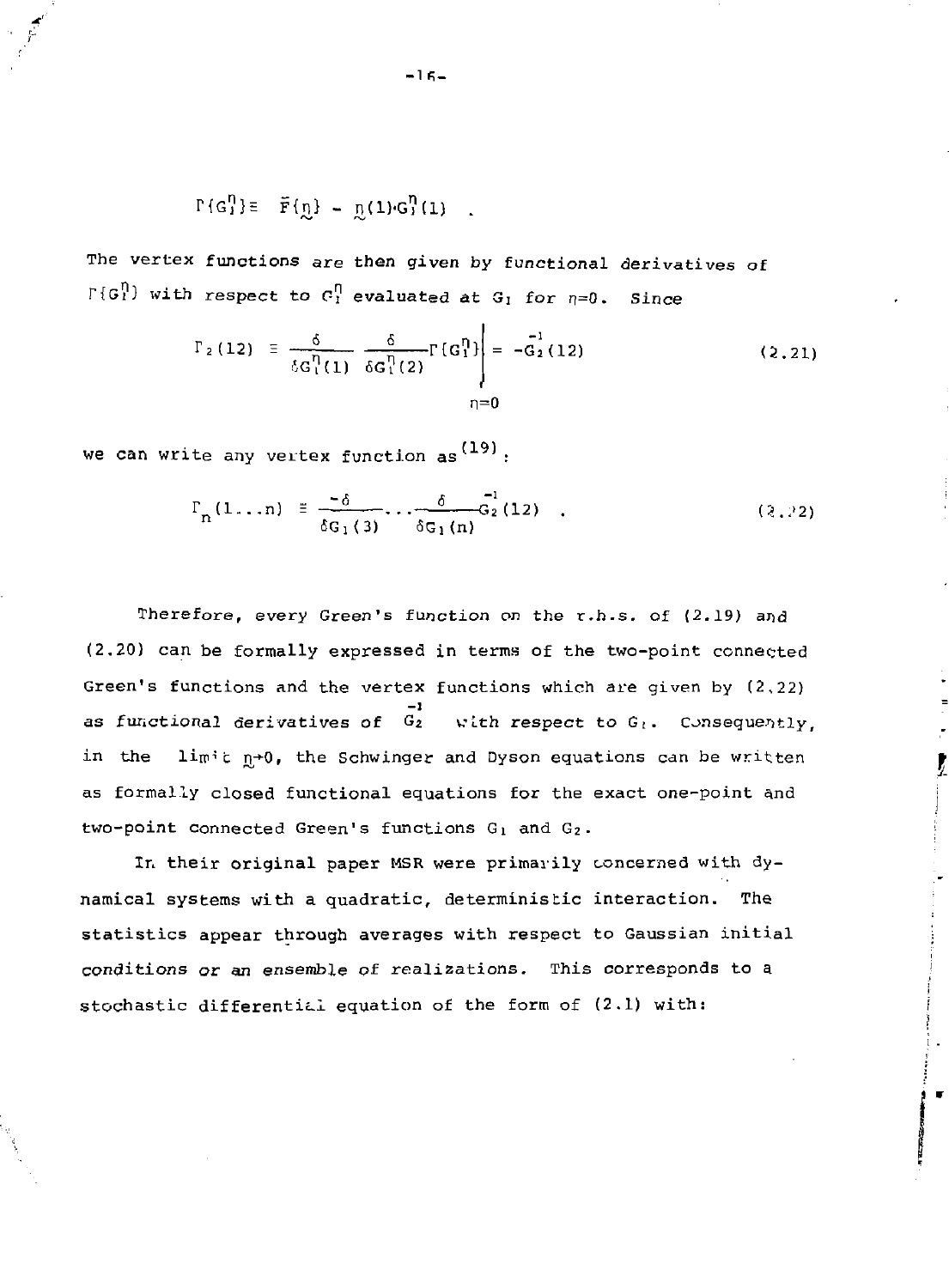$$\Gamma\{G_1^\eta\} \equiv \tilde{F}\{\underset{\sim}{\eta}\} - \underset{\sim}{\eta}(1) \cdot G_1^\eta(1) \quad .$$

The vertex functions are then given by functional derivatives of $\Gamma\{G_1^\eta\}$ with respect to $G_1^\eta$ evaluated at $G_1$ for $\eta=0$. Since

$$\Gamma_2(12) \equiv \left. \frac{\delta}{\delta G_1^\eta(1)} \frac{\delta}{\delta G_1^\eta(2)} \Gamma\{G_1^\eta\} \right|_{\eta=0} = -G_2^{-1}(12) \tag{2.21}$$

we can write any vertex function as[19]:

$$\Gamma_n(1\ldots n) \equiv \frac{-\delta}{\delta G_1(3)} \cdots \frac{\delta}{\delta G_1(n)} G_2^{-1}(12) \quad . \tag{2.22}$$

Therefore, every Green's function on the r.h.s. of (2.19) and (2.20) can be formally expressed in terms of the two-point connected Green's functions and the vertex functions which are given by (2.22) as functional derivatives of $G_2^{-1}$ with respect to $G_1$. Consequently, in the limit $\underset{\sim}{\eta} \to 0$, the Schwinger and Dyson equations can be written as formally closed functional equations for the exact one-point and two-point connected Green's functions $G_1$ and $G_2$.

In their original paper MSR were primarily concerned with dynamical systems with a quadratic, deterministic interaction. The statistics appear through averages with respect to Gaussian initial conditions or an ensemble of realizations. This corresponds to a stochastic differential equation of the form of (2.1) with: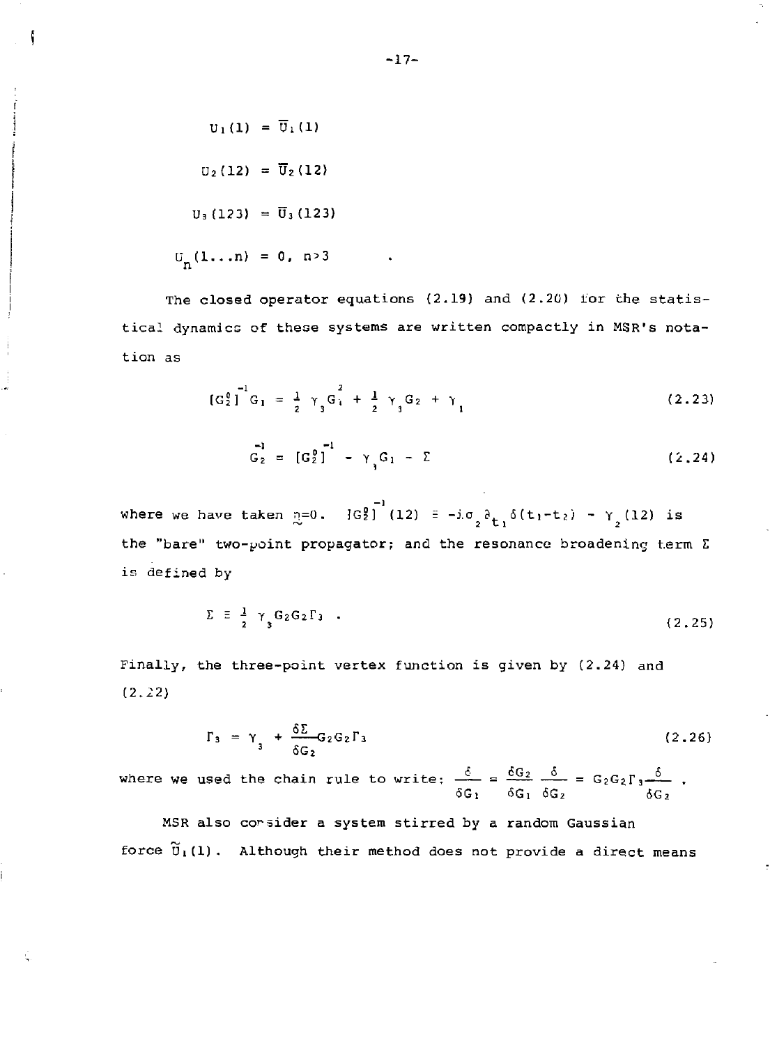$$U_1(1) = \overline{U}_1(1)$$

$$U_2(12) = \overline{U}_2(12)$$

$$U_3(123) = \overline{U}_3(123)$$

$$U_n(1\ldots n) = 0, \; n>3 \quad .$$

The closed operator equations (2.19) and (2.20) for the statistical dynamics of these systems are written compactly in MSR's notation as

$$[G_2^0]^{-1} G_1 = \tfrac{1}{2}\, \gamma_3 G_1^2 + \tfrac{1}{2}\, \gamma_3 G_2 + \gamma_1 \tag{2.23}$$

$$G_2^{-1} = [G_2^0]^{-1} - \gamma_3 G_1 - \Sigma \tag{2.24}$$

where we have taken $\underset{\sim}{\eta}=0$. $[G_2^0]^{-1}(12) \equiv -i\sigma_2 \partial_{t_1} \delta(t_1-t_2) - \gamma_2(12)$ is the "bare" two-point propagator; and the resonance broadening term $\Sigma$ is defined by

$$\Sigma \equiv \tfrac{1}{2}\, \gamma_3 G_2 G_2 \Gamma_3 \quad . \tag{2.25}$$

Finally, the three-point vertex function is given by (2.24) and (2.22)

$$\Gamma_3 = \gamma_3 + \frac{\delta\Sigma}{\delta G_2} G_2 G_2 \Gamma_3 \tag{2.26}$$

where we used the chain rule to write: $\dfrac{\delta}{\delta G_1} = \dfrac{\delta G_2}{\delta G_1}\dfrac{\delta}{\delta G_2} = G_2 G_2 \Gamma_3 \dfrac{\delta}{\delta G_2}$ .

MSR also consider a system stirred by a random Gaussian force $\widetilde{U}_1(1)$. Although their method does not provide a direct means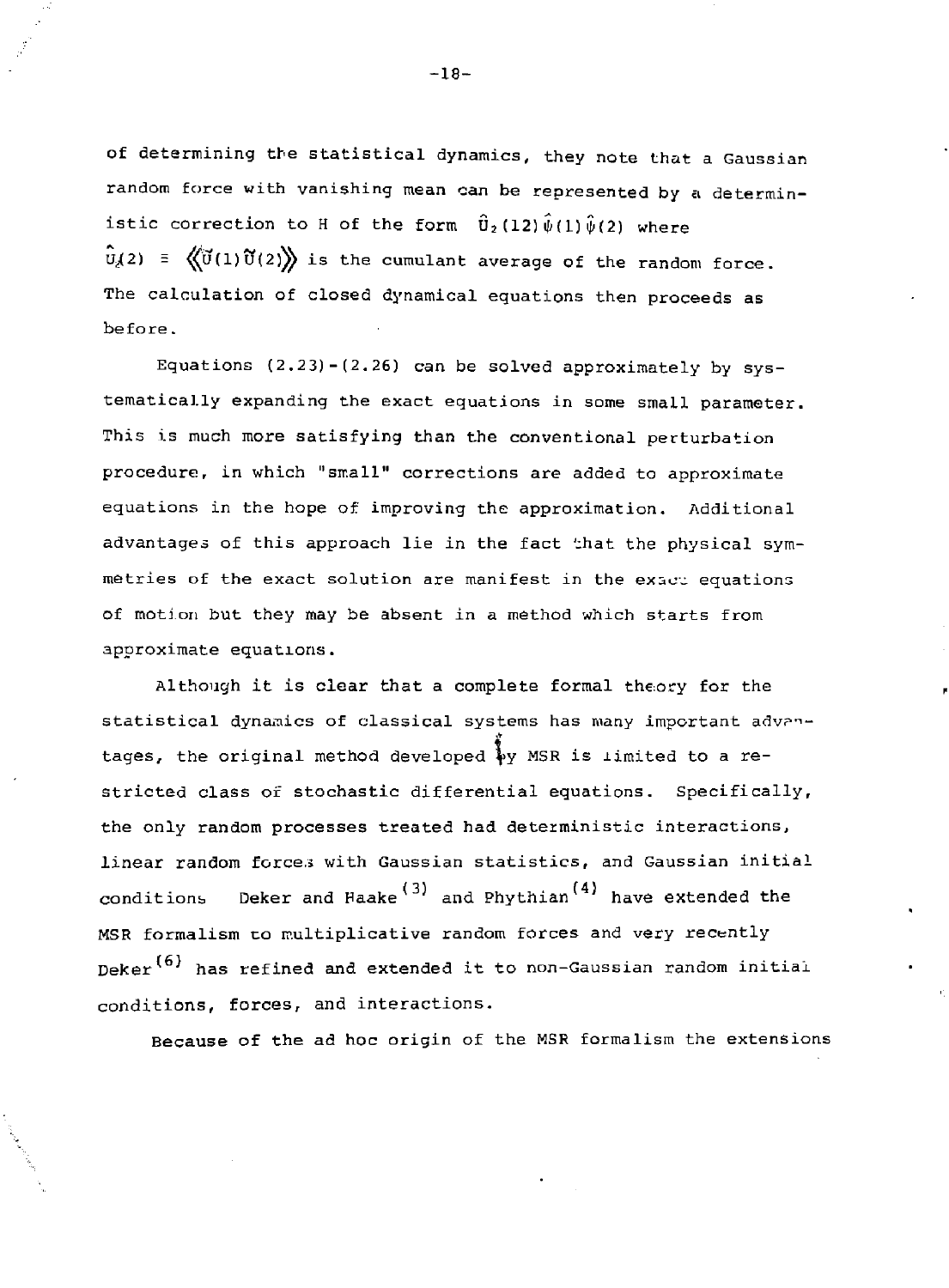of determining the statistical dynamics, they note that a Gaussian random force with vanishing mean can be represented by a deterministic correction to H of the form $\hat{U}_2(12)\hat{\psi}(1)\hat{\psi}(2)$ where $\hat{U}_2(2) \equiv \langle\langle \tilde{U}(1)\tilde{U}(2) \rangle\rangle$ is the cumulant average of the random force. The calculation of closed dynamical equations then proceeds as before.

Equations (2.23)-(2.26) can be solved approximately by systematically expanding the exact equations in some small parameter. This is much more satisfying than the conventional perturbation procedure, in which "small" corrections are added to approximate equations in the hope of improving the approximation. Additional advantages of this approach lie in the fact that the physical symmetries of the exact solution are manifest in the exact equations of motion but they may be absent in a method which starts from approximate equations.

Although it is clear that a complete formal theory for the statistical dynamics of classical systems has many important advantages, the original method developed by MSR is limited to a restricted class of stochastic differential equations. Specifically, the only random processes treated had deterministic interactions, linear random forces with Gaussian statistics, and Gaussian initial conditions. Deker and Haake[3] and Phythian[4] have extended the MSR formalism to multiplicative random forces and very recently Deker[6] has refined and extended it to non-Gaussian random initial conditions, forces, and interactions.

Because of the ad hoc origin of the MSR formalism the extensions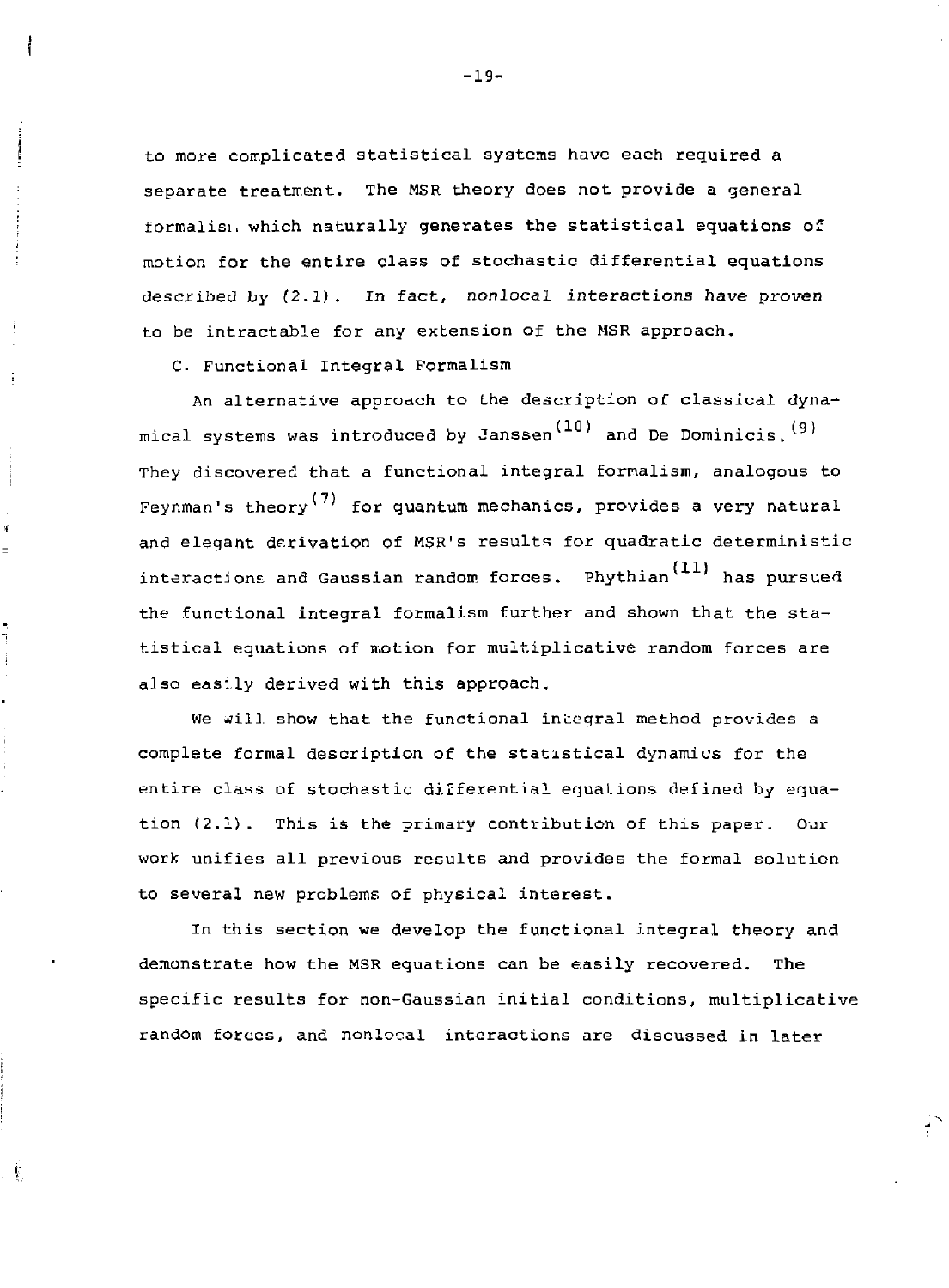to more complicated statistical systems have each required a separate treatment. The MSR theory does not provide a general formalism which naturally generates the statistical equations of motion for the entire class of stochastic differential equations described by (2.1). In fact, *nonlocal interactions have proven* to be intractable for any extension of the MSR approach.

### C. Functional Integral Formalism

An alternative approach to the description of classical dynamical systems was introduced by Janssen[10] and De Dominicis.[9] They discovered that a functional integral formalism, analogous to Feynman's theory[7] for quantum mechanics, provides a very natural and elegant derivation of MSR's results for quadratic deterministic interactions and Gaussian random forces. Phythian[11] has pursued the functional integral formalism further and shown that the statistical equations of motion for multiplicative random forces are also easily derived with this approach.

We will show that the functional integral method provides a complete formal description of the statistical dynamics for the entire class of stochastic differential equations defined by equation (2.1). This is the primary contribution of this paper. Our work unifies all previous results and provides the formal solution to several new problems of physical interest.

In this section we develop the functional integral theory and demonstrate how the MSR equations can be easily recovered. The specific results for non-Gaussian initial conditions, multiplicative random forces, and nonlocal interactions are discussed in later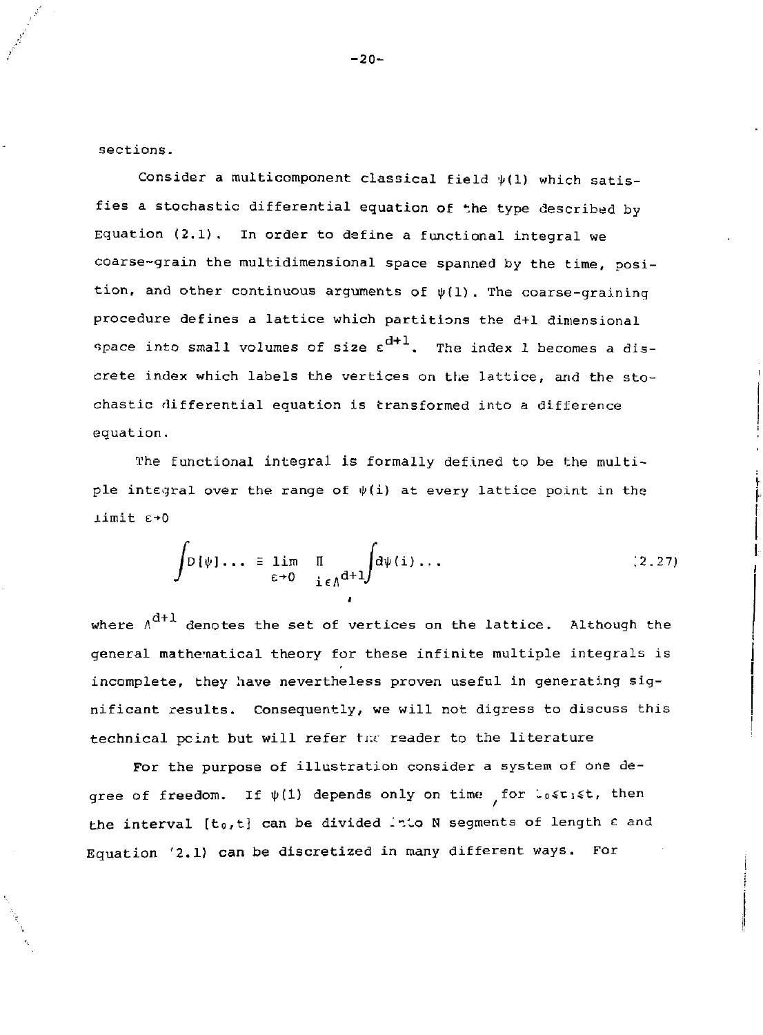sections.

Consider a multicomponent classical field $\psi(1)$ which satisfies a stochastic differential equation of the type described by Equation (2.1). In order to define a functional integral we coarse-grain the multidimensional space spanned by the time, position, and other continuous arguments of $\psi(1)$. The coarse-graining procedure defines a lattice which partitions the d+1 dimensional space into small volumes of size $\varepsilon^{d+1}$. The index 1 becomes a discrete index which labels the vertices on the lattice, and the stochastic differential equation is transformed into a difference equation.

The functional integral is formally defined to be the multiple integral over the range of $\psi(i)$ at every lattice point in the limit $\varepsilon \to 0$

$$\int D[\psi] \ldots \equiv \lim_{\varepsilon \to 0} \prod_{i \in \Lambda^{d+1}} \int d\psi(i) \ldots \tag{2.27}$$

where $\Lambda^{d+1}$ denotes the set of vertices on the lattice. Although the general mathematical theory for these infinite multiple integrals is incomplete, they have nevertheless proven useful in generating significant results. Consequently, we will not digress to discuss this technical point but will refer the reader to the literature

For the purpose of illustration consider a system of one degree of freedom. If $\psi(1)$ depends only on time for $t_0 \leq t_1 \leq t$, then the interval $[t_0, t]$ can be divided into N segments of length $\varepsilon$ and Equation (2.1) can be discretized in many different ways. For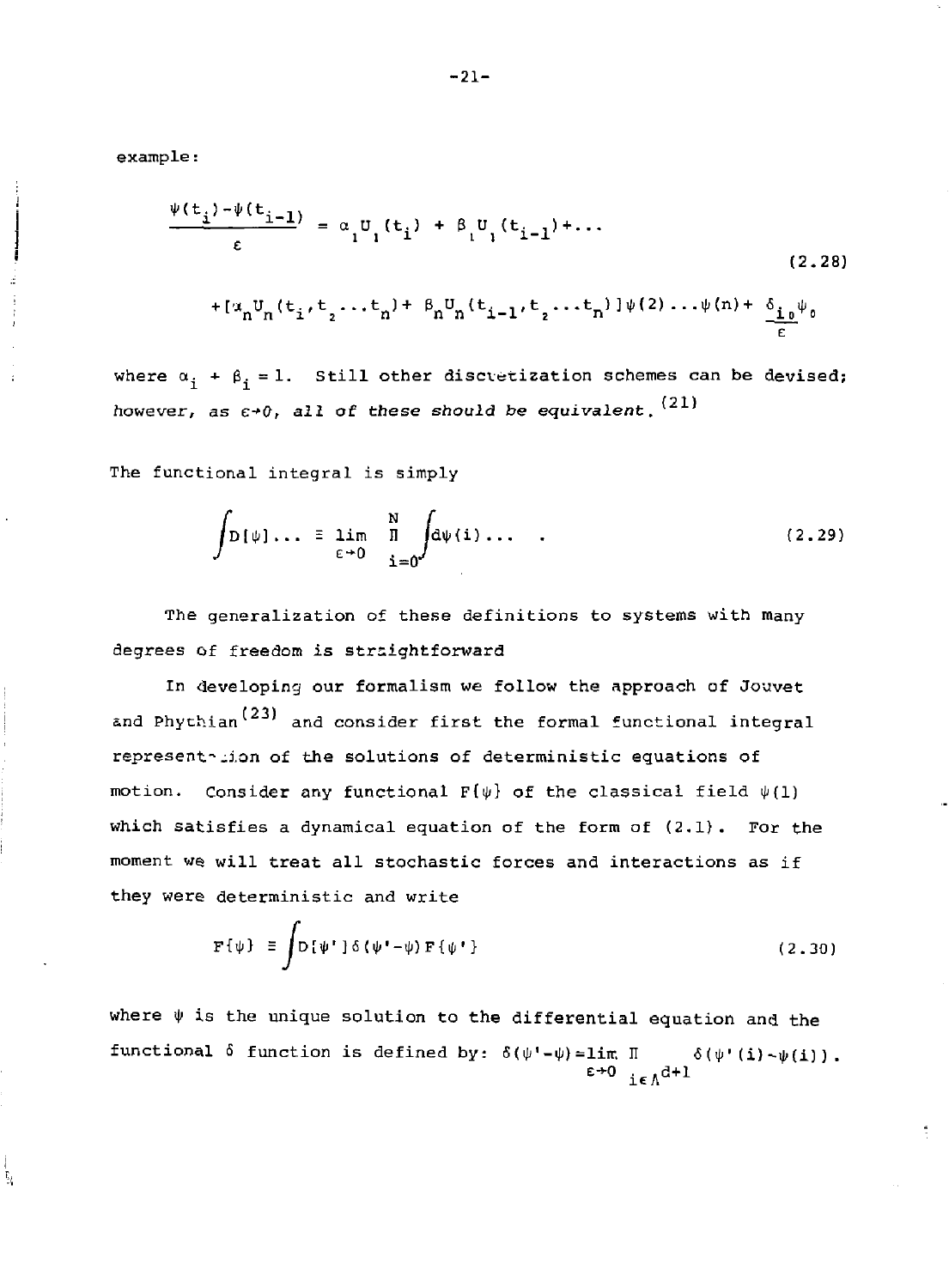example:

$$\frac{\psi(t_i)-\psi(t_{i-1})}{\varepsilon} = \alpha_1 U_1(t_i) + \beta_1 U_1(t_{i-1}) + \ldots$$

$$+[\alpha_n U_n(t_i, t_2 \ldots t_n) + \beta_n U_n(t_{i-1}, t_2 \ldots t_n)]\psi(2)\ldots\psi(n) + \frac{\delta_{i0}\psi_0}{\varepsilon} \tag{2.28}$$

where $\alpha_i + \beta_i = 1$. Still other discretization schemes can be devised; *however, as $\varepsilon \to 0$, all of these should be equivalent.*[21]

The functional integral is simply

$$\int D[\psi]\ldots \equiv \lim_{\varepsilon \to 0} \prod_{i=0}^{N} \int d\psi(i)\ldots \quad . \tag{2.29}$$

The generalization of these definitions to systems with many degrees of freedom is straightforward

In developing our formalism we follow the approach of Jouvet and Phythian[23] and consider first the formal functional integral representation of the solutions of deterministic equations of motion. Consider any functional $F\{\psi\}$ of the classical field $\psi(1)$ which satisfies a dynamical equation of the form of (2.1). For the moment we will treat all stochastic forces and interactions as if they were deterministic and write

$$F\{\psi\} \equiv \int D[\psi']\delta(\psi'-\psi)F\{\psi'\} \tag{2.30}$$

where $\psi$ is the unique solution to the differential equation and the functional $\delta$ function is defined by: $\delta(\psi'-\psi) = \lim_{\varepsilon \to 0} \prod_{i \in \Lambda^{d+1}} \delta(\psi'(i)-\psi(i))$.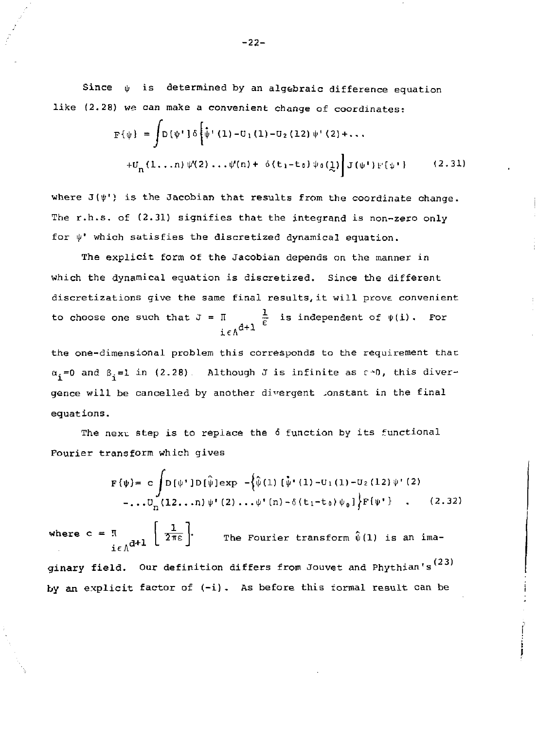Since $\psi$ is determined by an algebraic difference equation like (2.28) we can make a convenient change of coordinates:

$$F\{\psi\} = \int D[\psi']\delta\Big[\dot{\psi}'(1)-U_1(1)-U_2(12)\psi'(2)+\ldots$$
$$+U_n(1\ldots n)\psi'(2)\ldots\psi'(n)+\delta(t_1-t_0)\psi_0(\underset{\sim}{1})\Big]J(\psi')F\{\psi'\} \qquad (2.31)$$

where $J(\psi')$ is the Jacobian that results from the coordinate change. The r.h.s. of (2.31) signifies that the integrand is non-zero only for $\psi'$ which satisfies the discretized dynamical equation.

The explicit form of the Jacobian depends on the manner in which the dynamical equation is discretized. Since the different discretizations give the same final results, it will prove convenient to choose one such that $J = \prod_{i\in\Lambda^{d+1}} \frac{1}{\varepsilon}$ is independent of $\psi(i)$. For the one-dimensional problem this corresponds to the requirement that $\alpha_i=0$ and $\beta_i=1$ in (2.28). Although $J$ is infinite as $\varepsilon\to 0$, this divergence will be cancelled by another divergent constant in the final equations.

The next step is to replace the $\delta$ function by its functional Fourier transform which gives

$$F\{\psi\} = c\int D[\psi']D[\hat{\psi}]\exp -\Big\{\hat{\psi}(1)[\dot{\psi}'(1)-U_1(1)-U_2(12)\psi'(2)$$
$$-\ldots U_n(12\ldots n)\psi'(2)\ldots\psi'(n)-\delta(t_1-t_0)\psi_0]\Big\}F\{\psi'\} \quad . \qquad (2.32)$$

where $c = \prod_{i\in\Lambda^{d+1}}\left[\frac{1}{2\pi\varepsilon}\right]$. The Fourier transform $\hat{\psi}(1)$ is an imaginary field. Our definition differs from Jouvet and Phythian's[23] by an explicit factor of $(-i)$. As before this formal result can be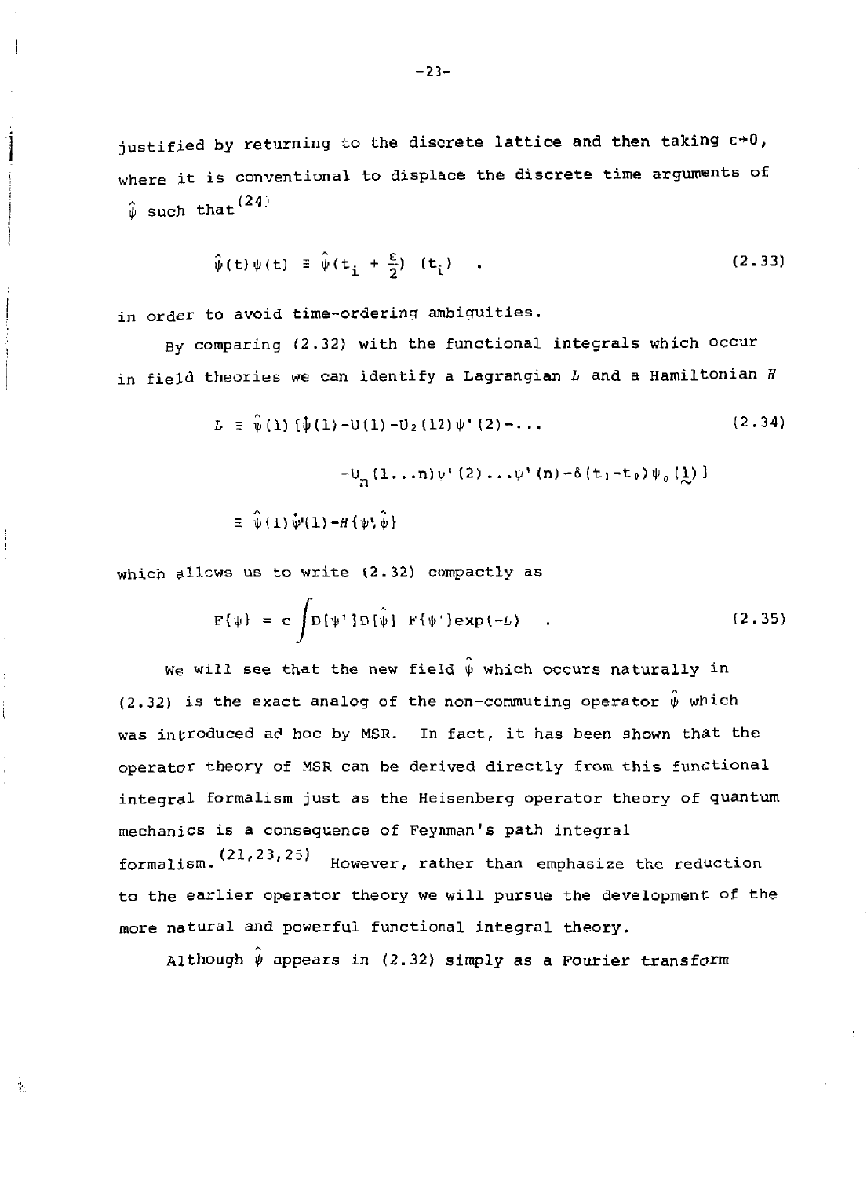justified by returning to the discrete lattice and then taking $\epsilon \to 0$, where it is conventional to displace the discrete time arguments of $\hat{\psi}$ such that[24]

$$\hat{\psi}(t)\psi(t) \equiv \hat{\psi}(t_i + \frac{\epsilon}{2})\ (t_i) \quad . \tag{2.33}$$

in order to avoid time-ordering ambiguities.

By comparing (2.32) with the functional integrals which occur in field theories we can identify a Lagrangian $L$ and a Hamiltonian $H$

$$\begin{aligned} L \equiv\ & \hat{\psi}(1)[\dot{\psi}(1) - U(1) - U_2(12)\psi'(2) - \ldots \\ & - U_n(1\ldots n)\psi'(2)\ldots\psi'(n) - \delta(t_1 - t_0)\psi_0(\underset{\sim}{1})] \\ \equiv\ & \hat{\psi}(1)\dot{\psi}'(1) - H\{\psi';\hat{\psi}\} \end{aligned} \tag{2.34}$$

which allows us to write (2.32) compactly as

$$F\{\psi\} = c\int D[\psi']D[\hat{\psi}]\ F\{\psi'\}\exp(-L) \quad . \tag{2.35}$$

We will see that the new field $\hat{\psi}$ which occurs naturally in (2.32) is the exact analog of the non-commuting operator $\hat{\psi}$ which was introduced ad hoc by MSR. In fact, it has been shown that the operator theory of MSR can be derived directly from this functional integral formalism just as the Heisenberg operator theory of quantum mechanics is a consequence of Feynman's path integral formalism.[21,23,25] However, rather than emphasize the reduction to the earlier operator theory we will pursue the development of the more natural and powerful functional integral theory.

Although $\hat{\psi}$ appears in (2.32) simply as a Fourier transform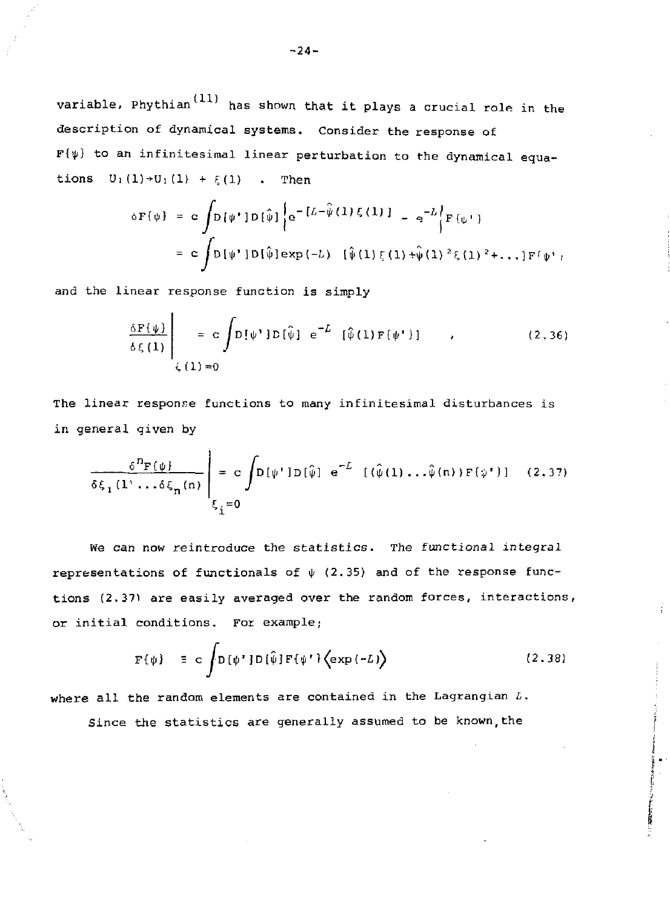variable, Phythian[11] has shown that it plays a crucial role in the description of dynamical systems. Consider the response of $F\{\psi\}$ to an infinitesimal linear perturbation to the dynamical equations $U_1(1)\to U_1(1) + \xi(1)$ . Then

$$\delta F\{\psi\} = c\int D[\psi']D[\hat{\psi}]\left\{e^{-[L-\hat{\psi}(1)\xi(1)]} - e^{-L}\right\}F\{\psi'\}$$

$$= c\int D[\psi']D[\hat{\psi}]\exp(-L)\ \ [\hat{\psi}(1)\xi(1)+\hat{\psi}(1)^2\xi(1)^2+\ldots]F\{\psi'\}$$

and the linear response function is simply

$$\left.\frac{\delta F\{\psi\}}{\delta\xi(1)}\right|_{\xi(1)=0} = c\int D[\psi']D[\hat{\psi}]\ e^{-L}\ [\hat{\psi}(1)F\{\psi'\}] \qquad , \tag{2.36}$$

The linear response functions to many infinitesimal disturbances is in general given by

$$\left.\frac{\delta^n F\{\psi\}}{\delta\xi_1(1)\ldots\delta\xi_n(n)}\right|_{\xi_i=0} = c\int D[\psi']D[\hat{\psi}]\ e^{-L}\ [(\hat{\psi}(1)\ldots\hat{\psi}(n))F\{\psi'\}] \tag{2.37}$$

We can now reintroduce the statistics. The *functional integral* representations of functionals of $\psi$ (2.35) and of the response functions (2.37) are easily averaged over the random forces, interactions, or initial conditions. For example;

$$F\{\psi\} \equiv c\int D[\psi']D[\hat{\psi}]F\{\psi'\}\left\langle\exp(-L)\right\rangle \tag{2.38}$$

where all the random elements are contained in the Lagrangian $L$.

Since the statistics are generally assumed to be known, the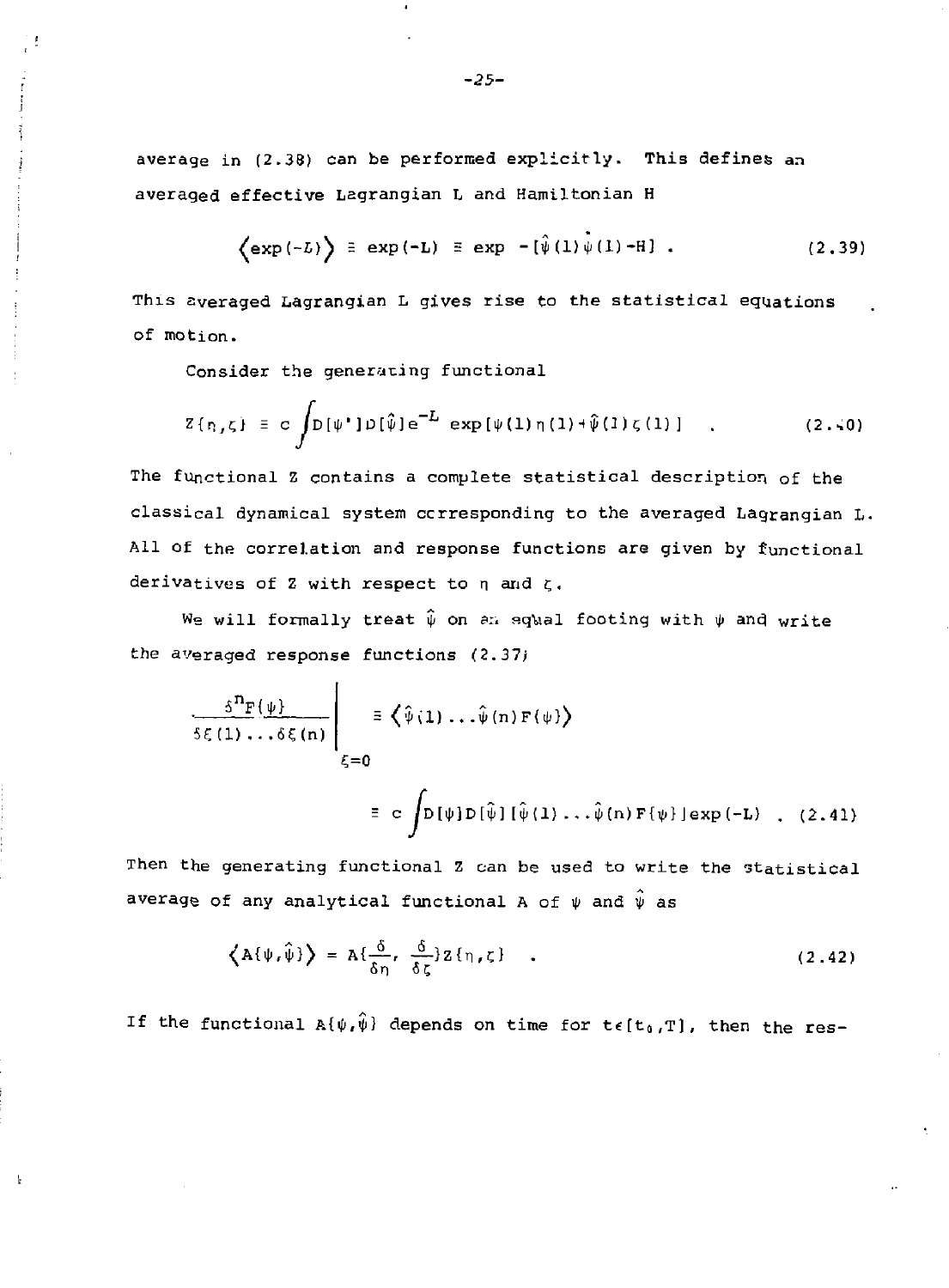average in (2.38) can be performed explicitly. This defines an averaged effective Lagrangian L and Hamiltonian H

$$\left\langle \exp(-\mathcal{L}) \right\rangle \equiv \exp(-L) \equiv \exp -[\hat{\psi}(1)\dot{\psi}(1) - H] \; . \tag{2.39}$$

This averaged Lagrangian L gives rise to the statistical equations of motion.

Consider the generating functional

$$Z\{\eta,\zeta\} \equiv c \int D[\psi']D[\hat{\psi}]e^{-L} \exp[\psi(1)\eta(1) + \hat{\psi}(1)\zeta(1)] \quad . \tag{2.40}$$

The functional Z contains a complete statistical description of the classical dynamical system corresponding to the averaged Lagrangian L. All of the correlation and response functions are given by functional derivatives of Z with respect to $\eta$ and $\zeta$.

We will formally treat $\hat{\psi}$ on an equal footing with $\psi$ and write the averaged response functions (2.37)

$$\left.\frac{\delta^n F\{\psi\}}{\delta\xi(1)\ldots\delta\xi(n)}\right|_{\xi=0} \equiv \left\langle \hat{\psi}(1)\ldots\hat{\psi}(n)F\{\psi\}\right\rangle$$

$$\equiv c \int D[\psi]D[\hat{\psi}][\hat{\psi}(1)\ldots\hat{\psi}(n)F\{\psi\}]\exp(-L) \quad . \tag{2.41}$$

Then the generating functional Z can be used to write the statistical average of any analytical functional A of $\psi$ and $\hat{\psi}$ as

$$\left\langle A\{\psi,\hat{\psi}\}\right\rangle = A\{\frac{\delta}{\delta\eta}, \frac{\delta}{\delta\zeta}\}Z\{\eta,\zeta\} \quad . \tag{2.42}$$

If the functional $A\{\psi,\hat{\psi}\}$ depends on time for $t\epsilon[t_0,T]$, then the res-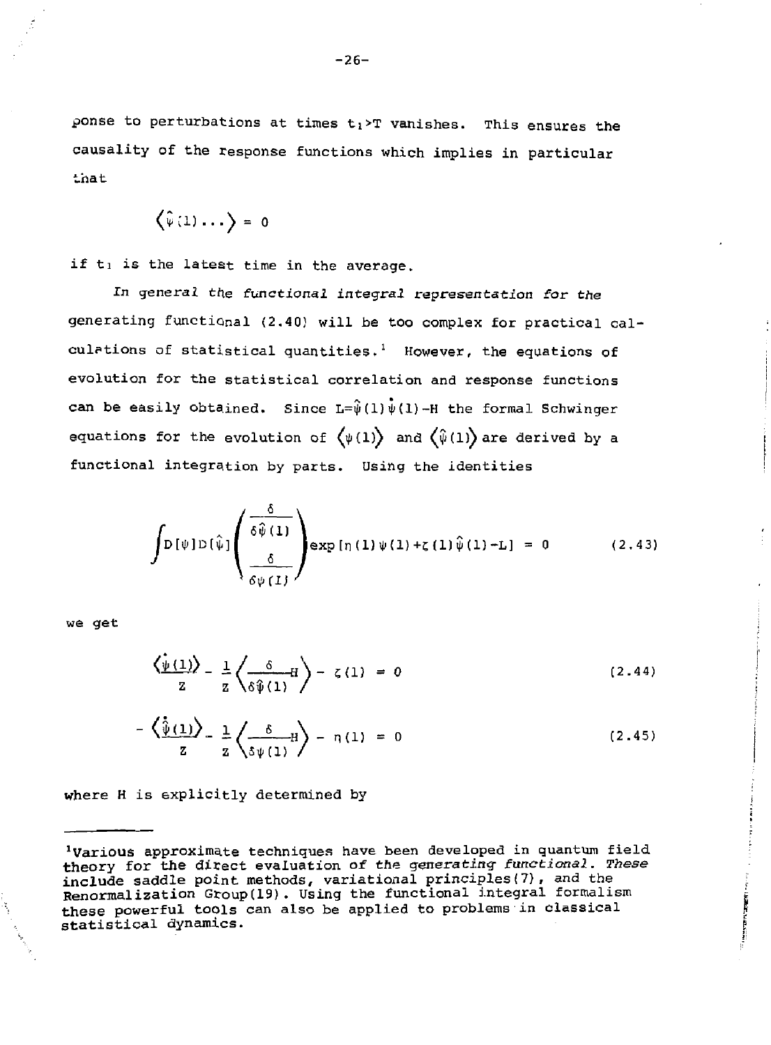ponse to perturbations at times $t_1 > T$ vanishes. This ensures the causality of the response functions which implies in particular that

$$\left\langle \hat{\psi}(1) \ldots \right\rangle = 0$$

if $t_1$ is the latest time in the average.

*In general the functional integral representation for the* generating functional (2.40) will be too complex for practical calculations of statistical quantities.[1] However, the equations of evolution for the statistical correlation and response functions can be easily obtained. Since $L = \hat{\psi}(1)\dot{\psi}(1) - H$ the formal Schwinger equations for the evolution of $\langle \psi(1) \rangle$ and $\langle \hat{\psi}(1) \rangle$ are derived by a functional integration by parts. Using the identities

$$\int D[\psi] D[\hat{\psi}] \begin{pmatrix} \dfrac{\delta}{\delta \hat{\psi}(1)} \\ \dfrac{\delta}{\delta \psi(1)} \end{pmatrix} \exp\left[\eta(1)\psi(1) + \zeta(1)\hat{\psi}(1) - L\right] = 0 \tag{2.43}$$

we get

$$\frac{\langle \dot{\psi}(1) \rangle}{Z} - \frac{1}{Z} \left\langle \frac{\delta}{\delta \hat{\psi}(1)} H \right\rangle - \zeta(1) = 0 \tag{2.44}$$

$$-\frac{\langle \dot{\hat{\psi}}(1) \rangle}{Z} - \frac{1}{Z} \left\langle \frac{\delta}{\delta \psi(1)} H \right\rangle - \eta(1) = 0 \tag{2.45}$$

where H is explicitly determined by

---

[1] Various approximate techniques have been developed in quantum field theory for the direct evaluation of *the generating functional. These* include saddle point methods, variational principles(7), and the Renormalization Group(19). Using the functional integral formalism these powerful tools can also be applied to problems in classical statistical dynamics.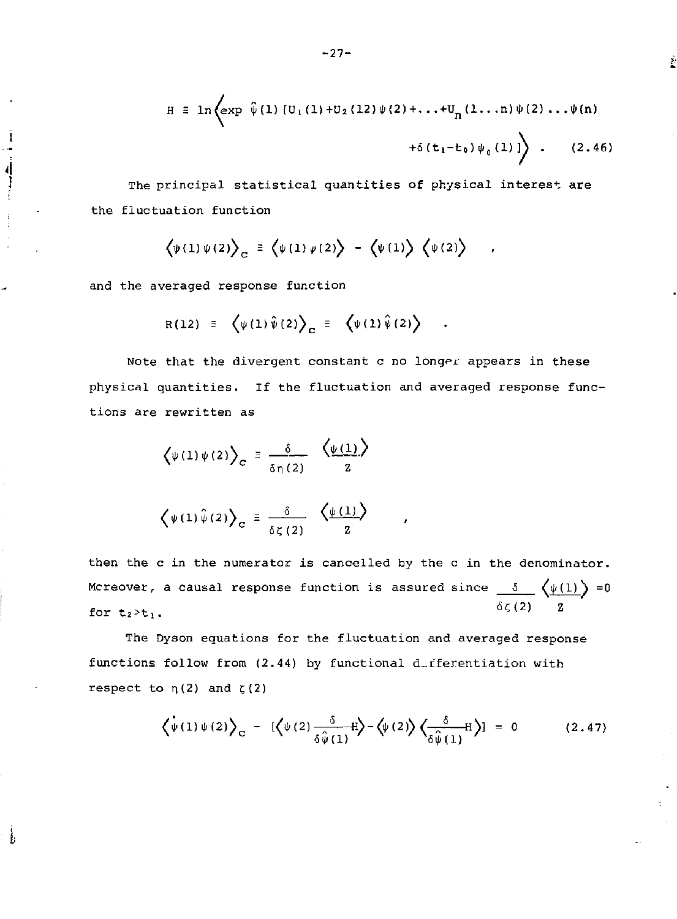$$H \equiv \ln\left\langle \exp \hat{\psi}(1)\,[U_1(1)+U_2(12)\psi(2)+\ldots+U_n(1\ldots n)\psi(2)\ldots\psi(n) + \delta(t_1-t_0)\psi_0(1)]\right\rangle . \qquad (2.46)$$

The principal statistical quantities of physical interest are the fluctuation function

$$\langle\psi(1)\psi(2)\rangle_c \equiv \langle\psi(1)\psi(2)\rangle - \langle\psi(1)\rangle\,\langle\psi(2)\rangle \quad ,$$

and the averaged response function

$$R(12) \equiv \langle\psi(1)\hat{\psi}(2)\rangle_c \equiv \langle\psi(1)\hat{\psi}(2)\rangle \quad .$$

Note that the divergent constant c no longer appears in these physical quantities. If the fluctuation and averaged response functions are rewritten as

$$\langle\psi(1)\psi(2)\rangle_c \equiv \frac{\delta}{\delta\eta(2)}\,\frac{\langle\psi(1)\rangle}{Z}$$

$$\langle\psi(1)\hat{\psi}(2)\rangle_c \equiv \frac{\delta}{\delta\zeta(2)}\,\frac{\langle\psi(1)\rangle}{Z} \quad ,$$

then the c in the numerator is cancelled by the c in the denominator. Moreover, a causal response function is assured since $\frac{\delta}{\delta\zeta(2)}\frac{\langle\psi(1)\rangle}{Z}=0$ for $t_2>t_1$.

The Dyson equations for the fluctuation and averaged response functions follow from (2.44) by functional differentiation with respect to $\eta(2)$ and $\zeta(2)$

$$\langle\dot{\psi}(1)\psi(2)\rangle_c - \left[\left\langle\psi(2)\frac{\delta}{\delta\hat{\psi}(1)}H\right\rangle - \langle\psi(2)\rangle\left\langle\frac{\delta}{\delta\hat{\psi}(1)}H\right\rangle\right] = 0 \qquad (2.47)$$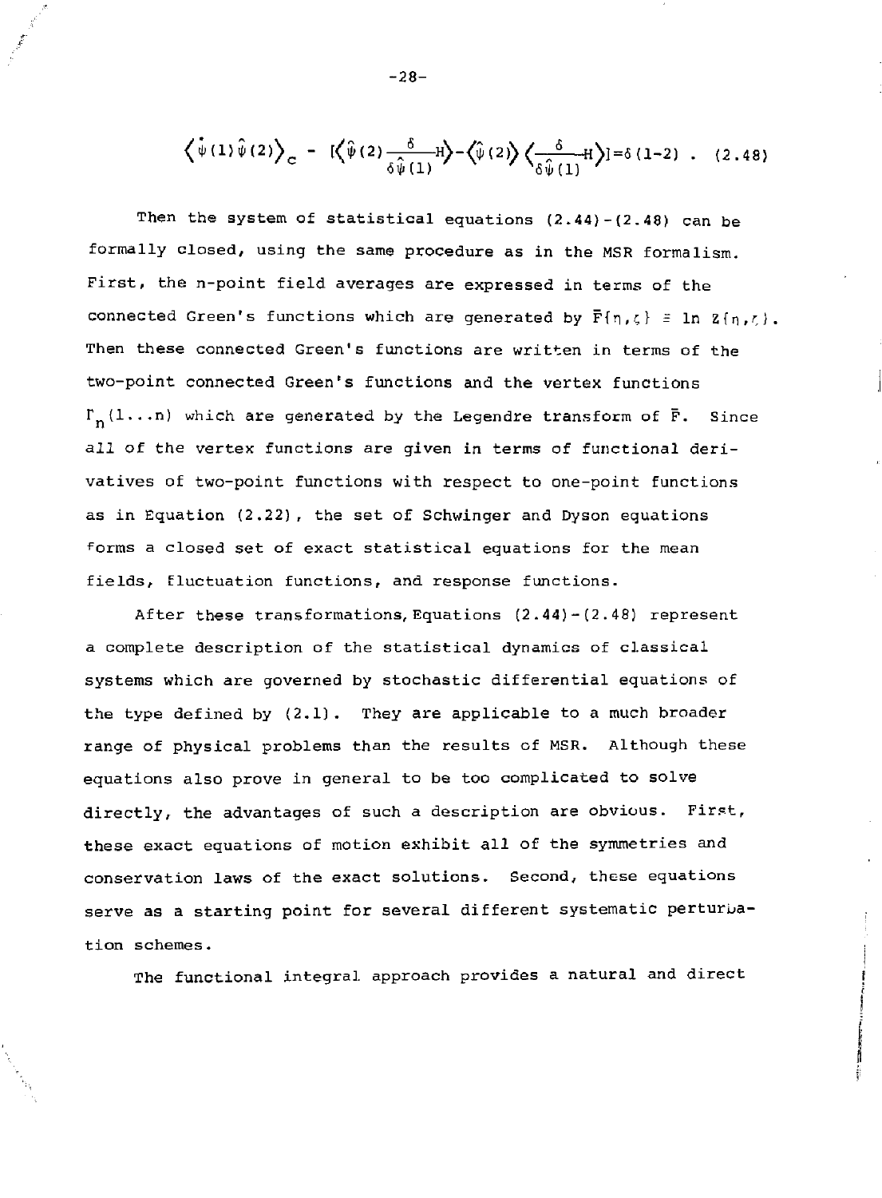$$\left\langle \dot{\psi}(1)\hat{\psi}(2)\right\rangle_c - \left[\left\langle \hat{\psi}(2)\frac{\delta}{\delta\hat{\psi}(1)}H\right\rangle - \left\langle \hat{\psi}(2)\right\rangle \left\langle \frac{\delta}{\delta\hat{\psi}(1)}H\right\rangle\right] = \delta(1-2) \ . \quad (2.48)$$

Then the system of statistical equations (2.44)-(2.48) can be formally closed, using the same procedure as in the MSR formalism. First, the n-point field averages are expressed in terms of the connected Green's functions which are generated by $\bar{F}\{\eta,\zeta\} \equiv \ln Z\{\eta,\zeta\}$. Then these connected Green's functions are written in terms of the two-point connected Green's functions and the vertex functions $\Gamma_n(1\ldots n)$ which are generated by the Legendre transform of $\bar{F}$. Since all of the vertex functions are given in terms of functional derivatives of two-point functions with respect to one-point functions as in Equation (2.22), the set of Schwinger and Dyson equations forms a closed set of exact statistical equations for the mean fields, fluctuation functions, and response functions.

After these transformations, Equations (2.44)-(2.48) represent a complete description of the statistical dynamics of classical systems which are governed by stochastic differential equations of the type defined by (2.1). They are applicable to a much broader range of physical problems than the results of MSR. Although these equations also prove in general to be too complicated to solve directly, the advantages of such a description are obvious. First, these exact equations of motion exhibit all of the symmetries and conservation laws of the exact solutions. Second, these equations serve as a starting point for several different systematic perturbation schemes.

The functional integral approach provides a natural and direct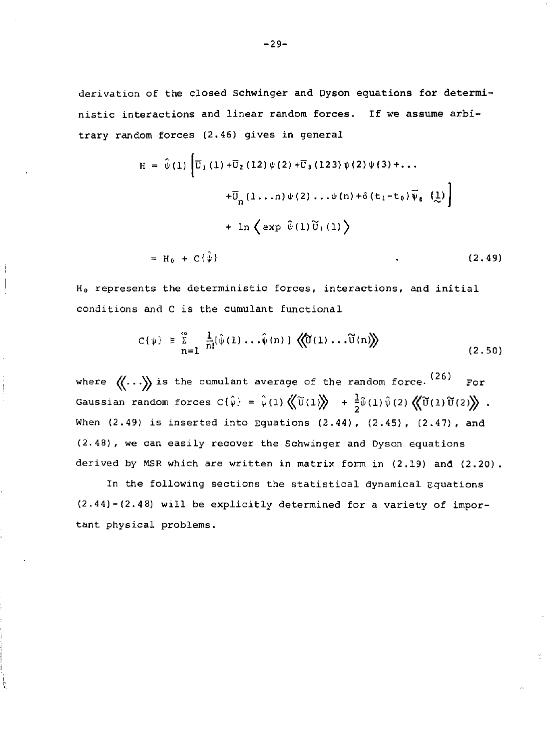derivation of the closed Schwinger and Dyson equations for deterministic interactions and linear random forces. If we assume arbitrary random forces (2.46) gives in general

$$
\begin{aligned}
H = \hat{\psi}(1) \Big[ & \overline{U}_1(1) + \overline{U}_2(12)\psi(2) + \overline{U}_3(123)\psi(2)\psi(3) + \ldots \\
& + \overline{U}_n(1\ldots n)\psi(2)\ldots\psi(n) + \delta(t_1 - t_0)\overline{\psi}_0(\underset{\sim}{1}) \Big] \\
& + \ln\left\langle \exp \hat{\psi}(1)\widetilde{U}_1(1) \right\rangle \\
= H_0 + C\{\hat{\psi}\} & \qquad\qquad . \qquad (2.49)
\end{aligned}
$$

$H_0$ represents the deterministic forces, interactions, and initial conditions and C is the cumulant functional

$$
C\{\psi\} \equiv \sum_{n=1}^{\infty} \frac{1}{n!}[\hat{\psi}(1)\ldots\hat{\psi}(n)] \left\langle\!\left\langle \widetilde{U}(1)\ldots\widetilde{U}(n) \right\rangle\!\right\rangle \qquad (2.50)
$$

where $\langle\!\langle \ldots \rangle\!\rangle$ is the cumulant average of the random force.[26] For Gaussian random forces $C\{\hat{\psi}\} = \hat{\psi}(1)\langle\!\langle \widetilde{U}(1) \rangle\!\rangle + \frac{1}{2}\hat{\psi}(1)\hat{\psi}(2)\langle\!\langle \widetilde{U}(1)\widetilde{U}(2) \rangle\!\rangle$. When (2.49) is inserted into Equations (2.44), (2.45), (2.47), and (2.48), we can easily recover the Schwinger and Dyson equations derived by MSR which are written in matrix form in (2.19) and (2.20).

In the following sections the statistical dynamical Equations (2.44)-(2.48) will be explicitly determined for a variety of important physical problems.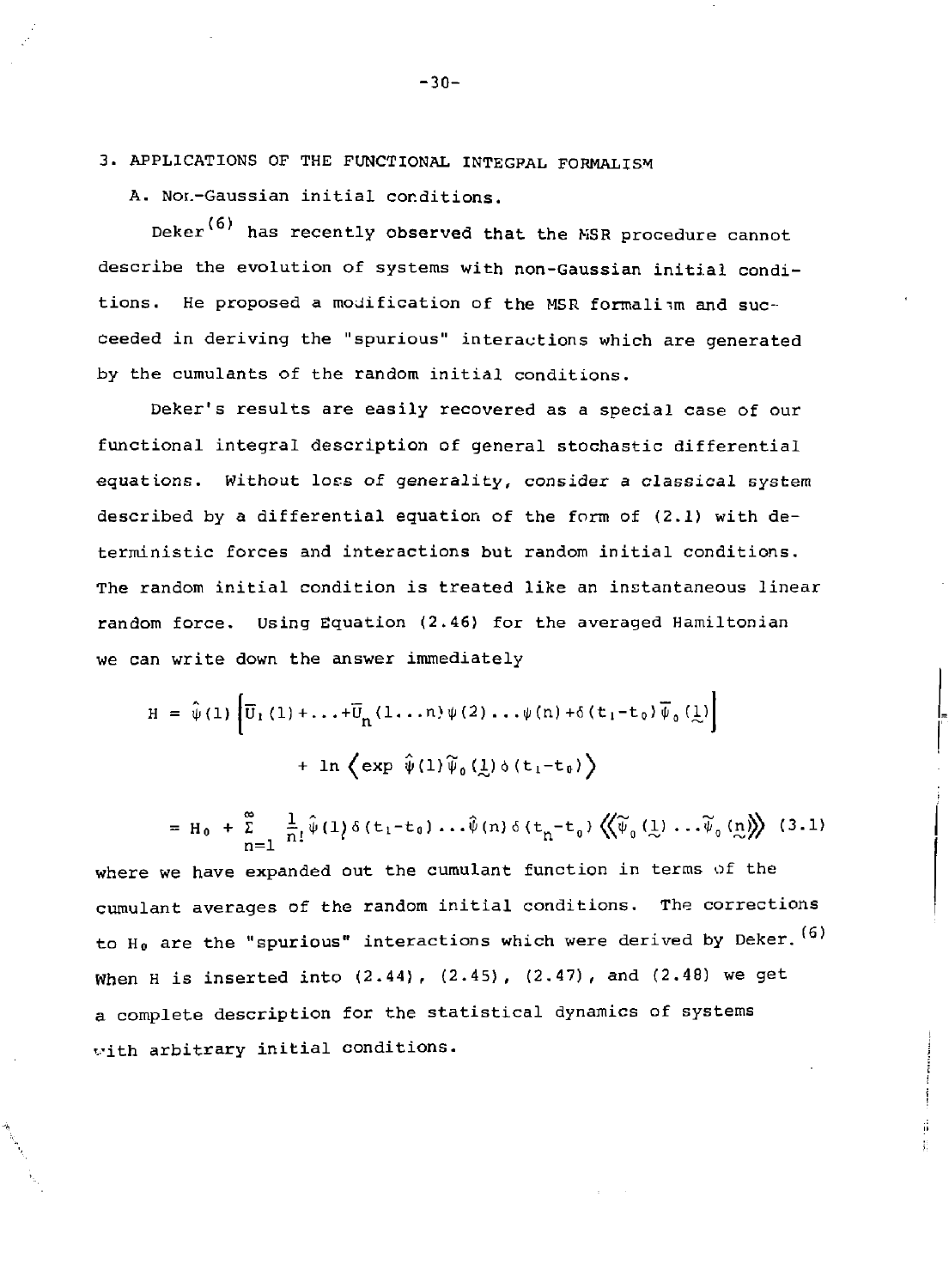## 3. APPLICATIONS OF THE FUNCTIONAL INTEGRAL FORMALISM

### A. Non-Gaussian initial conditions.

Deker[6] has recently observed that the MSR procedure cannot describe the evolution of systems with non-Gaussian initial conditions. He proposed a modification of the MSR formalism and succeeded in deriving the "spurious" interactions which are generated by the cumulants of the random initial conditions.

Deker's results are easily recovered as a special case of our functional integral description of general stochastic differential equations. Without loss of generality, consider a classical system described by a differential equation of the form of (2.1) with deterministic forces and interactions but random initial conditions. The random initial condition is treated like an instantaneous linear random force. Using Equation (2.46) for the averaged Hamiltonian we can write down the answer immediately

$$H = \hat{\psi}(1)\left[\overline{U}_1(1)+\ldots+\overline{U}_n(1\ldots n)\psi(2)\ldots\psi(n)+\delta(t_1-t_0)\overline{\psi}_0(\underset{\sim}{1})\right] + \ln\left\langle \exp\, \hat{\psi}(1)\widetilde{\psi}_0(\underset{\sim}{1})\delta(t_1-t_0)\right\rangle$$

$$= H_0 + \sum_{n=1}^{\infty} \frac{1}{n!}\hat{\psi}(1)\delta(t_1-t_0)\ldots\hat{\psi}(n)\delta(t_n-t_0)\left\langle\!\left\langle \widetilde{\psi}_0(\underset{\sim}{1})\ldots\widetilde{\psi}_0(\underset{\sim}{n})\right\rangle\!\right\rangle \quad (3.1)$$

where we have expanded out the cumulant function in terms of the cumulant averages of the random initial conditions. The corrections to $H_0$ are the "spurious" interactions which were derived by Deker.[6] When H is inserted into (2.44), (2.45), (2.47), and (2.48) we get a complete description for the statistical dynamics of systems with arbitrary initial conditions.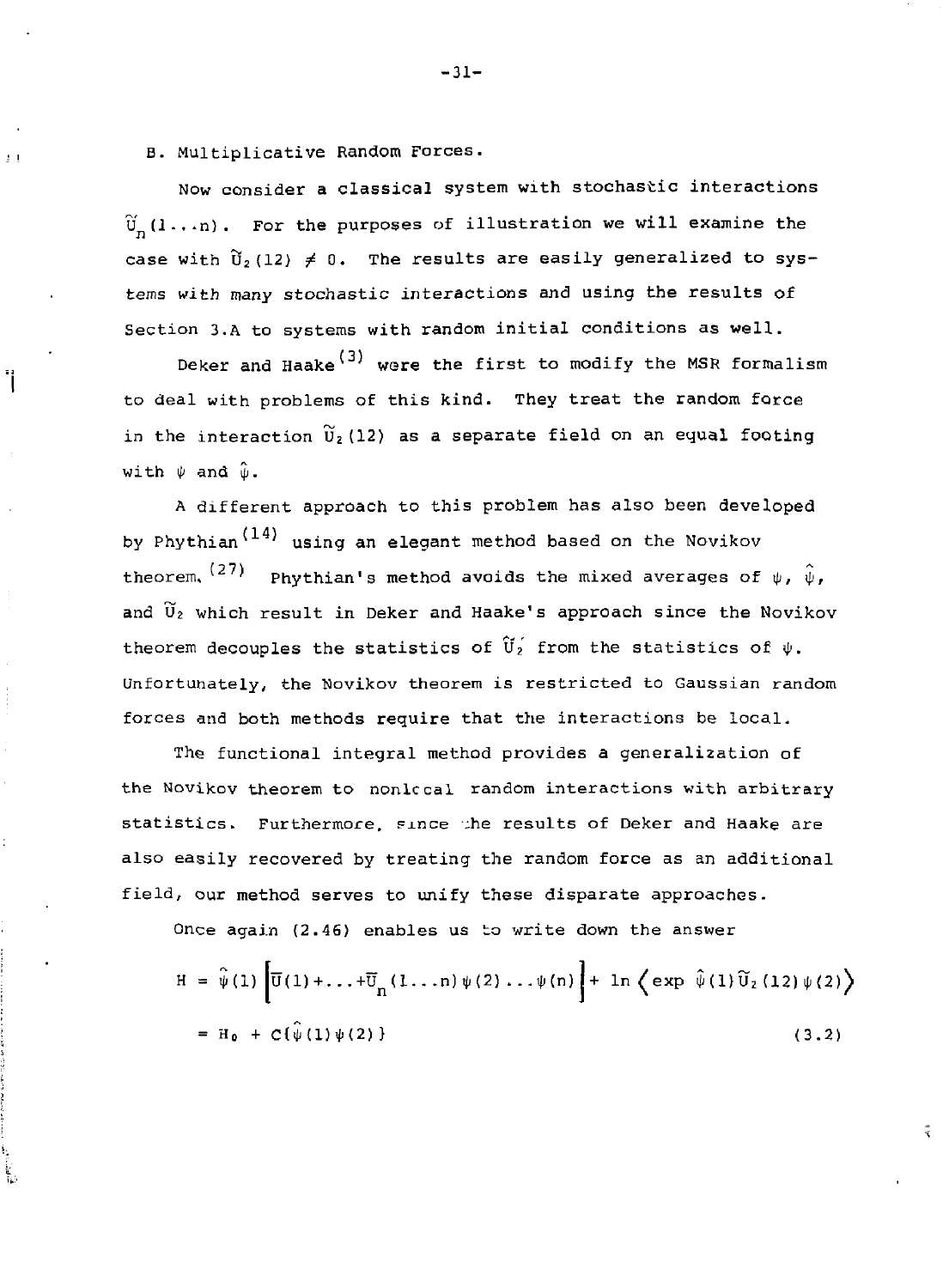B. Multiplicative Random Forces.

Now consider a classical system with stochastic interactions $\tilde{U}_n(1\ldots n)$. For the purposes of illustration we will examine the case with $\tilde{U}_2(12) \neq 0$. The results are easily generalized to systems with many stochastic interactions and using the results of Section 3.A to systems with random initial conditions as well.

Deker and Haake[3] were the first to modify the MSR formalism to deal with problems of this kind. They treat the random force in the interaction $\tilde{U}_2(12)$ as a separate field on an equal footing with $\psi$ and $\hat{\psi}$.

A different approach to this problem has also been developed by Phythian[14] using an elegant method based on the Novikov theorem.[27] Phythian's method avoids the mixed averages of $\psi$, $\hat{\psi}$, and $\tilde{U}_2$ which result in Deker and Haake's approach since the Novikov theorem decouples the statistics of $\tilde{U}_2'$ from the statistics of $\psi$. Unfortunately, the Novikov theorem is restricted to Gaussian random forces and both methods require that the interactions be local.

The functional integral method provides a generalization of the Novikov theorem to nonlocal random interactions with arbitrary statistics. Furthermore, since the results of Deker and Haake are also easily recovered by treating the random force as an additional field, our method serves to unify these disparate approaches.

Once again (2.46) enables us to write down the answer

$$
\begin{aligned}
H &= \hat{\psi}(1)\left[\overline{U}(1)+\ldots+\overline{U}_n(1\ldots n)\psi(2)\ldots\psi(n)\right] + \ln\left\langle \exp\, \hat{\psi}(1)\tilde{U}_2(12)\psi(2)\right\rangle \\
&= H_0 + C\{\hat{\psi}(1)\psi(2)\}
\end{aligned}
\tag{3.2}
$$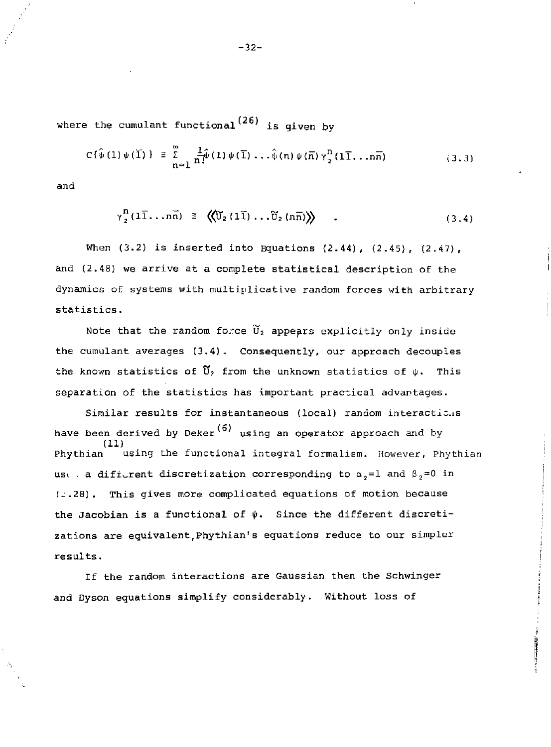where the cumulant functional[26] is given by

$$C\{\hat{\psi}(1)\psi(\bar{1})\} \equiv \sum_{n=1}^{\infty} \frac{1}{n!}\hat{\psi}(1)\psi(\bar{1})\ldots\hat{\psi}(n)\psi(\bar{n})\gamma_2^n(1\bar{1}\ldots n\bar{n}) \tag{3.3}$$

and

$$\gamma_2^n(1\bar{1}\ldots n\bar{n}) \equiv \langle\!\langle \tilde{U}_2(1\bar{1})\ldots\tilde{U}_2(n\bar{n})\rangle\!\rangle \quad . \tag{3.4}$$

When (3.2) is inserted into Equations (2.44), (2.45), (2.47), and (2.48) we arrive at a complete statistical description of the dynamics of systems with multiplicative random forces with arbitrary statistics.

Note that the random force $\tilde{U}_2$ appears explicitly only inside the cumulant averages (3.4). Consequently, our approach decouples the known statistics of $\tilde{U}_2$ from the unknown statistics of $\psi$. This separation of the statistics has important practical advantages.

Similar results for instantaneous (local) random interactions have been derived by Deker[6] using an operator approach and by Phythian[11] using the functional integral formalism. However, Phythian uses a different discretization corresponding to $\alpha_2=1$ and $\beta_2=0$ in (2.28). This gives more complicated equations of motion because the Jacobian is a functional of $\psi$. Since the different discretizations are equivalent, Phythian's equations reduce to our simpler results.

If the random interactions are Gaussian then the Schwinger and Dyson equations simplify considerably. Without loss of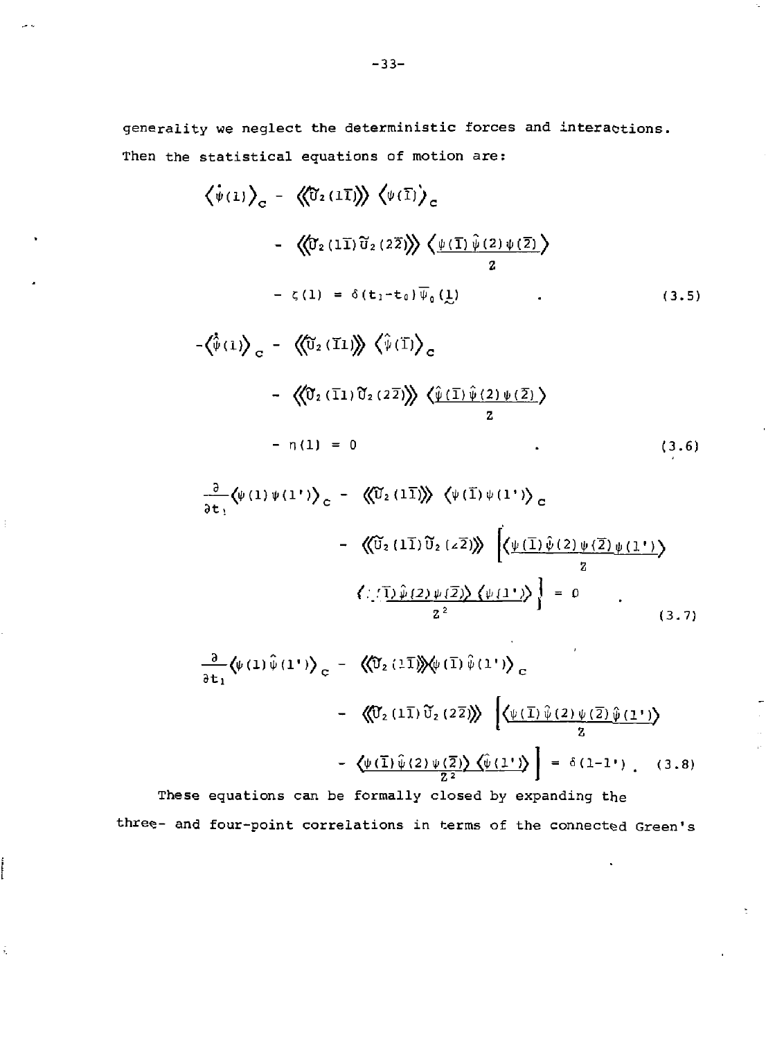generality we neglect the deterministic forces and interactions. Then the statistical equations of motion are:

$$
\begin{aligned}
\langle \dot{\psi}(1)\rangle_c &- \langle\!\langle \tilde{U}_2(1\bar{1})\rangle\!\rangle \langle \psi(\bar{1})\rangle_c \\
&- \langle\!\langle \tilde{U}_2(1\bar{1})\tilde{U}_2(2\bar{2})\rangle\!\rangle \frac{\langle \psi(\bar{1})\hat{\psi}(2)\psi(\bar{2})\rangle}{Z} \\
&- \zeta(1) = \delta(t_1 - t_0)\overline{\psi}_0(\underset{\sim}{1}) \qquad\qquad (3.5)
\end{aligned}
$$

$$
\begin{aligned}
-\langle \dot{\hat{\psi}}(1)\rangle_c &- \langle\!\langle \tilde{U}_2(\bar{1}1)\rangle\!\rangle \langle \hat{\psi}(\bar{1})\rangle_c \\
&- \langle\!\langle \tilde{U}_2(\bar{1}1)\tilde{U}_2(2\bar{2})\rangle\!\rangle \frac{\langle \hat{\psi}(\bar{1})\hat{\psi}(2)\psi(\bar{2})\rangle}{Z} \\
&- \eta(1) = 0 \qquad\qquad (3.6)
\end{aligned}
$$

$$
\begin{aligned}
\frac{\partial}{\partial t_1}\langle \psi(1)\psi(1')\rangle_c &- \langle\!\langle \tilde{U}_2(1\bar{1})\rangle\!\rangle \langle \psi(\bar{1})\psi(1')\rangle_c \\
&- \langle\!\langle \tilde{U}_2(1\bar{1})\tilde{U}_2(2\bar{2})\rangle\!\rangle \left[\frac{\langle \psi(\bar{1})\hat{\psi}(2)\psi(\bar{2})\psi(1')\rangle}{Z} \right. \\
&\left. \frac{\langle \psi(\bar{1})\hat{\psi}(2)\psi(\bar{2})\rangle \langle \psi(1')\rangle}{Z^2}\right] = 0 \qquad\qquad (3.7)
\end{aligned}
$$

$$
\begin{aligned}
\frac{\partial}{\partial t_1}\langle \psi(1)\hat{\psi}(1')\rangle_c &- \langle\!\langle \tilde{U}_2(1\bar{1})\rangle\!\rangle \langle \psi(\bar{1})\hat{\psi}(1')\rangle_c \\
&- \langle\!\langle \tilde{U}_2(1\bar{1})\tilde{U}_2(2\bar{2})\rangle\!\rangle \left[\frac{\langle \psi(\bar{1})\hat{\psi}(2)\psi(\bar{2})\hat{\psi}(1')\rangle}{Z} \right. \\
&\left. - \frac{\langle \psi(\bar{1})\hat{\psi}(2)\psi(\bar{2})\rangle \langle \hat{\psi}(1')\rangle}{Z^2}\right] = \delta(1-1') \qquad (3.8)
\end{aligned}
$$

These equations can be formally closed by expanding the three- and four-point correlations in terms of the connected Green's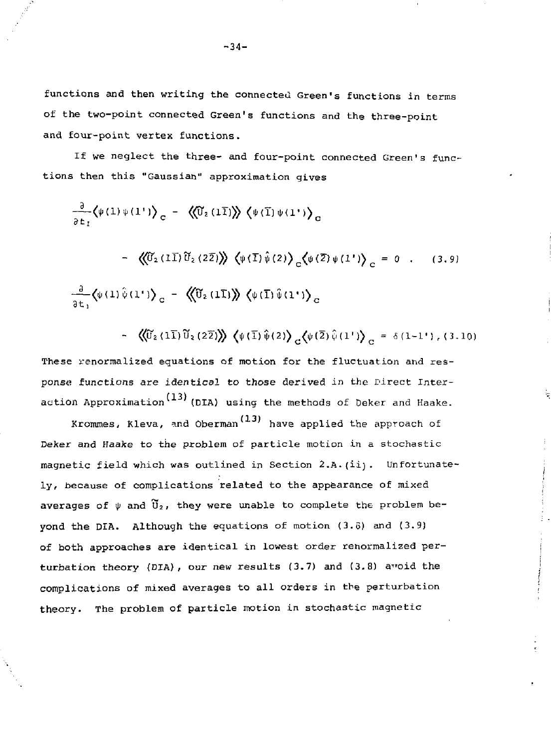functions and then writing the connected Green's functions in terms of the two-point connected Green's functions and the three-point and four-point vertex functions.

If we neglect the three- and four-point connected Green's functions then this "Gaussian" approximation gives

$$\frac{\partial}{\partial t_1}\langle \psi(1)\psi(1')\rangle_c - \langle\langle \tilde{U}_2(1\bar{1})\rangle\rangle \langle \psi(\bar{1})\psi(1')\rangle_c$$

$$- \langle\langle \tilde{U}_2(1\bar{1})\tilde{U}_2(2\bar{2})\rangle\rangle \langle \psi(\bar{1})\hat{\psi}(2)\rangle_c \langle \psi(\bar{2})\psi(1')\rangle_c = 0 \ . \qquad (3.9)$$

$$\frac{\partial}{\partial t_1}\langle \psi(1)\hat{\psi}(1')\rangle_c - \langle\langle \tilde{U}_2(1\bar{1})\rangle\rangle \langle \psi(\bar{1})\hat{\psi}(1')\rangle_c$$

$$- \langle\langle \tilde{U}_2(1\bar{1})\tilde{U}_2(2\bar{2})\rangle\rangle \langle \psi(\bar{1})\hat{\psi}(2)\rangle_c \langle \psi(\bar{2})\hat{\psi}(1')\rangle_c = \delta(1-1') \ , \qquad (3.10)$$

These renormalized equations of motion for the fluctuation and response functions are *identical to those* derived in the Direct Interaction Approximation[13] (DIA) using the methods of Deker and Haake.

Krommes, Kleva, and Oberman[13] have applied the approach of Deker and Haake to the problem of particle motion in a stochastic magnetic field which was outlined in Section 2.A.(ii). Unfortunately, because of complications related to the appearance of mixed averages of $\psi$ and $\tilde{U}_2$, they were unable to complete the problem beyond the DIA. Although the equations of motion (3.8) and (3.9) of both approaches are identical in lowest order renormalized perturbation theory (DIA), our new results (3.7) and (3.8) avoid the complications of mixed averages to all orders in the perturbation theory. The problem of particle motion in stochastic magnetic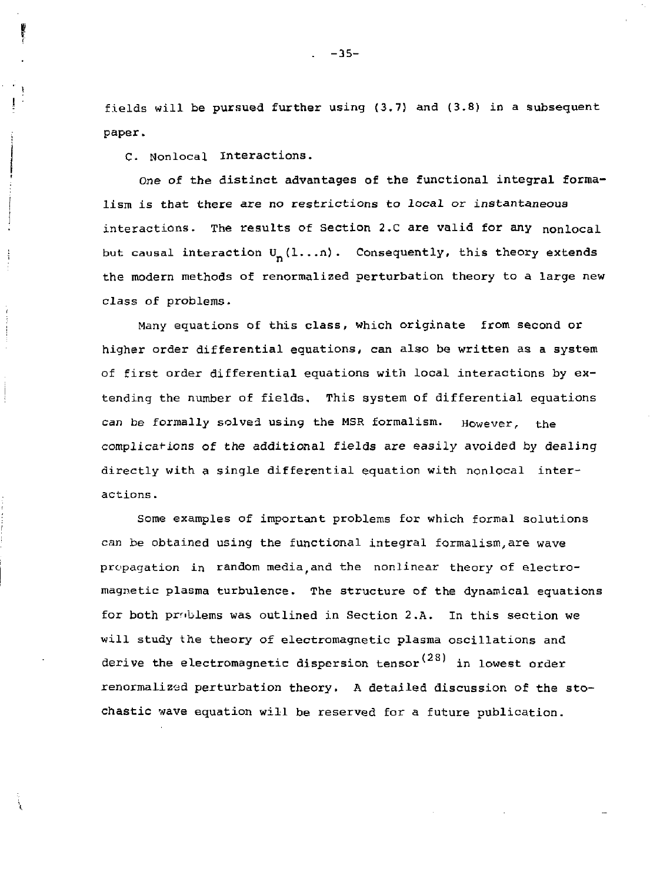fields will be pursued further using (3.7) and (3.8) in a subsequent paper.

### C. Nonlocal Interactions.

One of the distinct advantages of the functional integral formalism is that there are no restrictions to local or instantaneous interactions. The results of Section 2.C are valid for any nonlocal but causal interaction $U_n(1...n)$. Consequently, this theory extends the modern methods of renormalized perturbation theory to a large new class of problems.

Many equations of this class, which originate from second or higher order differential equations, can also be written as a system of first order differential equations with local interactions by extending the number of fields. This system of differential equations can be formally solved using the MSR formalism. However, the complications of the additional fields are easily avoided by dealing directly with a single differential equation with nonlocal interactions.

Some examples of important problems for which formal solutions can be obtained using the functional integral formalism, are wave propagation in random media, and the nonlinear theory of electromagnetic plasma turbulence. The structure of the dynamical equations for both problems was outlined in Section 2.A. In this section we will study the theory of electromagnetic plasma oscillations and derive the electromagnetic dispersion tensor[28] in lowest order renormalized perturbation theory. A detailed discussion of the stochastic wave equation will be reserved for a future publication.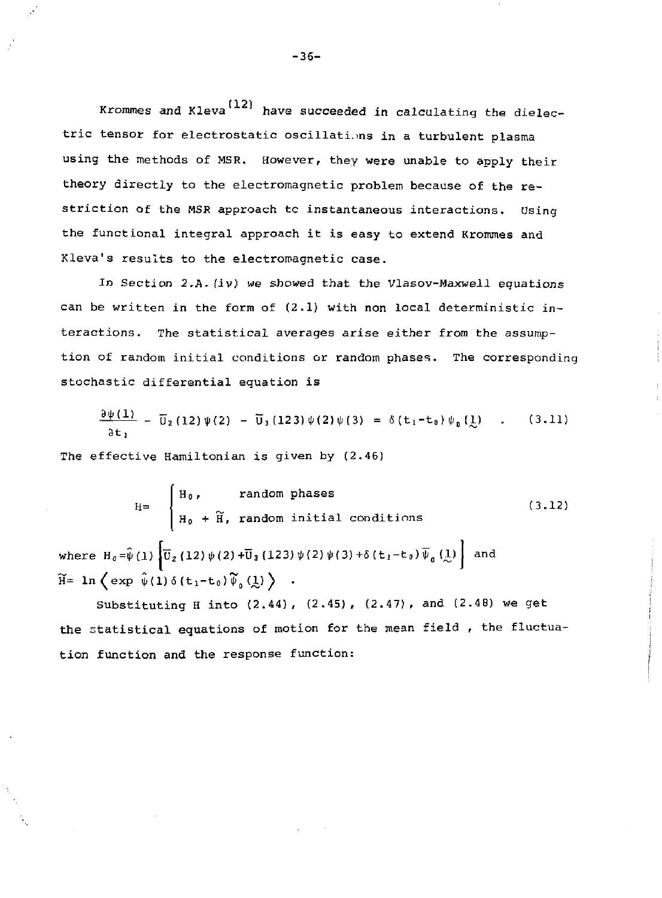Krommes and Kleva[12] have succeeded in calculating the dielectric tensor for electrostatic oscillations in a turbulent plasma using the methods of MSR. However, they were unable to apply their theory directly to the electromagnetic problem because of the restriction of the MSR approach to instantaneous interactions. Using the functional integral approach it is easy to extend Krommes and Kleva's results to the electromagnetic case.

In Section 2.A.(iv) we showed that the Vlasov-Maxwell equations can be written in the form of (2.1) with non local deterministic interactions. The statistical averages arise either from the assumption of random initial conditions or random phases. The corresponding stochastic differential equation is

$$\frac{\partial\psi(1)}{\partial t_1} - \bar{U}_2(12)\psi(2) - \bar{U}_3(123)\psi(2)\psi(3) = \delta(t_1-t_0)\psi_0(\underset{\sim}{1}) \quad . \tag{3.11}$$

The effective Hamiltonian is given by (2.46)

$$H = \begin{cases} H_0, & \text{random phases} \\ H_0 + \tilde{H}, & \text{random initial conditions} \end{cases} \tag{3.12}$$

where $H_0 = \hat{\psi}(1)\left[\bar{U}_2(12)\psi(2) + \bar{U}_3(123)\psi(2)\psi(3) + \delta(t_1-t_0)\bar{\psi}_0(\underset{\sim}{1})\right]$ and $\tilde{H} = \ln\left\langle \exp\, \hat{\psi}(1)\delta(t_1-t_0)\tilde{\psi}_0(\underset{\sim}{1})\right\rangle$ .

Substituting H into (2.44), (2.45), (2.47), and (2.48) we get the statistical equations of motion for the mean field , the fluctuation function and the response function: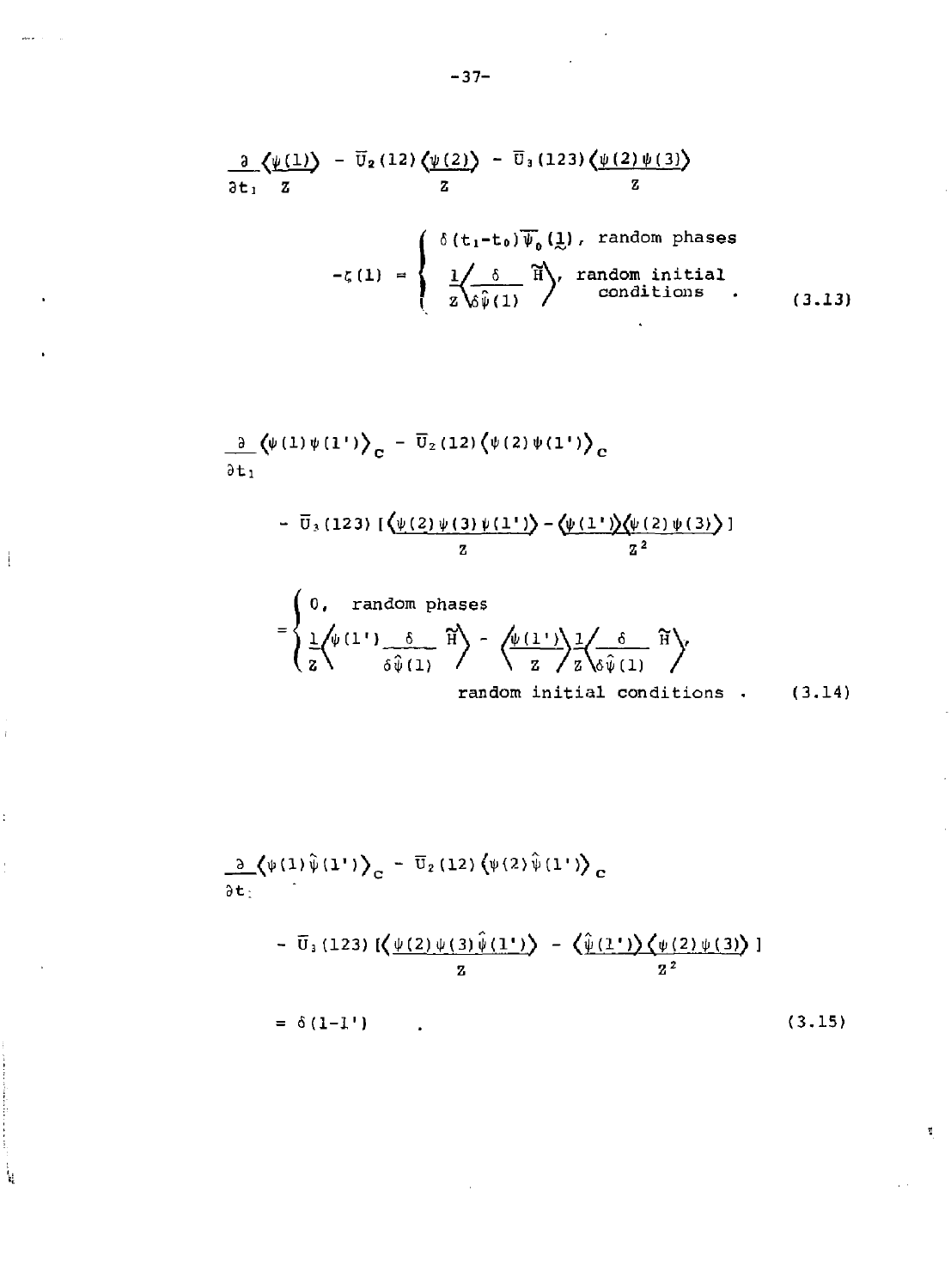$$\frac{\partial}{\partial t_1}\frac{\langle\psi(1)\rangle}{Z} - \bar{U}_2(12)\frac{\langle\psi(2)\rangle}{Z} - \bar{U}_3(123)\frac{\langle\psi(2)\psi(3)\rangle}{Z}$$

$$-\zeta(1) = \begin{cases} \delta(t_1-t_0)\overline{\Psi}_0(\underset{\sim}{1}), & \text{random phases} \\ \frac{1}{Z}\left\langle\frac{\delta}{\delta\hat{\psi}(1)}\,\widetilde{H}\right\rangle, & \text{random initial conditions} \end{cases} \quad . \tag{3.13}$$

$$\frac{\partial}{\partial t_1}\langle\psi(1)\psi(1')\rangle_c - \bar{U}_2(12)\langle\psi(2)\psi(1')\rangle_c$$

$$-\bar{U}_3(123)\left[\frac{\langle\psi(2)\psi(3)\psi(1')\rangle}{Z} - \frac{\langle\psi(1')\rangle\langle\psi(2)\psi(3)\rangle}{Z^2}\right]$$

$$= \begin{cases} 0, & \text{random phases} \\ \frac{1}{Z}\left\langle\psi(1')\frac{\delta}{\delta\hat{\psi}(1)}\,\widetilde{H}\right\rangle - \left\langle\frac{\psi(1')}{Z}\right\rangle\frac{1}{Z}\left\langle\frac{\delta}{\delta\hat{\psi}(1)}\,\widetilde{H}\right\rangle, & \text{random initial conditions} \end{cases} \quad . \tag{3.14}$$

$$\frac{\partial}{\partial t_1}\langle\psi(1)\hat{\psi}(1')\rangle_c - \bar{U}_2(12)\langle\psi(2)\hat{\psi}(1')\rangle_c$$

$$-\bar{U}_3(123)\left[\frac{\langle\psi(2)\psi(3)\hat{\psi}(1')\rangle}{Z} - \frac{\langle\hat{\psi}(1')\rangle\langle\psi(2)\psi(3)\rangle}{Z^2}\right]$$

$$= \delta(1-1') \quad . \tag{3.15}$$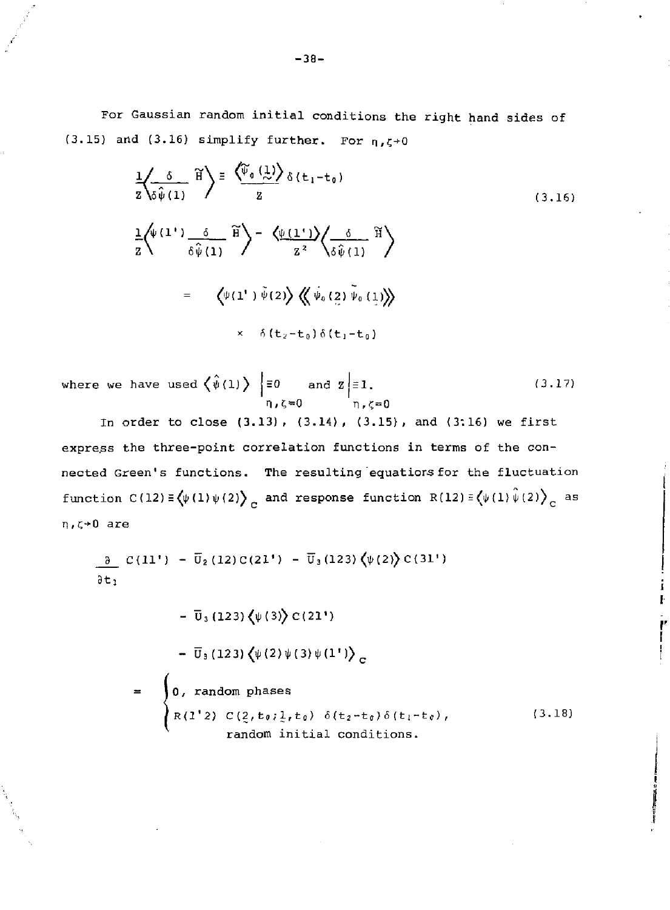For Gaussian random initial conditions the right hand sides of (3.15) and (3.16) simplify further. For $\eta,\zeta\to 0$

$$\frac{1}{Z}\left\langle \frac{\delta}{\delta\hat{\psi}(1)}\, \tilde{H} \right\rangle \equiv \frac{\langle \tilde{\psi}_0(\underset{\sim}{1}) \rangle}{Z}\, \delta(t_1-t_0) \tag{3.16}$$

$$\frac{1}{Z}\left\langle \psi(1')\frac{\delta}{\delta\hat{\psi}(1)}\, \tilde{H} \right\rangle - \frac{\langle \psi(1') \rangle}{Z^2}\left\langle \frac{\delta}{\delta\hat{\psi}(1)}\, \tilde{H} \right\rangle$$

$$= \quad \langle \psi(1')\,\hat{\psi}(2) \rangle \left\langle\!\left\langle \dot{\psi}_0(\underset{\sim}{2})\, \tilde{\psi}_0(\underset{\sim}{1}) \right\rangle\!\right\rangle$$

$$\times \quad \delta(t_2-t_0)\,\delta(t_1-t_0)$$

where we have used $\langle \hat{\psi}(1) \rangle \Big|_{\eta,\zeta=0} \equiv 0$ and $Z\Big|_{\eta,\zeta=0} \equiv 1.$ (3.17)

In order to close (3.13), (3.14), (3.15), and (3.16) we first express the three-point correlation functions in terms of the connected Green's functions. The resulting equations for the fluctuation function $C(12) \equiv \langle \psi(1)\psi(2) \rangle_c$ and response function $R(12) \equiv \langle \psi(1)\hat{\psi}(2) \rangle_c$ as $\eta,\zeta\to 0$ are

$$\frac{\partial}{\partial t_1} C(11') - \bar{U}_2(12)C(21') - \bar{U}_3(123)\langle\psi(2)\rangle C(31')$$

$$- \bar{U}_3(123)\langle\psi(3)\rangle C(21')$$

$$- \bar{U}_3(123)\langle\psi(2)\psi(3)\psi(1')\rangle_c$$

$$= \begin{cases} 0, \text{ random phases} \\ R(1'2)\; C(\underset{\sim}{2},t_0;\underset{\sim}{1},t_0)\;\delta(t_2-t_0)\,\delta(t_1-t_0), \\ \qquad \text{random initial conditions.} \end{cases} \tag{3.18}$$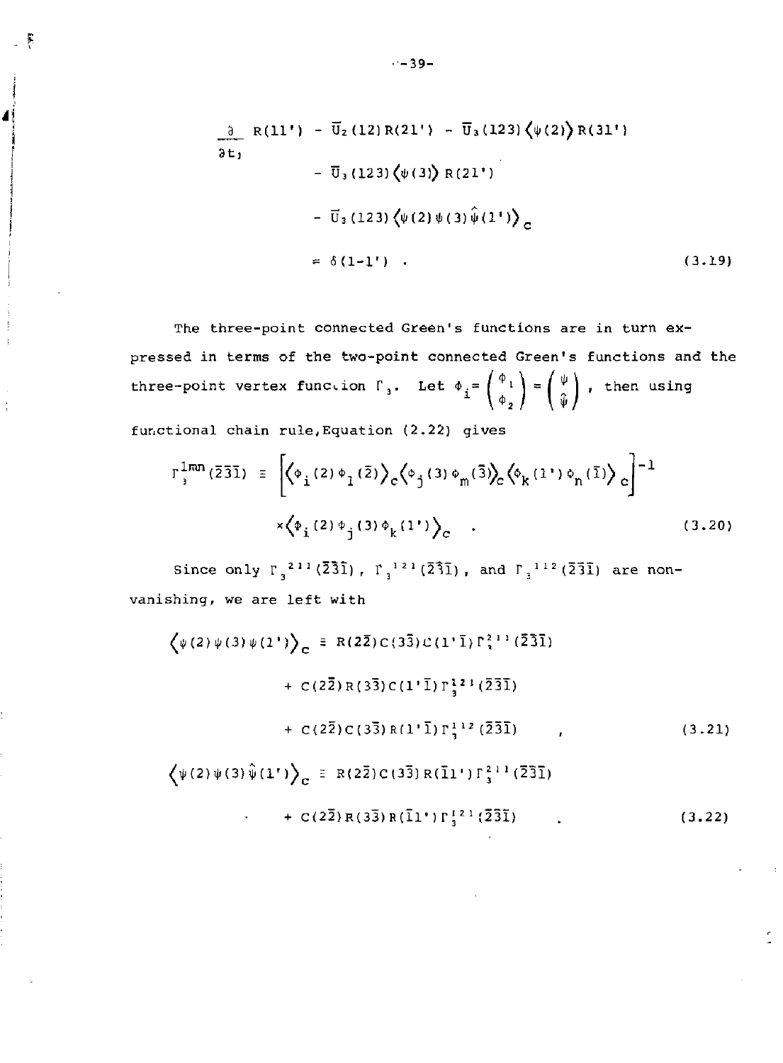$$
\begin{aligned}
\frac{\partial}{\partial t_1} R(11') &- \bar{U}_2(12)R(21') - \bar{U}_3(123)\langle\psi(2)\rangle R(31') \\
&- \bar{U}_3(123)\langle\psi(3)\rangle R(21') \\
&- \bar{U}_3(123)\langle\psi(2)\psi(3)\hat{\psi}(1')\rangle_c \\
&= \delta(1-1') \quad .
\end{aligned}
\tag{3.19}
$$

The three-point connected Green's functions are in turn expressed in terms of the two-point connected Green's functions and the three-point vertex function $\Gamma_3$. Let $\phi_i = \begin{pmatrix} \phi_1 \\ \phi_2 \end{pmatrix} = \begin{pmatrix} \psi \\ \hat{\psi} \end{pmatrix}$, then using functional chain rule, Equation (2.22) gives

$$
\begin{aligned}
\Gamma_3^{lmn}(\bar{2}\bar{3}\bar{1}) \equiv &\left[\langle\phi_i(2)\phi_l(\bar{2})\rangle_c \langle\phi_j(3)\phi_m(\bar{3})\rangle_c \langle\phi_k(1')\phi_n(\bar{1})\rangle_c\right]^{-1} \\
&\times\langle\phi_i(2)\phi_j(3)\phi_k(1')\rangle_c \quad .
\end{aligned}
\tag{3.20}
$$

Since only $\Gamma_3^{211}(\bar{2}\bar{3}\bar{1})$, $\Gamma_3^{121}(\bar{2}\bar{3}\bar{1})$, and $\Gamma_3^{112}(\bar{2}\bar{3}\bar{1})$ are non-vanishing, we are left with

$$
\begin{aligned}
\langle\psi(2)\psi(3)\psi(1')\rangle_c \equiv\ & R(2\bar{2})C(3\bar{3})C(1'\bar{1})\Gamma_3^{211}(\bar{2}\bar{3}\bar{1}) \\
&+ C(2\bar{2})R(3\bar{3})C(1'\bar{1})\Gamma_3^{121}(\bar{2}\bar{3}\bar{1}) \\
&+ C(2\bar{2})C(3\bar{3})R(1'\bar{1})\Gamma_3^{112}(\bar{2}\bar{3}\bar{1}) \quad ,
\end{aligned}
\tag{3.21}
$$

$$
\begin{aligned}
\langle\psi(2)\psi(3)\hat{\psi}(1')\rangle_c \equiv\ & R(2\bar{2})C(3\bar{3})R(\bar{1}1')\Gamma_3^{211}(\bar{2}\bar{3}\bar{1}) \\
&+ C(2\bar{2})R(3\bar{3})R(\bar{1}1')\Gamma_3^{121}(\bar{2}\bar{3}\bar{1}) \quad .
\end{aligned}
\tag{3.22}
$$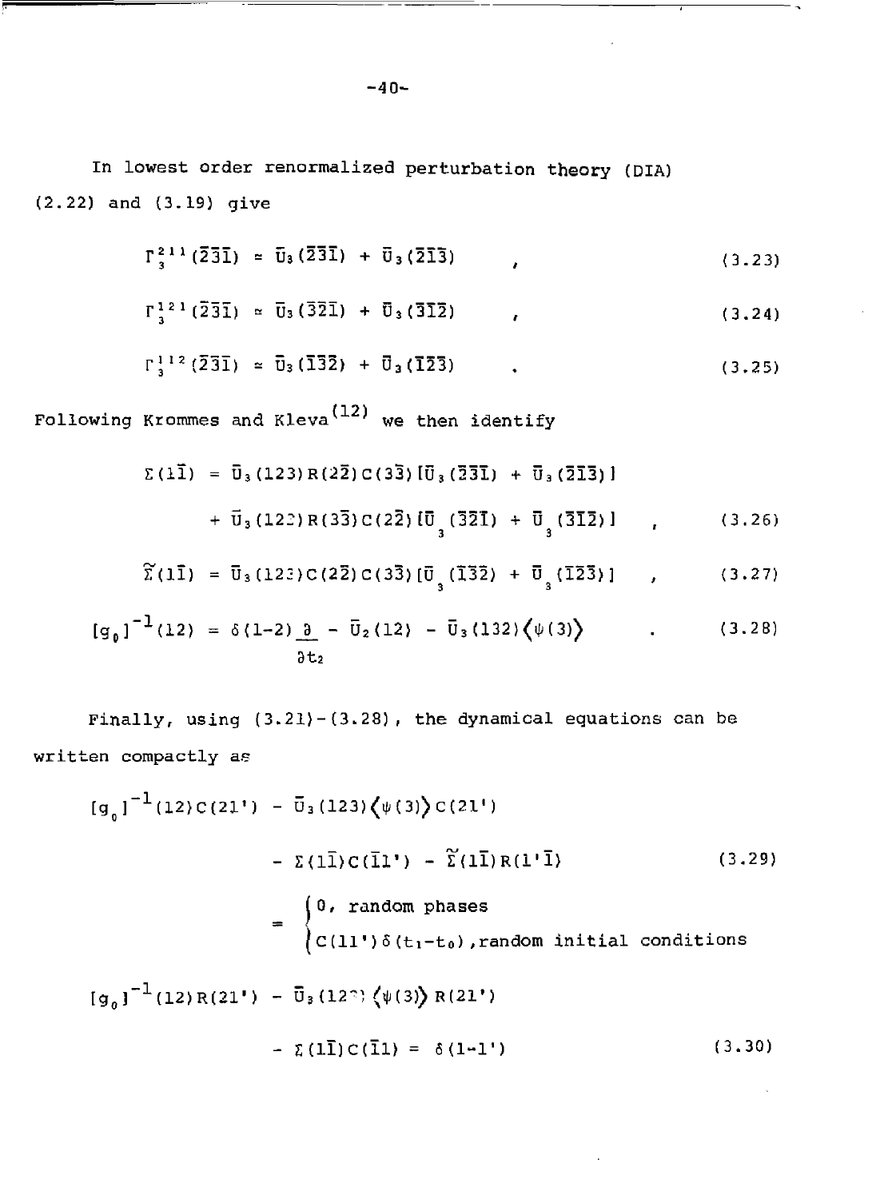In lowest order renormalized perturbation theory (DIA) (2.22) and (3.19) give

$$\Gamma_3^{211}(\bar{2}\bar{3}\bar{1}) \simeq \bar{U}_3(\bar{2}\bar{3}\bar{1}) + \bar{U}_3(\bar{2}\bar{1}\bar{3}) \quad , \tag{3.23}$$

$$\Gamma_3^{121}(\bar{2}\bar{3}\bar{1}) \simeq \bar{U}_3(\bar{3}\bar{2}\bar{1}) + \bar{U}_3(\bar{3}\bar{1}\bar{2}) \quad , \tag{3.24}$$

$$\Gamma_3^{112}(\bar{2}\bar{3}\bar{1}) \simeq \bar{U}_3(\bar{1}\bar{3}\bar{2}) + \bar{U}_3(\bar{1}\bar{2}\bar{3}) \quad . \tag{3.25}$$

Following Krommes and Kleva[12] we then identify

$$\Sigma(1\bar{1}) = \bar{U}_3(123)R(2\bar{2})C(3\bar{3})[\bar{U}_3(\bar{2}\bar{3}\bar{1}) + \bar{U}_3(\bar{2}\bar{1}\bar{3})]$$
$$+ \bar{U}_3(123)R(3\bar{3})C(2\bar{2})[\bar{U}_3(\bar{3}\bar{2}\bar{1}) + \bar{U}_3(\bar{3}\bar{1}\bar{2})] \quad , \tag{3.26}$$

$$\widetilde{\Sigma}(1\bar{1}) = \bar{U}_3(123)C(2\bar{2})C(3\bar{3})[\bar{U}_3(\bar{1}\bar{3}\bar{2}) + \bar{U}_3(\bar{1}\bar{2}\bar{3})] \quad , \tag{3.27}$$

$$[g_0]^{-1}(12) = \delta(1-2)\frac{\partial}{\partial t_2} - \bar{U}_2(12) - \bar{U}_3(132)\langle\psi(3)\rangle \quad . \tag{3.28}$$

Finally, using (3.21)-(3.28), the dynamical equations can be written compactly as

$$[g_0]^{-1}(12)C(21') - \bar{U}_3(123)\langle\psi(3)\rangle C(21')$$
$$- \Sigma(1\bar{1})C(\bar{1}1') - \widetilde{\Sigma}(1\bar{1})R(1'\bar{1}) \tag{3.29}$$
$$= \begin{cases} 0, \text{ random phases} \\ C(11')\delta(t_1-t_0), \text{random initial conditions} \end{cases}$$

$$[g_0]^{-1}(12)R(21') - \bar{U}_3(123)\langle\psi(3)\rangle R(21')$$
$$- \Sigma(1\bar{1})C(\bar{1}1) = \delta(1-1') \tag{3.30}$$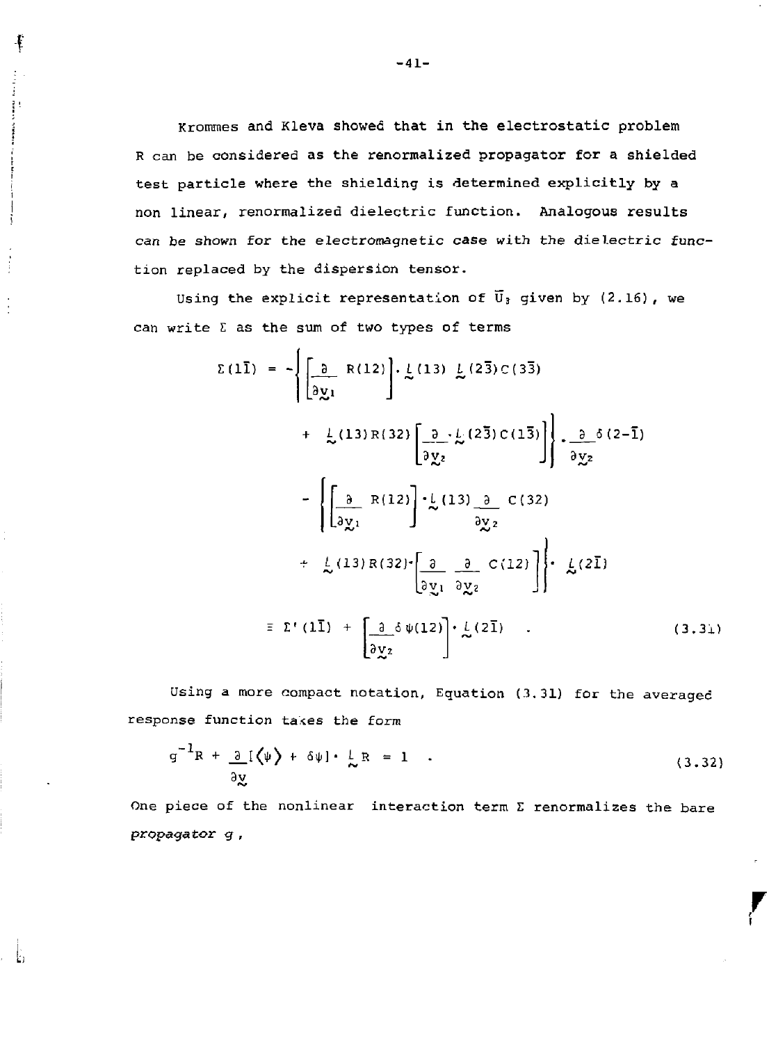Krommes and Kleva showed that in the electrostatic problem R can be considered as the renormalized propagator for a shielded test particle where the shielding is determined explicitly by a non linear, renormalized dielectric function. Analogous results can be shown for the electromagnetic case with the dielectric function replaced by the dispersion tensor.

Using the explicit representation of $\bar{U}_3$ given by (2.16), we can write $\Sigma$ as the sum of two types of terms

$$
\begin{aligned}
\Sigma(1\bar{1}) = & -\left\{ \left[ \frac{\partial}{\partial \underset{\sim}{v}_1} R(12) \right] \cdot \underset{\sim}{L}(13)\ \underset{\sim}{L}(2\bar{3}) C(3\bar{3}) \right. \\
& \left. + \underset{\sim}{L}(13) R(32) \left[ \frac{\partial}{\partial \underset{\sim}{v}_2} \cdot \underset{\sim}{L}(2\bar{3}) C(1\bar{3}) \right] \right\} \cdot \frac{\partial}{\partial \underset{\sim}{v}_2} \delta(2-\bar{1}) \\
& - \left\{ \left[ \frac{\partial}{\partial \underset{\sim}{v}_1} R(12) \right] \cdot \underset{\sim}{L}(13) \frac{\partial}{\partial \underset{\sim}{v}_2} C(32) \right. \\
& \left. + \underset{\sim}{L}(13) R(32) \cdot \left[ \frac{\partial}{\partial \underset{\sim}{v}_1} \frac{\partial}{\partial \underset{\sim}{v}_2} C(12) \right] \right\} \cdot \underset{\sim}{L}(2\bar{1}) \\
\equiv\ & \Sigma'(1\bar{1}) + \left[ \frac{\partial}{\partial \underset{\sim}{v}_2} \delta\psi(12) \right] \cdot \underset{\sim}{L}(2\bar{1}) \quad .
\end{aligned}
\tag{3.31}
$$

Using a more compact notation, Equation (3.31) for the averaged response function takes the form

$$
g^{-1}R + \frac{\partial}{\partial \underset{\sim}{v}} [\langle \psi \rangle + \delta\psi] \cdot \underset{\sim}{L} R = 1 \quad . \tag{3.32}
$$

One piece of the nonlinear interaction term $\Sigma$ renormalizes the bare *propagator* $g$,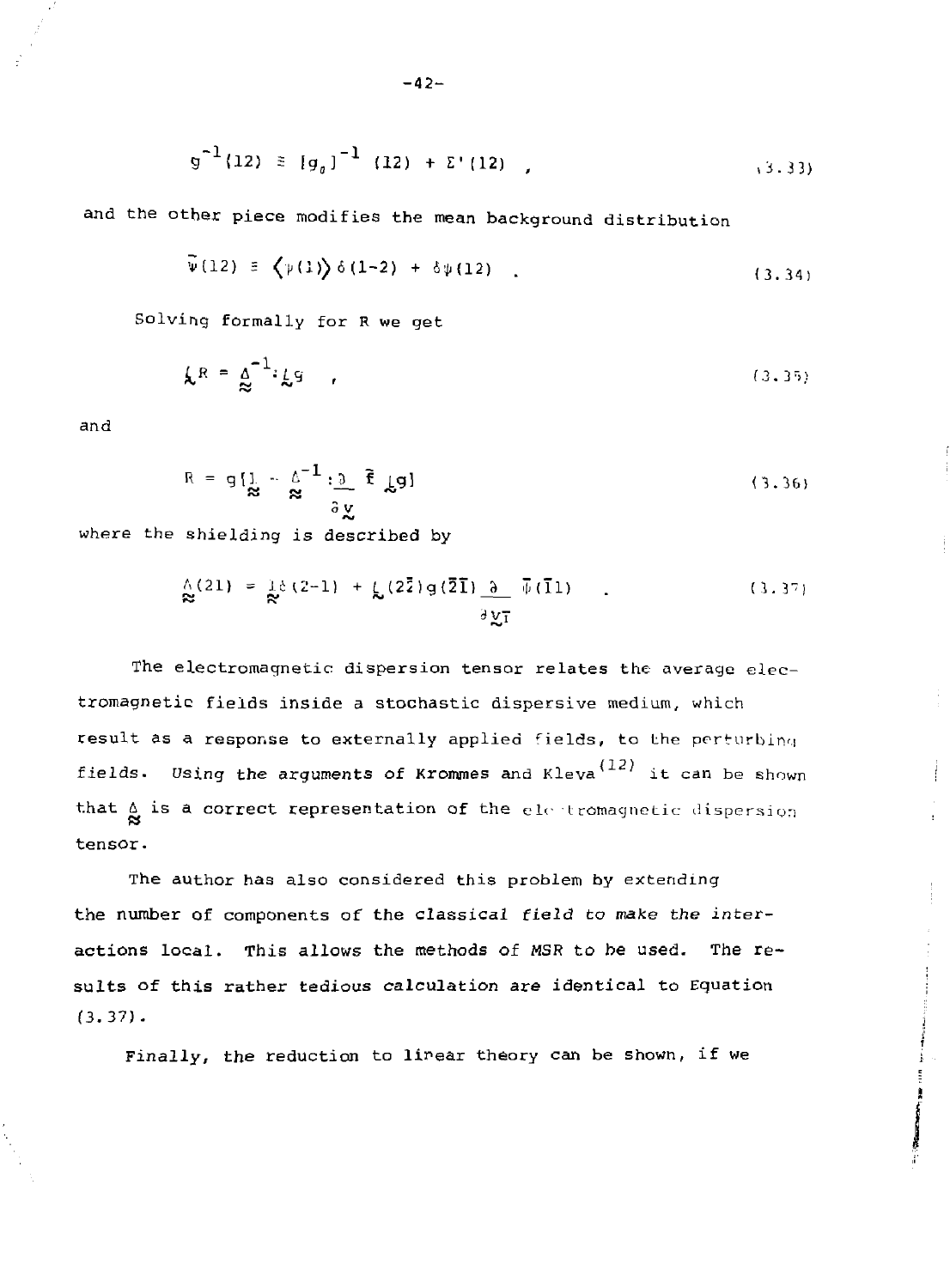$$g^{-1}(12) \equiv [g_0]^{-1}(12) + \Sigma'(12) \ , \tag{3.33}$$

and the other piece modifies the mean background distribution

$$\tilde{\psi}(12) \equiv \langle \psi(1) \rangle \delta(1-2) + \delta\psi(12) \ . \tag{3.34}$$

Solving formally for R we get

$$\underset{\sim}{L} R = \underset{\approx}{\Delta}^{-1} : \underset{\sim}{L} g \ , \tag{3.35}$$

and

$$R = g[\underset{\approx}{1} - \underset{\approx}{\Delta}^{-1} : \frac{\partial}{\partial \underset{\sim}{v}} \hat{f} \underset{\sim}{L} g] \tag{3.36}$$

where the shielding is described by

$$\underset{\approx}{\Delta}(21) = \underset{\approx}{1}\delta(2-1) + \underset{\sim}{L}(2\bar{2})g(\bar{2}\bar{1}) \frac{\partial}{\partial \underset{\sim}{v}_{\bar{1}}} \tilde{\psi}(\bar{1}1) \ . \tag{3.37}$$

The electromagnetic dispersion tensor relates the average electromagnetic fields inside a stochastic dispersive medium, which result as a response to externally applied fields, to the perturbing fields. Using the arguments of Krommes and Kleva[12] it can be shown that $\underset{\approx}{\Delta}$ is a correct representation of the electromagnetic dispersion tensor.

The author has also considered this problem by extending the number of components of the classical field to make the interactions local. This allows the methods of MSR to be used. The results of this rather tedious calculation are identical to Equation (3.37).

Finally, the reduction to linear theory can be shown, if we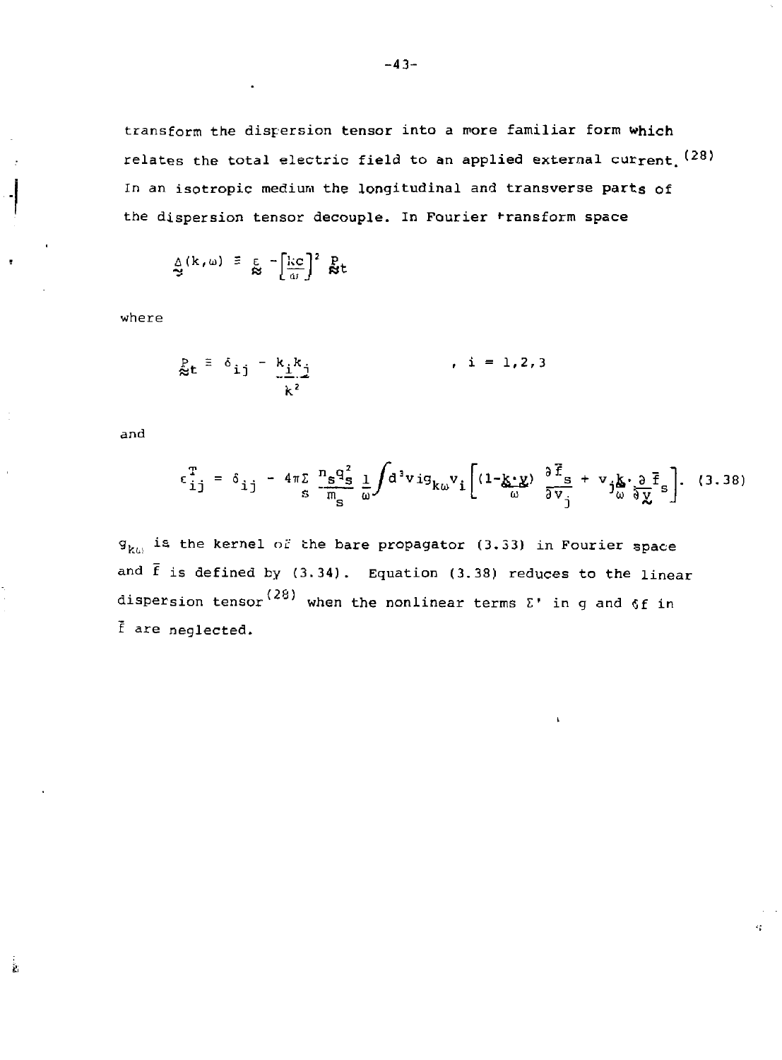transform the dispersion tensor into a more familiar form which relates the total electric field to an applied external current.[28] In an isotropic medium the longitudinal and transverse parts of the dispersion tensor decouple. In Fourier transform space

$$\underset{\approx}{\Delta}(k,\omega) \equiv \underset{\approx}{\epsilon} - \left[\frac{kc}{\omega}\right]^2 \underset{\approx}{P}_t$$

where

$$\underset{\approx}{P}_t \equiv \delta_{ij} - \frac{k_i k_j}{k^2} \qquad , \; i = 1,2,3$$

and

$$\epsilon_{ij}^T = \delta_{ij} - 4\pi \sum_s \frac{n_s q_s^2}{m_s} \frac{1}{\omega} \int d^3v \, i g_{k\omega} v_i \left[ (1 - \frac{\underset{\sim}{k} \cdot \underset{\sim}{v}}{\omega}) \frac{\partial \bar{f}_s}{\partial v_j} + v_j \frac{\underset{\sim}{k}}{\omega} \cdot \frac{\partial}{\partial \underset{\sim}{v}} \bar{f}_s \right]. \quad (3.38)$$

$g_{k\omega}$ is the kernel of the bare propagator (3.33) in Fourier space and $\bar{f}$ is defined by (3.34). Equation (3.38) reduces to the linear dispersion tensor[28] when the nonlinear terms $\Sigma'$ in $g$ and $\delta f$ in $\bar{f}$ are neglected.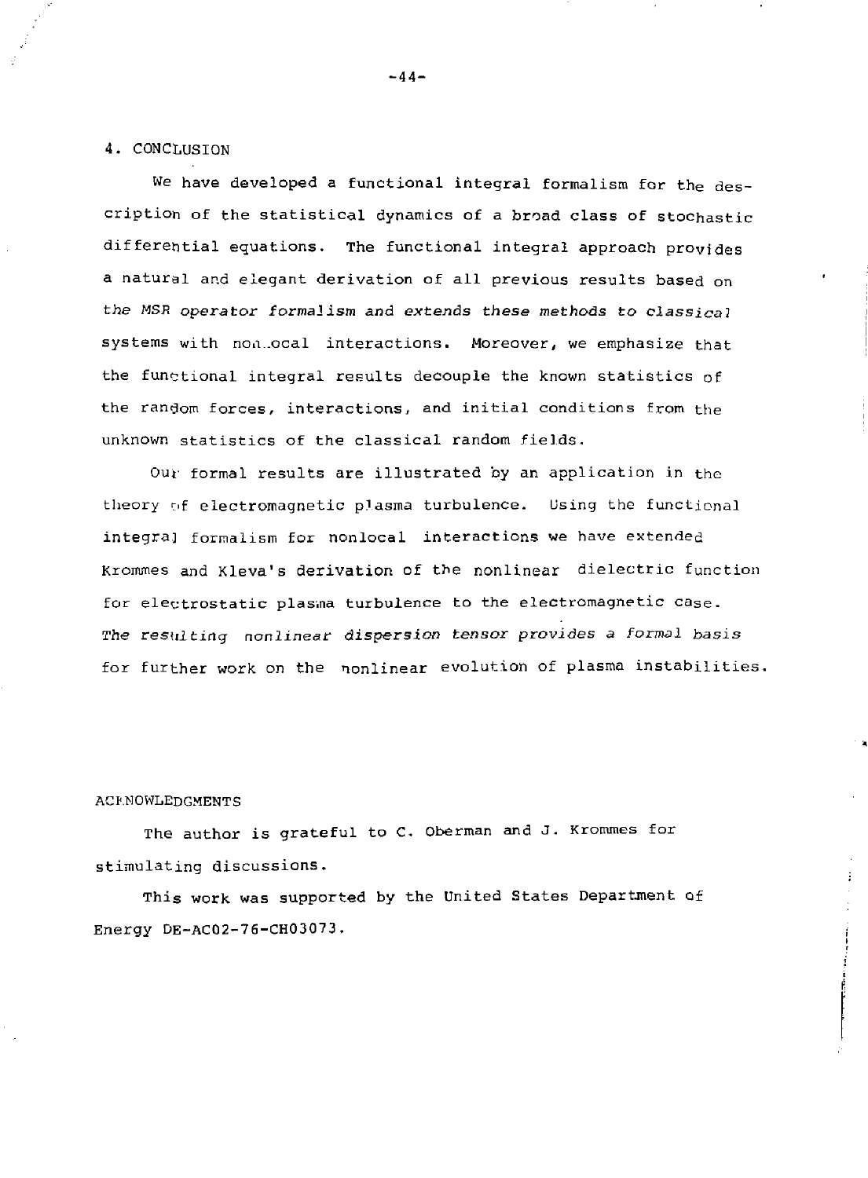## 4. CONCLUSION

We have developed a functional integral formalism for the description of the statistical dynamics of a broad class of stochastic differential equations. The functional integral approach provides a natural and elegant derivation of all previous results based on the MSR operator formalism and extends these methods to classical systems with nonlocal interactions. Moreover, we emphasize that the functional integral results decouple the known statistics of the random forces, interactions, and initial conditions from the unknown statistics of the classical random fields.

Our formal results are illustrated by an application in the theory of electromagnetic plasma turbulence. Using the functional integral formalism for nonlocal interactions we have extended Krommes and Kleva's derivation of the nonlinear dielectric function for electrostatic plasma turbulence to the electromagnetic case. The resulting nonlinear dispersion tensor provides a formal basis for further work on the nonlinear evolution of plasma instabilities.

## ACKNOWLEDGMENTS

The author is grateful to C. Oberman and J. Krommes for stimulating discussions.

This work was supported by the United States Department of Energy DE-AC02-76-CH03073.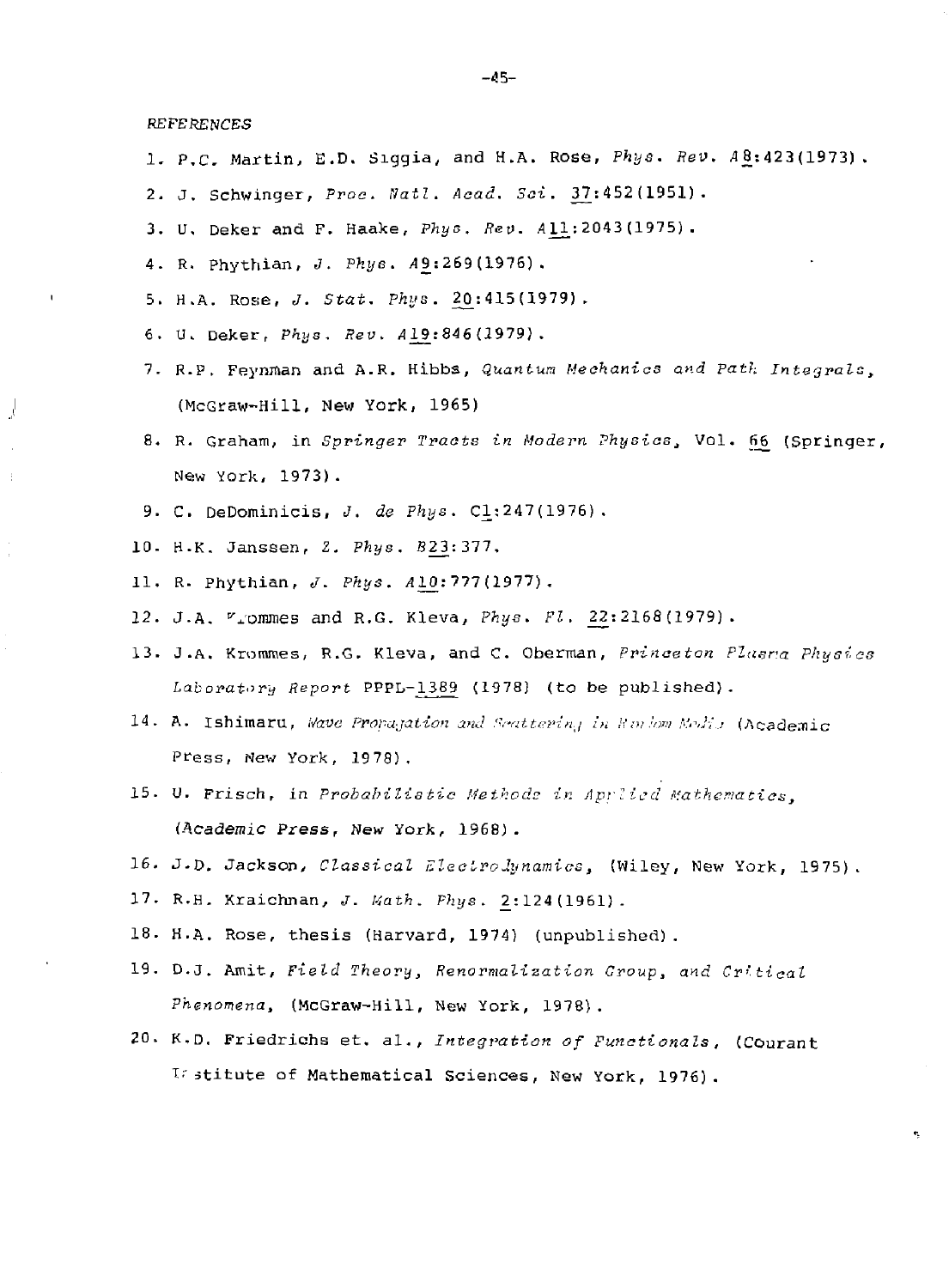*REFERENCES*

1. P.C. Martin, E.D. Siggia, and H.A. Rose, *Phys. Rev.* A8:423(1973).
2. J. Schwinger, *Proc. Natl. Acad. Sci.* 37:452(1951).
3. U. Deker and F. Haake, *Phys. Rev.* A11:2043(1975).
4. R. Phythian, *J. Phys.* A9:269(1976).
5. H.A. Rose, *J. Stat. Phys.* 20:415(1979).
6. U. Deker, *Phys. Rev.* A19:846(1979).
7. R.P. Feynman and A.R. Hibbs, *Quantum Mechanics and Path Integrals*, (McGraw-Hill, New York, 1965)
8. R. Graham, in *Springer Tracts in Modern Physics*, Vol. 66 (Springer, New York, 1973).
9. C. DeDominicis, *J. de Phys.* C1:247(1976).
10. H.K. Janssen, *Z. Phys.* B23:377.
11. R. Phythian, *J. Phys.* A10:777(1977).
12. J.A. Krommes and R.G. Kleva, *Phys. Fl.* 22:2168(1979).
13. J.A. Krommes, R.G. Kleva, and C. Oberman, *Princeton Plasma Physics Laboratory Report* PPPL-1389 (1978) (to be published).
14. A. Ishimaru, *Wave Propagation and Scattering in Random Media* (Academic Press, New York, 1978).
15. U. Frisch, in *Probabilistic Methods in Applied Mathematics*, (Academic Press, New York, 1968).
16. J.D. Jackson, *Classical Electrodynamics*, (Wiley, New York, 1975).
17. R.H. Kraichnan, *J. Math. Phys.* 2:124(1961).
18. H.A. Rose, thesis (Harvard, 1974) (unpublished).
19. D.J. Amit, *Field Theory, Renormalization Group, and Critical Phenomena*, (McGraw-Hill, New York, 1978).
20. K.D. Friedrichs et. al., *Integration of Functionals*, (Courant Institute of Mathematical Sciences, New York, 1976).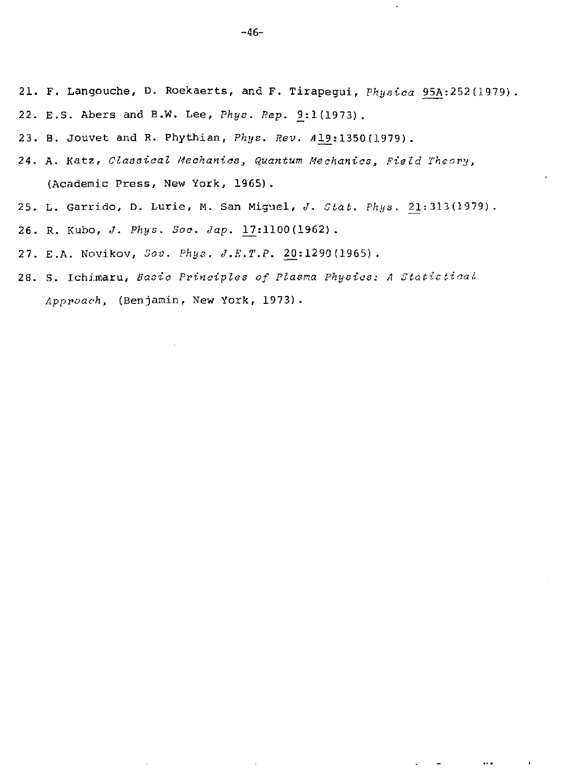21. F. Langouche, D. Roekaerts, and F. Tirapegui, *Physica* 95A:252(1979).

22. E.S. Abers and B.W. Lee, *Phys. Rep.* 9:1(1973).

23. B. Jouvet and R. Phythian, *Phys. Rev.* A19:1350(1979).

24. A. Katz, *Classical Mechanics, Quantum Mechanics, Field Theory*, (Academic Press, New York, 1965).

25. L. Garrido, D. Lurie, M. San Miguel, *J. Stat. Phys.* 21:313(1979).

26. R. Kubo, *J. Phys. Soc. Jap.* 17:1100(1962).

27. E.A. Novikov, *Sov. Phys. J.E.T.P.* 20:1290(1965).

28. S. Ichimaru, *Basic Principles of Plasma Physics: A Statistical Approach*, (Benjamin, New York, 1973).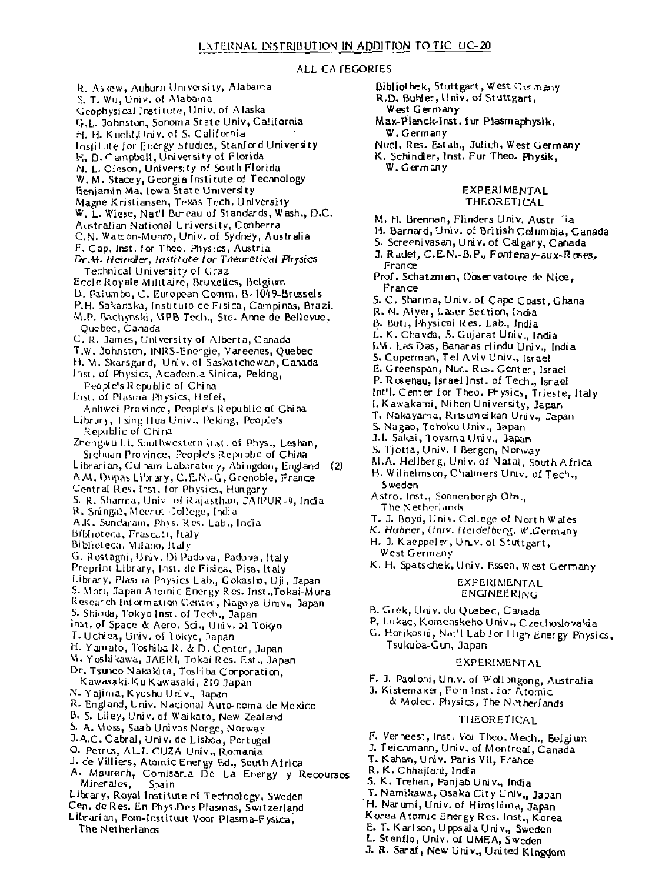## EXTERNAL DISTRIBUTION IN ADDITION TO TIC UC-20

### ALL CATEGORIES

R. Askew, Auburn University, Alabama
S. T. Wu, Univ. of Alabama
Geophysical Institute, Univ. of Alaska
G.L. Johnston, Sonoma State Univ, California
H. H. Kuehl, Univ. of S. California
Institute for Energy Studies, Stanford University
H. D. Campbell, University of Florida
N. L. Oleson, University of South Florida
W. M. Stacey, Georgia Institute of Technology
Benjamin Ma, Iowa State University
Magne Kristiansen, Texas Tech. University
W. L. Wiese, Nat'l Bureau of Standards, Wash., D.C.
Australian National University, Canberra
C.N. Watson-Munro, Univ. of Sydney, Australia
F. Cap, Inst. for Theo. Physics, Austria
*Dr.M. Heindler, Institute for Theoretical Physics*
Technical University of Graz
Ecole Royale Militaire, Bruxelles, Belgium
D. Palumbo, C. European Comm. B-1049-Brussels
P.H. Sakanaka, Instituto de Fisica, Campinas, Brazil
M.P. Bachynski, MPB Tech., Ste. Anne de Bellevue, Quebec, Canada
C. R. James, University of Alberta, Canada
T.W. Johnston, INRS-Energie, Vareenes, Quebec
H. M. Skarsgard, Univ. of Saskatchewan, Canada
Inst. of Physics, Academia Sinica, Peking, People's Republic of China
Inst. of Plasma Physics, Hefei, Anhwei Province, People's Republic of China
Library, Tsing Hua Univ., Peking, People's Republic of China
Zhengwu Li, Southwestern Inst. of Phys., Leshan, Sichuan Province, People's Republic of China
Librarian, Culham Laboratory, Abingdon, England (2)
A.M. Dupas Library, C.E.N.-G, Grenoble, France
Central Res. Inst. for Physics, Hungary
S. R. Sharma, Univ. of Rajasthan, JAIPUR-4, India
R. Shingal, Meerut College, India
A.K. Sundaram, Phys. Res. Lab., India
Biblioteca, Frascati, Italy
Biblioteca, Milano, Italy
G. Rostagni, Univ. Di Padova, Padova, Italy
Preprint Library, Inst. de Fisica, Pisa, Italy
Library, Plasma Physics Lab., Gokasho, Uji, Japan
S. Mori, Japan Atomic Energy Res. Inst., Tokai-Mura
Research Information Center, Nagoya Univ., Japan
S. Shioda, Tokyo Inst. of Tech., Japan
Inst. of Space & Aero. Sci., Univ. of Tokyo
T. Uchida, Univ. of Tokyo, Japan
H. Yamato, Toshiba R. & D. Center, Japan
M. Yoshikawa, JAERI, Tokai Res. Est., Japan
Dr. Tsuneo Nakakita, Toshiba Corporation, Kawasaki-Ku Kawasaki, 210 Japan
N. Yajima, Kyushu Univ., Japan
R. England, Univ. Nacional Auto-noma de Mexico
B. S. Liley, Univ. of Waikato, New Zealand
S. A. Moss, Saab Univas Norge, Norway
J.A.C. Cabral, Univ. de Lisboa, Portugal
O. Petrus, AL.I. CUZA Univ., Romania
J. de Villiers, Atomic Energy Bd., South Africa
A. Maurech, Comisaria De La Energy y Recoursos Minerales, Spain
Library, Royal Institute of Technology, Sweden
Cen. de Res. En Phys.Des Plasmas, Switzerland
Librarian, Fom-Instituut Voor Plasma-Fysica, The Netherlands
Bibliothek, Stuttgart, West Germany
R.D. Buhler, Univ. of Stuttgart, West Germany
Max-Planck-Inst. fur Plasmaphysik, W. Germany
Nucl. Res. Estab., Julich, West Germany
K. Schindler, Inst. Fur Theo. Physik, W. Germany

### EXPERIMENTAL THEORETICAL

M. H. Brennan, Flinders Univ. Australia
H. Barnard, Univ. of British Columbia, Canada
S. Screenivasan, Univ. of Calgary, Canada
J. Radet, C.E.N.-B.P., Fontenay-aux-Roses, France
Prof. Schatzman, Observatoire de Nice, France
S. C. Sharma, Univ. of Cape Coast, Ghana
R. N. Aiyer, Laser Section, India
B. Buti, Physical Res. Lab., India
L. K. Chavda, S. Gujarat Univ., India
I.M. Las Das, Banaras Hindu Univ., India
S. Cuperman, Tel Aviv Univ., Israel
E. Greenspan, Nuc. Res. Center, Israel
P. Rosenau, Israel Inst. of Tech., Israel
Int'l. Center for Theo. Physics, Trieste, Italy
I. Kawakami, Nihon University, Japan
T. Nakayama, Ritsumeikan Univ., Japan
S. Nagao, Tohoku Univ., Japan
J.I. Sakai, Toyama Univ., Japan
S. Tjotta, Univ. I Bergen, Norway
M.A. Hellberg, Univ. of Natal, South Africa
H. Wilhelmson, Chalmers Univ. of Tech., Sweden
Astro. Inst., Sonnenborgh Obs., The Netherlands
T. J. Boyd, Univ. College of North Wales
*K. Hubner, Univ. Heidelberg, W.Germany*
H. J. Kaeppeler, Univ. of Stuttgart, West Germany
K. H. Spatschek, Univ. Essen, West Germany

### EXPERIMENTAL ENGINEERING

B. Grek, Univ. du Quebec, Canada
P. Lukac, Komenskeho Univ., Czechoslovakia
G. Horikoshi, Nat'l Lab for High Energy Physics, Tsukuba-Gun, Japan

### EXPERIMENTAL

F. J. Paoloni, Univ. of Wollongong, Australia
J. Kistemaker, Fom Inst. for Atomic & Molec. Physics, The Netherlands

### THEORETICAL

F. Verheest, Inst. Vor Theo. Mech., Belgium
J. Teichmann, Univ. of Montreal, Canada
T. Kahan, Univ. Paris VII, France
R. K. Chhajlani, India
S. K. Trehan, Panjab Univ., India
T. Namikawa, Osaka City Univ., Japan
H. Narumi, Univ. of Hiroshima, Japan
Korea Atomic Energy Res. Inst., Korea
E. T. Karlson, Uppsala Univ., Sweden
L. Stenflo, Univ. of UMEA, Sweden
J. R. Saraf, New Univ., United Kingdom